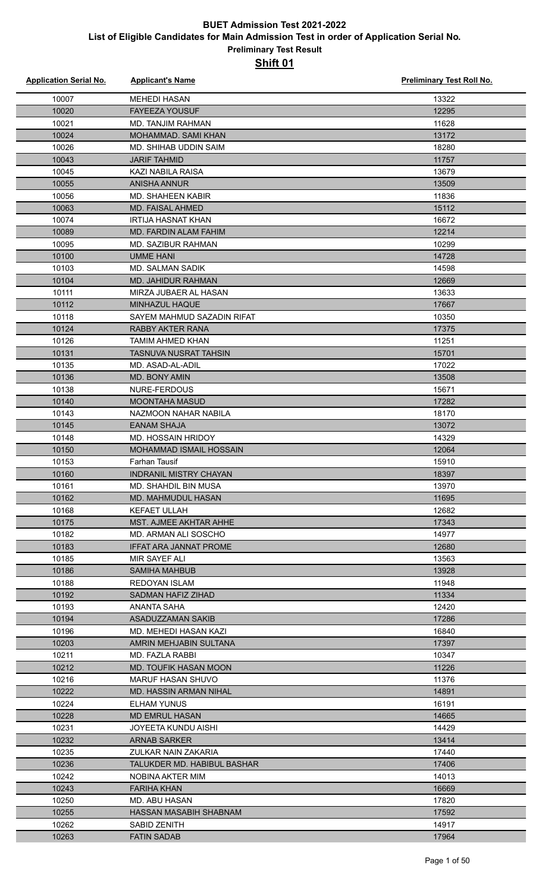# BUET Admission Test 2021-2022

## List of Eligible Candidates for Main Admission Test in order of Application Serial No.

### Preliminary Test Result

### Shift 01

| Application Serial No. | Applicant's Name | Preliminary Test Roll No. |
|---|---|---|
| 10007 | MEHEDI HASAN | 13322 |
| 10020 | FAYEEZA YOUSUF | 12295 |
| 10021 | MD. TANJIM RAHMAN | 11628 |
| 10024 | MOHAMMAD. SAMI KHAN | 13172 |
| 10026 | MD. SHIHAB UDDIN SAIM | 18280 |
| 10043 | JARIF TAHMID | 11757 |
| 10045 | KAZI NABILA RAISA | 13679 |
| 10055 | ANISHA ANNUR | 13509 |
| 10056 | MD. SHAHEEN KABIR | 11836 |
| 10063 | MD. FAISAL AHMED | 15112 |
| 10074 | IRTIJA HASNAT KHAN | 16672 |
| 10089 | MD. FARDIN ALAM FAHIM | 12214 |
| 10095 | MD. SAZIBUR RAHMAN | 10299 |
| 10100 | UMME HANI | 14728 |
| 10103 | MD. SALMAN SADIK | 14598 |
| 10104 | MD. JAHIDUR RAHMAN | 12669 |
| 10111 | MIRZA JUBAER AL HASAN | 13633 |
| 10112 | MINHAZUL HAQUE | 17667 |
| 10118 | SAYEM MAHMUD SAZADIN RIFAT | 10350 |
| 10124 | RABBY AKTER RANA | 17375 |
| 10126 | TAMIM AHMED KHAN | 11251 |
| 10131 | TASNUVA NUSRAT TAHSIN | 15701 |
| 10135 | MD. ASAD-AL-ADIL | 17022 |
| 10136 | MD. BONY AMIN | 13508 |
| 10138 | NURE-FERDOUS | 15671 |
| 10140 | MOONTAHA MASUD | 17282 |
| 10143 | NAZMOON NAHAR NABILA | 18170 |
| 10145 | EANAM SHAJA | 13072 |
| 10148 | MD. HOSSAIN HRIDOY | 14329 |
| 10150 | MOHAMMAD ISMAIL HOSSAIN | 12064 |
| 10153 | Farhan Tausif | 15910 |
| 10160 | INDRANIL MISTRY CHAYAN | 18397 |
| 10161 | MD. SHAHDIL BIN MUSA | 13970 |
| 10162 | MD. MAHMUDUL HASAN | 11695 |
| 10168 | KEFAET ULLAH | 12682 |
| 10175 | MST. AJMEE AKHTAR AHHE | 17343 |
| 10182 | MD. ARMAN ALI SOSCHO | 14977 |
| 10183 | IFFAT ARA JANNAT PROME | 12680 |
| 10185 | MIR SAYEF ALI | 13563 |
| 10186 | SAMIHA MAHBUB | 13928 |
| 10188 | REDOYAN ISLAM | 11948 |
| 10192 | SADMAN HAFIZ ZIHAD | 11334 |
| 10193 | ANANTA SAHA | 12420 |
| 10194 | ASADUZZAMAN SAKIB | 17286 |
| 10196 | MD. MEHEDI HASAN KAZI | 16840 |
| 10203 | AMRIN MEHJABIN SULTANA | 17397 |
| 10211 | MD. FAZLA RABBI | 10347 |
| 10212 | MD. TOUFIK HASAN MOON | 11226 |
| 10216 | MARUF HASAN SHUVO | 11376 |
| 10222 | MD. HASSIN ARMAN NIHAL | 14891 |
| 10224 | ELHAM YUNUS | 16191 |
| 10228 | MD EMRUL HASAN | 14665 |
| 10231 | JOYEETA KUNDU AISHI | 14429 |
| 10232 | ARNAB SARKER | 13414 |
| 10235 | ZULKAR NAIN ZAKARIA | 17440 |
| 10236 | TALUKDER MD. HABIBUL BASHAR | 17406 |
| 10242 | NOBINA AKTER MIM | 14013 |
| 10243 | FARIHA KHAN | 16669 |
| 10250 | MD. ABU HASAN | 17820 |
| 10255 | HASSAN MASABIH SHABNAM | 17592 |
| 10262 | SABID ZENITH | 14917 |
| 10263 | FATIN SADAB | 17964 |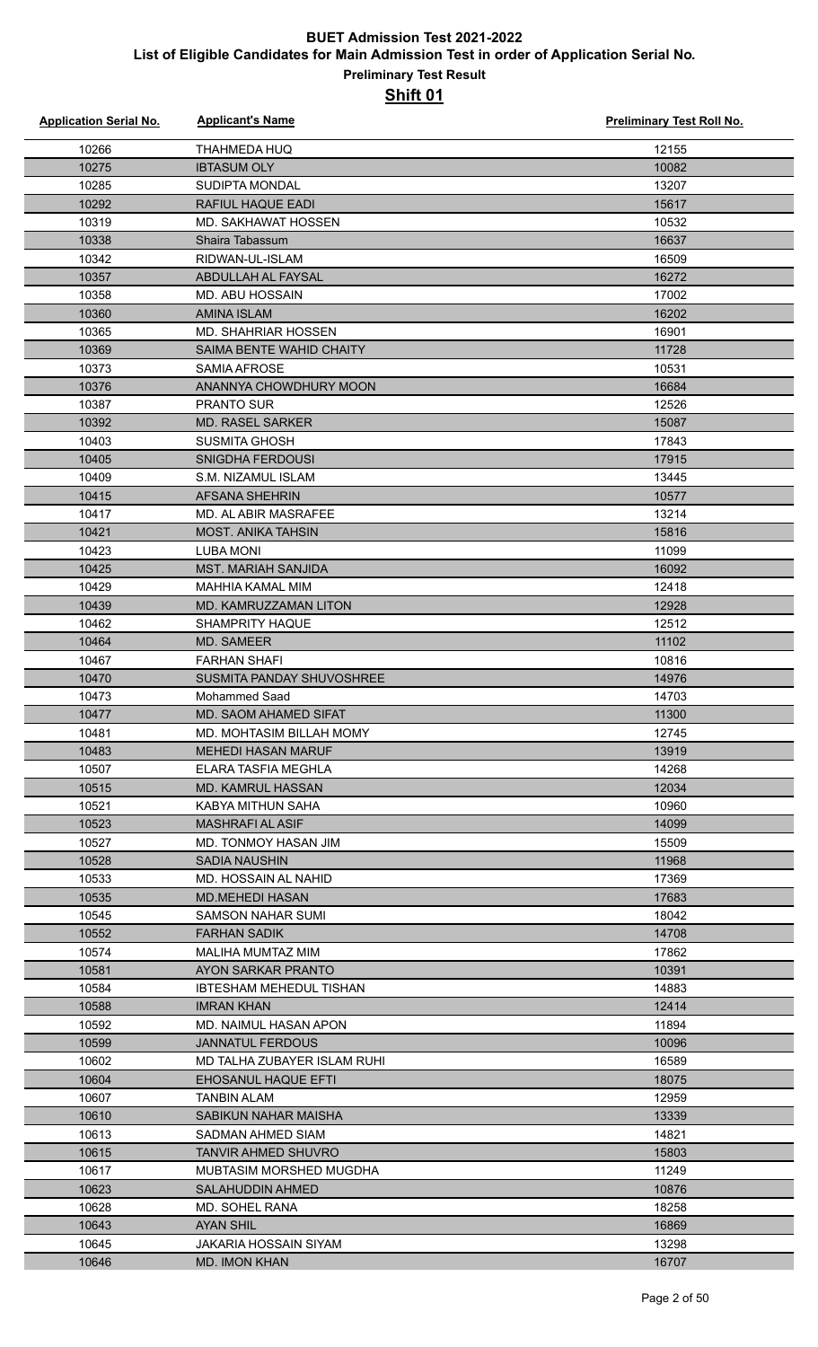# BUET Admission Test 2021-2022

## List of Eligible Candidates for Main Admission Test in order of Application Serial No.

### Preliminary Test Result

### Shift 01

| Application Serial No. | Applicant's Name | Preliminary Test Roll No. |
|---|---|---|
| 10266 | THAHMEDA HUQ | 12155 |
| 10275 | IBTASUM OLY | 10082 |
| 10285 | SUDIPTA MONDAL | 13207 |
| 10292 | RAFIUL HAQUE EADI | 15617 |
| 10319 | MD. SAKHAWAT HOSSEN | 10532 |
| 10338 | Shaira Tabassum | 16637 |
| 10342 | RIDWAN-UL-ISLAM | 16509 |
| 10357 | ABDULLAH AL FAYSAL | 16272 |
| 10358 | MD. ABU HOSSAIN | 17002 |
| 10360 | AMINA ISLAM | 16202 |
| 10365 | MD. SHAHRIAR HOSSEN | 16901 |
| 10369 | SAIMA BENTE WAHID CHAITY | 11728 |
| 10373 | SAMIA AFROSE | 10531 |
| 10376 | ANANNYA CHOWDHURY MOON | 16684 |
| 10387 | PRANTO SUR | 12526 |
| 10392 | MD. RASEL SARKER | 15087 |
| 10403 | SUSMITA GHOSH | 17843 |
| 10405 | SNIGDHA FERDOUSI | 17915 |
| 10409 | S.M. NIZAMUL ISLAM | 13445 |
| 10415 | AFSANA SHEHRIN | 10577 |
| 10417 | MD. AL ABIR MASRAFEE | 13214 |
| 10421 | MOST. ANIKA TAHSIN | 15816 |
| 10423 | LUBA MONI | 11099 |
| 10425 | MST. MARIAH SANJIDA | 16092 |
| 10429 | MAHHIA KAMAL MIM | 12418 |
| 10439 | MD. KAMRUZZAMAN LITON | 12928 |
| 10462 | SHAMPRITY HAQUE | 12512 |
| 10464 | MD. SAMEER | 11102 |
| 10467 | FARHAN SHAFI | 10816 |
| 10470 | SUSMITA PANDAY SHUVOSHREE | 14976 |
| 10473 | Mohammed Saad | 14703 |
| 10477 | MD. SAOM AHAMED SIFAT | 11300 |
| 10481 | MD. MOHTASIM BILLAH MOMY | 12745 |
| 10483 | MEHEDI HASAN MARUF | 13919 |
| 10507 | ELARA TASFIA MEGHLA | 14268 |
| 10515 | MD. KAMRUL HASSAN | 12034 |
| 10521 | KABYA MITHUN SAHA | 10960 |
| 10523 | MASHRAFI AL ASIF | 14099 |
| 10527 | MD. TONMOY HASAN JIM | 15509 |
| 10528 | SADIA NAUSHIN | 11968 |
| 10533 | MD. HOSSAIN AL NAHID | 17369 |
| 10535 | MD.MEHEDI HASAN | 17683 |
| 10545 | SAMSON NAHAR SUMI | 18042 |
| 10552 | FARHAN SADIK | 14708 |
| 10574 | MALIHA MUMTAZ MIM | 17862 |
| 10581 | AYON SARKAR PRANTO | 10391 |
| 10584 | IBTESHAM MEHEDUL TISHAN | 14883 |
| 10588 | IMRAN KHAN | 12414 |
| 10592 | MD. NAIMUL HASAN APON | 11894 |
| 10599 | JANNATUL FERDOUS | 10096 |
| 10602 | MD TALHA ZUBAYER ISLAM RUHI | 16589 |
| 10604 | EHOSANUL HAQUE EFTI | 18075 |
| 10607 | TANBIN ALAM | 12959 |
| 10610 | SABIKUN NAHAR MAISHA | 13339 |
| 10613 | SADMAN AHMED SIAM | 14821 |
| 10615 | TANVIR AHMED SHUVRO | 15803 |
| 10617 | MUBTASIM MORSHED MUGDHA | 11249 |
| 10623 | SALAHUDDIN AHMED | 10876 |
| 10628 | MD. SOHEL RANA | 18258 |
| 10643 | AYAN SHIL | 16869 |
| 10645 | JAKARIA HOSSAIN SIYAM | 13298 |
| 10646 | MD. IMON KHAN | 16707 |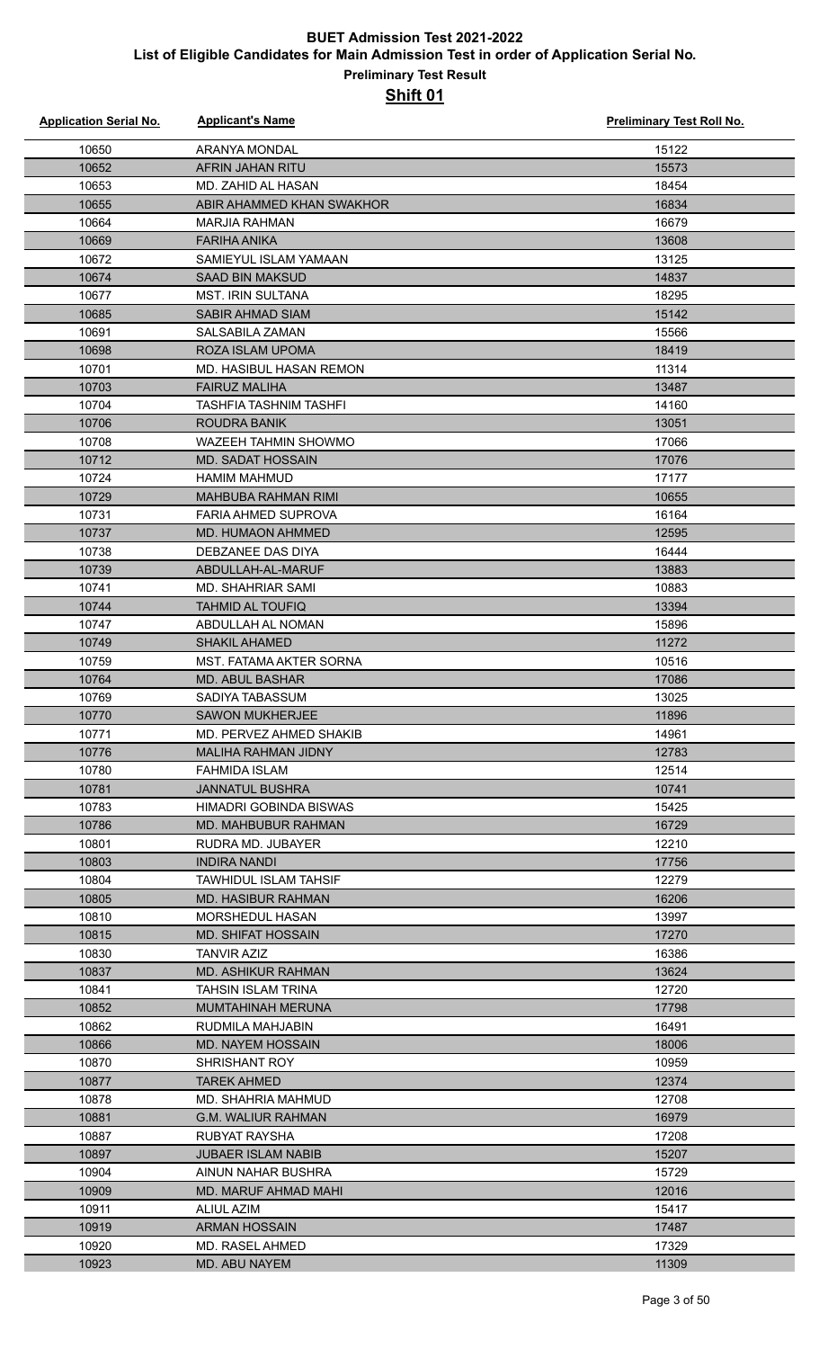# BUET Admission Test 2021-2022

## List of Eligible Candidates for Main Admission Test in order of Application Serial No.

### Preliminary Test Result

### Shift 01

| Application Serial No. | Applicant's Name | Preliminary Test Roll No. |
|---|---|---|
| 10650 | ARANYA MONDAL | 15122 |
| 10652 | AFRIN JAHAN RITU | 15573 |
| 10653 | MD. ZAHID AL HASAN | 18454 |
| 10655 | ABIR AHAMMED KHAN SWAKHOR | 16834 |
| 10664 | MARJIA RAHMAN | 16679 |
| 10669 | FARIHA ANIKA | 13608 |
| 10672 | SAMIEYUL ISLAM YAMAAN | 13125 |
| 10674 | SAAD BIN MAKSUD | 14837 |
| 10677 | MST. IRIN SULTANA | 18295 |
| 10685 | SABIR AHMAD SIAM | 15142 |
| 10691 | SALSABILA ZAMAN | 15566 |
| 10698 | ROZA ISLAM UPOMA | 18419 |
| 10701 | MD. HASIBUL HASAN REMON | 11314 |
| 10703 | FAIRUZ MALIHA | 13487 |
| 10704 | TASHFIA TASHNIM TASHFI | 14160 |
| 10706 | ROUDRA BANIK | 13051 |
| 10708 | WAZEEH TAHMIN SHOWMO | 17066 |
| 10712 | MD. SADAT HOSSAIN | 17076 |
| 10724 | HAMIM MAHMUD | 17177 |
| 10729 | MAHBUBA RAHMAN RIMI | 10655 |
| 10731 | FARIA AHMED SUPROVA | 16164 |
| 10737 | MD. HUMAON AHMMED | 12595 |
| 10738 | DEBZANEE DAS DIYA | 16444 |
| 10739 | ABDULLAH-AL-MARUF | 13883 |
| 10741 | MD. SHAHRIAR SAMI | 10883 |
| 10744 | TAHMID AL TOUFIQ | 13394 |
| 10747 | ABDULLAH AL NOMAN | 15896 |
| 10749 | SHAKIL AHAMED | 11272 |
| 10759 | MST. FATAMA AKTER SORNA | 10516 |
| 10764 | MD. ABUL BASHAR | 17086 |
| 10769 | SADIYA TABASSUM | 13025 |
| 10770 | SAWON MUKHERJEE | 11896 |
| 10771 | MD. PERVEZ AHMED SHAKIB | 14961 |
| 10776 | MALIHA RAHMAN JIDNY | 12783 |
| 10780 | FAHMIDA ISLAM | 12514 |
| 10781 | JANNATUL BUSHRA | 10741 |
| 10783 | HIMADRI GOBINDA BISWAS | 15425 |
| 10786 | MD. MAHBUBUR RAHMAN | 16729 |
| 10801 | RUDRA MD. JUBAYER | 12210 |
| 10803 | INDIRA NANDI | 17756 |
| 10804 | TAWHIDUL ISLAM TAHSIF | 12279 |
| 10805 | MD. HASIBUR RAHMAN | 16206 |
| 10810 | MORSHEDUL HASAN | 13997 |
| 10815 | MD. SHIFAT HOSSAIN | 17270 |
| 10830 | TANVIR AZIZ | 16386 |
| 10837 | MD. ASHIKUR RAHMAN | 13624 |
| 10841 | TAHSIN ISLAM TRINA | 12720 |
| 10852 | MUMTAHINAH MERUNA | 17798 |
| 10862 | RUDMILA MAHJABIN | 16491 |
| 10866 | MD. NAYEM HOSSAIN | 18006 |
| 10870 | SHRISHANT ROY | 10959 |
| 10877 | TAREK AHMED | 12374 |
| 10878 | MD. SHAHRIA MAHMUD | 12708 |
| 10881 | G.M. WALIUR RAHMAN | 16979 |
| 10887 | RUBYAT RAYSHA | 17208 |
| 10897 | JUBAER ISLAM NABIB | 15207 |
| 10904 | AINUN NAHAR BUSHRA | 15729 |
| 10909 | MD. MARUF AHMAD MAHI | 12016 |
| 10911 | ALIUL AZIM | 15417 |
| 10919 | ARMAN HOSSAIN | 17487 |
| 10920 | MD. RASEL AHMED | 17329 |
| 10923 | MD. ABU NAYEM | 11309 |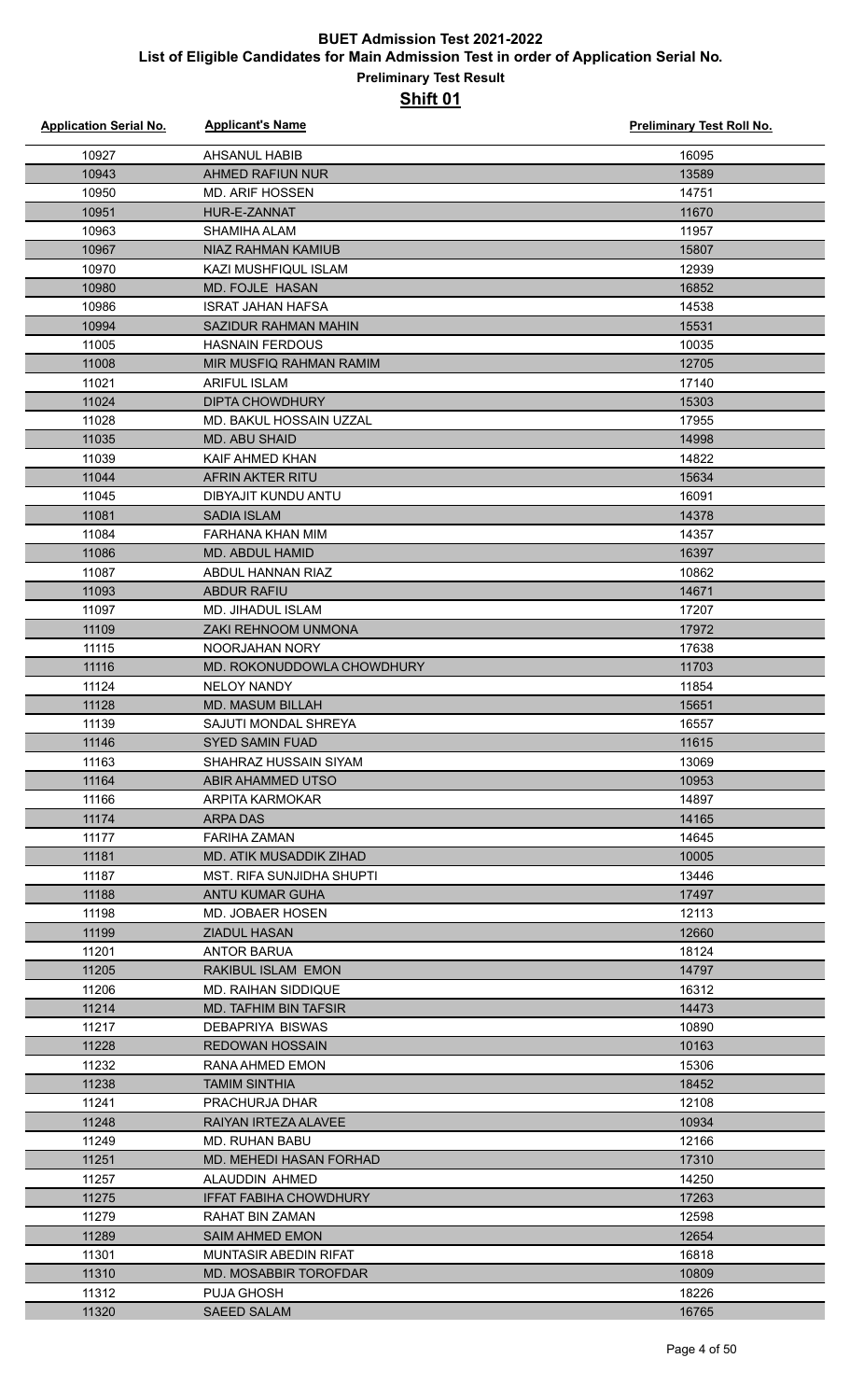# BUET Admission Test 2021-2022

## List of Eligible Candidates for Main Admission Test in order of Application Serial No.

### Preliminary Test Result

### Shift 01

| Application Serial No. | Applicant's Name | Preliminary Test Roll No. |
|---|---|---|
| 10927 | AHSANUL HABIB | 16095 |
| 10943 | AHMED RAFIUN NUR | 13589 |
| 10950 | MD. ARIF HOSSEN | 14751 |
| 10951 | HUR-E-ZANNAT | 11670 |
| 10963 | SHAMIHA ALAM | 11957 |
| 10967 | NIAZ RAHMAN KAMIUB | 15807 |
| 10970 | KAZI MUSHFIQUL ISLAM | 12939 |
| 10980 | MD. FOJLE HASAN | 16852 |
| 10986 | ISRAT JAHAN HAFSA | 14538 |
| 10994 | SAZIDUR RAHMAN MAHIN | 15531 |
| 11005 | HASNAIN FERDOUS | 10035 |
| 11008 | MIR MUSFIQ RAHMAN RAMIM | 12705 |
| 11021 | ARIFUL ISLAM | 17140 |
| 11024 | DIPTA CHOWDHURY | 15303 |
| 11028 | MD. BAKUL HOSSAIN UZZAL | 17955 |
| 11035 | MD. ABU SHAID | 14998 |
| 11039 | KAIF AHMED KHAN | 14822 |
| 11044 | AFRIN AKTER RITU | 15634 |
| 11045 | DIBYAJIT KUNDU ANTU | 16091 |
| 11081 | SADIA ISLAM | 14378 |
| 11084 | FARHANA KHAN MIM | 14357 |
| 11086 | MD. ABDUL HAMID | 16397 |
| 11087 | ABDUL HANNAN RIAZ | 10862 |
| 11093 | ABDUR RAFIU | 14671 |
| 11097 | MD. JIHADUL ISLAM | 17207 |
| 11109 | ZAKI REHNOOM UNMONA | 17972 |
| 11115 | NOORJAHAN NORY | 17638 |
| 11116 | MD. ROKONUDDOWLA CHOWDHURY | 11703 |
| 11124 | NELOY NANDY | 11854 |
| 11128 | MD. MASUM BILLAH | 15651 |
| 11139 | SAJUTI MONDAL SHREYA | 16557 |
| 11146 | SYED SAMIN FUAD | 11615 |
| 11163 | SHAHRAZ HUSSAIN SIYAM | 13069 |
| 11164 | ABIR AHAMMED UTSO | 10953 |
| 11166 | ARPITA KARMOKAR | 14897 |
| 11174 | ARPA DAS | 14165 |
| 11177 | FARIHA ZAMAN | 14645 |
| 11181 | MD. ATIK MUSADDIK ZIHAD | 10005 |
| 11187 | MST. RIFA SUNJIDHA SHUPTI | 13446 |
| 11188 | ANTU KUMAR GUHA | 17497 |
| 11198 | MD. JOBAER HOSEN | 12113 |
| 11199 | ZIADUL HASAN | 12660 |
| 11201 | ANTOR BARUA | 18124 |
| 11205 | RAKIBUL ISLAM EMON | 14797 |
| 11206 | MD. RAIHAN SIDDIQUE | 16312 |
| 11214 | MD. TAFHIM BIN TAFSIR | 14473 |
| 11217 | DEBAPRIYA BISWAS | 10890 |
| 11228 | REDOWAN HOSSAIN | 10163 |
| 11232 | RANA AHMED EMON | 15306 |
| 11238 | TAMIM SINTHIA | 18452 |
| 11241 | PRACHURJA DHAR | 12108 |
| 11248 | RAIYAN IRTEZA ALAVEE | 10934 |
| 11249 | MD. RUHAN BABU | 12166 |
| 11251 | MD. MEHEDI HASAN FORHAD | 17310 |
| 11257 | ALAUDDIN AHMED | 14250 |
| 11275 | IFFAT FABIHA CHOWDHURY | 17263 |
| 11279 | RAHAT BIN ZAMAN | 12598 |
| 11289 | SAIM AHMED EMON | 12654 |
| 11301 | MUNTASIR ABEDIN RIFAT | 16818 |
| 11310 | MD. MOSABBIR TOROFDAR | 10809 |
| 11312 | PUJA GHOSH | 18226 |
| 11320 | SAEED SALAM | 16765 |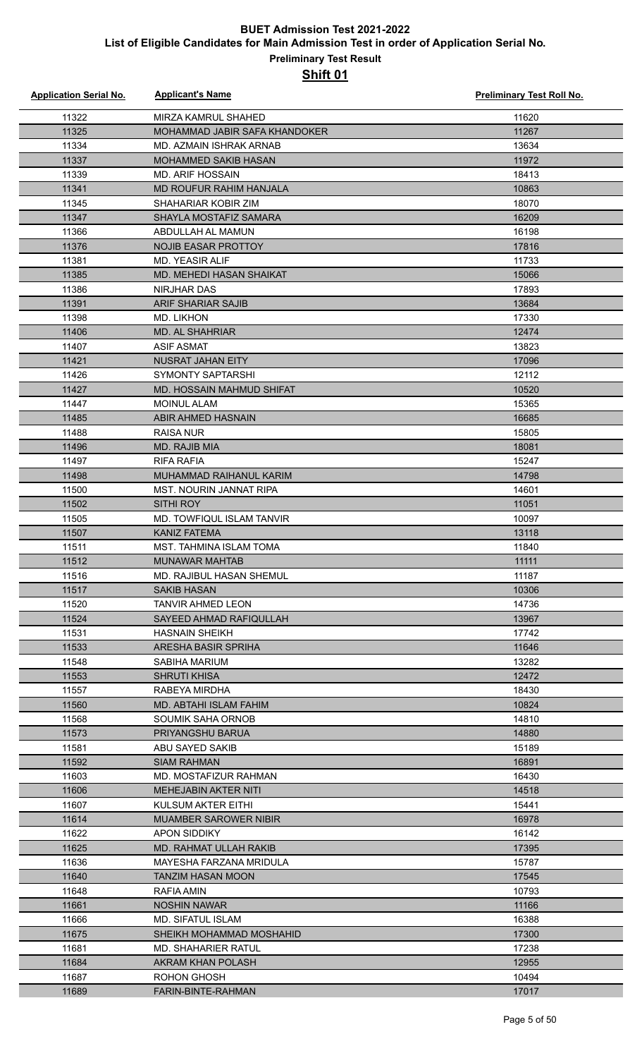# BUET Admission Test 2021-2022

## List of Eligible Candidates for Main Admission Test in order of Application Serial No.

### Preliminary Test Result

### Shift 01

| Application Serial No. | Applicant's Name | Preliminary Test Roll No. |
|---|---|---|
| 11322 | MIRZA KAMRUL SHAHED | 11620 |
| 11325 | MOHAMMAD JABIR SAFA KHANDOKER | 11267 |
| 11334 | MD. AZMAIN ISHRAK ARNAB | 13634 |
| 11337 | MOHAMMED SAKIB HASAN | 11972 |
| 11339 | MD. ARIF HOSSAIN | 18413 |
| 11341 | MD ROUFUR RAHIM HANJALA | 10863 |
| 11345 | SHAHARIAR KOBIR ZIM | 18070 |
| 11347 | SHAYLA MOSTAFIZ SAMARA | 16209 |
| 11366 | ABDULLAH AL MAMUN | 16198 |
| 11376 | NOJIB EASAR PROTTOY | 17816 |
| 11381 | MD. YEASIR ALIF | 11733 |
| 11385 | MD. MEHEDI HASAN SHAIKAT | 15066 |
| 11386 | NIRJHAR DAS | 17893 |
| 11391 | ARIF SHARIAR SAJIB | 13684 |
| 11398 | MD. LIKHON | 17330 |
| 11406 | MD. AL SHAHRIAR | 12474 |
| 11407 | ASIF ASMAT | 13823 |
| 11421 | NUSRAT JAHAN EITY | 17096 |
| 11426 | SYMONTY SAPTARSHI | 12112 |
| 11427 | MD. HOSSAIN MAHMUD SHIFAT | 10520 |
| 11447 | MOINUL ALAM | 15365 |
| 11485 | ABIR AHMED HASNAIN | 16685 |
| 11488 | RAISA NUR | 15805 |
| 11496 | MD. RAJIB MIA | 18081 |
| 11497 | RIFA RAFIA | 15247 |
| 11498 | MUHAMMAD RAIHANUL KARIM | 14798 |
| 11500 | MST. NOURIN JANNAT RIPA | 14601 |
| 11502 | SITHI ROY | 11051 |
| 11505 | MD. TOWFIQUL ISLAM TANVIR | 10097 |
| 11507 | KANIZ FATEMA | 13118 |
| 11511 | MST. TAHMINA ISLAM TOMA | 11840 |
| 11512 | MUNAWAR MAHTAB | 11111 |
| 11516 | MD. RAJIBUL HASAN SHEMUL | 11187 |
| 11517 | SAKIB HASAN | 10306 |
| 11520 | TANVIR AHMED LEON | 14736 |
| 11524 | SAYEED AHMAD RAFIQULLAH | 13967 |
| 11531 | HASNAIN SHEIKH | 17742 |
| 11533 | ARESHA BASIR SPRIHA | 11646 |
| 11548 | SABIHA MARIUM | 13282 |
| 11553 | SHRUTI KHISA | 12472 |
| 11557 | RABEYA MIRDHA | 18430 |
| 11560 | MD. ABTAHI ISLAM FAHIM | 10824 |
| 11568 | SOUMIK SAHA ORNOB | 14810 |
| 11573 | PRIYANGSHU BARUA | 14880 |
| 11581 | ABU SAYED SAKIB | 15189 |
| 11592 | SIAM RAHMAN | 16891 |
| 11603 | MD. MOSTAFIZUR RAHMAN | 16430 |
| 11606 | MEHEJABIN AKTER NITI | 14518 |
| 11607 | KULSUM AKTER EITHI | 15441 |
| 11614 | MUAMBER SAROWER NIBIR | 16978 |
| 11622 | APON SIDDIKY | 16142 |
| 11625 | MD. RAHMAT ULLAH RAKIB | 17395 |
| 11636 | MAYESHA FARZANA MRIDULA | 15787 |
| 11640 | TANZIM HASAN MOON | 17545 |
| 11648 | RAFIA AMIN | 10793 |
| 11661 | NOSHIN NAWAR | 11166 |
| 11666 | MD. SIFATUL ISLAM | 16388 |
| 11675 | SHEIKH MOHAMMAD MOSHAHID | 17300 |
| 11681 | MD. SHAHARIER RATUL | 17238 |
| 11684 | AKRAM KHAN POLASH | 12955 |
| 11687 | ROHON GHOSH | 10494 |
| 11689 | FARIN-BINTE-RAHMAN | 17017 |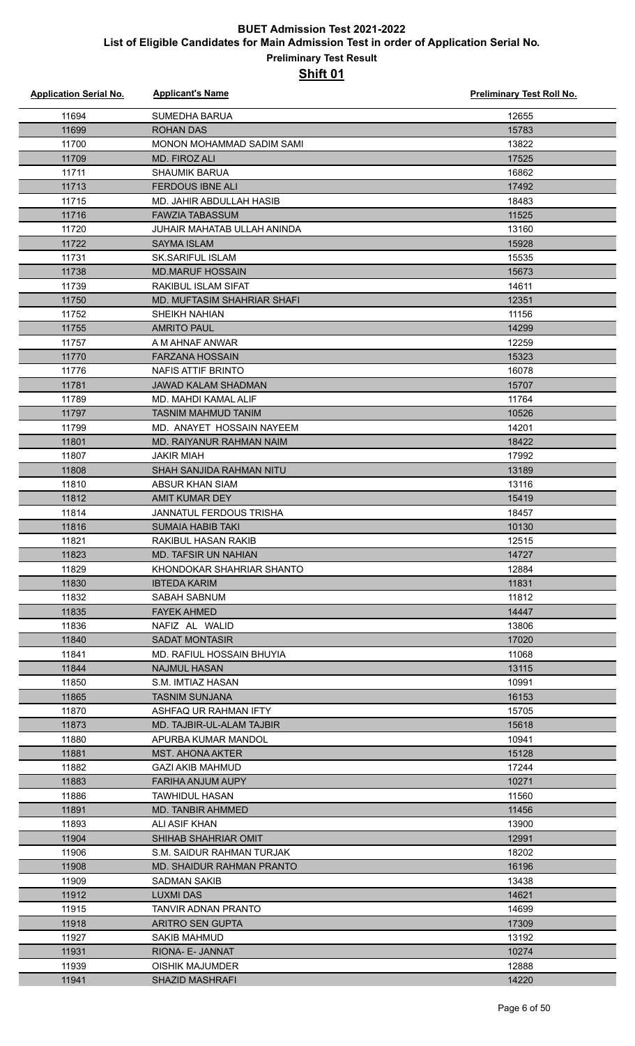# BUET Admission Test 2021-2022

## List of Eligible Candidates for Main Admission Test in order of Application Serial No.

### Preliminary Test Result

### Shift 01

| Application Serial No. | Applicant's Name | Preliminary Test Roll No. |
|---|---|---|
| 11694 | SUMEDHA BARUA | 12655 |
| 11699 | ROHAN DAS | 15783 |
| 11700 | MONON MOHAMMAD SADIM SAMI | 13822 |
| 11709 | MD. FIROZ ALI | 17525 |
| 11711 | SHAUMIK BARUA | 16862 |
| 11713 | FERDOUS IBNE ALI | 17492 |
| 11715 | MD. JAHIR ABDULLAH HASIB | 18483 |
| 11716 | FAWZIA TABASSUM | 11525 |
| 11720 | JUHAIR MAHATAB ULLAH ANINDA | 13160 |
| 11722 | SAYMA ISLAM | 15928 |
| 11731 | SK.SARIFUL ISLAM | 15535 |
| 11738 | MD.MARUF HOSSAIN | 15673 |
| 11739 | RAKIBUL ISLAM SIFAT | 14611 |
| 11750 | MD. MUFTASIM SHAHRIAR SHAFI | 12351 |
| 11752 | SHEIKH NAHIAN | 11156 |
| 11755 | AMRITO PAUL | 14299 |
| 11757 | A M AHNAF ANWAR | 12259 |
| 11770 | FARZANA HOSSAIN | 15323 |
| 11776 | NAFIS ATTIF BRINTO | 16078 |
| 11781 | JAWAD KALAM SHADMAN | 15707 |
| 11789 | MD. MAHDI KAMAL ALIF | 11764 |
| 11797 | TASNIM MAHMUD TANIM | 10526 |
| 11799 | MD. ANAYET HOSSAIN NAYEEM | 14201 |
| 11801 | MD. RAIYANUR RAHMAN NAIM | 18422 |
| 11807 | JAKIR MIAH | 17992 |
| 11808 | SHAH SANJIDA RAHMAN NITU | 13189 |
| 11810 | ABSUR KHAN SIAM | 13116 |
| 11812 | AMIT KUMAR DEY | 15419 |
| 11814 | JANNATUL FERDOUS TRISHA | 18457 |
| 11816 | SUMAIA HABIB TAKI | 10130 |
| 11821 | RAKIBUL HASAN RAKIB | 12515 |
| 11823 | MD. TAFSIR UN NAHIAN | 14727 |
| 11829 | KHONDOKAR SHAHRIAR SHANTO | 12884 |
| 11830 | IBTEDA KARIM | 11831 |
| 11832 | SABAH SABNUM | 11812 |
| 11835 | FAYEK AHMED | 14447 |
| 11836 | NAFIZ AL WALID | 13806 |
| 11840 | SADAT MONTASIR | 17020 |
| 11841 | MD. RAFIUL HOSSAIN BHUYIA | 11068 |
| 11844 | NAJMUL HASAN | 13115 |
| 11850 | S.M. IMTIAZ HASAN | 10991 |
| 11865 | TASNIM SUNJANA | 16153 |
| 11870 | ASHFAQ UR RAHMAN IFTY | 15705 |
| 11873 | MD. TAJBIR-UL-ALAM TAJBIR | 15618 |
| 11880 | APURBA KUMAR MANDOL | 10941 |
| 11881 | MST. AHONA AKTER | 15128 |
| 11882 | GAZI AKIB MAHMUD | 17244 |
| 11883 | FARIHA ANJUM AUPY | 10271 |
| 11886 | TAWHIDUL HASAN | 11560 |
| 11891 | MD. TANBIR AHMMED | 11456 |
| 11893 | ALI ASIF KHAN | 13900 |
| 11904 | SHIHAB SHAHRIAR OMIT | 12991 |
| 11906 | S.M. SAIDUR RAHMAN TURJAK | 18202 |
| 11908 | MD. SHAIDUR RAHMAN PRANTO | 16196 |
| 11909 | SADMAN SAKIB | 13438 |
| 11912 | LUXMI DAS | 14621 |
| 11915 | TANVIR ADNAN PRANTO | 14699 |
| 11918 | ARITRO SEN GUPTA | 17309 |
| 11927 | SAKIB MAHMUD | 13192 |
| 11931 | RIONA- E- JANNAT | 10274 |
| 11939 | OISHIK MAJUMDER | 12888 |
| 11941 | SHAZID MASHRAFI | 14220 |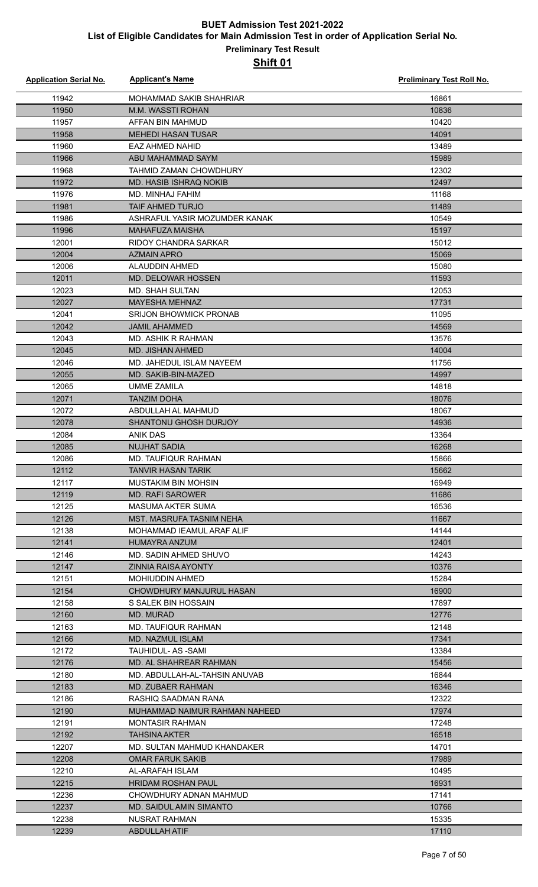# BUET Admission Test 2021-2022

## List of Eligible Candidates for Main Admission Test in order of Application Serial No.

### Preliminary Test Result

### Shift 01

| Application Serial No. | Applicant's Name | Preliminary Test Roll No. |
|---|---|---|
| 11942 | MOHAMMAD SAKIB SHAHRIAR | 16861 |
| 11950 | M.M. WASSTI ROHAN | 10836 |
| 11957 | AFFAN BIN MAHMUD | 10420 |
| 11958 | MEHEDI HASAN TUSAR | 14091 |
| 11960 | EAZ AHMED NAHID | 13489 |
| 11966 | ABU MAHAMMAD SAYM | 15989 |
| 11968 | TAHMID ZAMAN CHOWDHURY | 12302 |
| 11972 | MD. HASIB ISHRAQ NOKIB | 12497 |
| 11976 | MD. MINHAJ FAHIM | 11168 |
| 11981 | TAIF AHMED TURJO | 11489 |
| 11986 | ASHRAFUL YASIR MOZUMDER KANAK | 10549 |
| 11996 | MAHAFUZA MAISHA | 15197 |
| 12001 | RIDOY CHANDRA SARKAR | 15012 |
| 12004 | AZMAIN APRO | 15069 |
| 12006 | ALAUDDIN AHMED | 15080 |
| 12011 | MD. DELOWAR HOSSEN | 11593 |
| 12023 | MD. SHAH SULTAN | 12053 |
| 12027 | MAYESHA MEHNAZ | 17731 |
| 12041 | SRIJON BHOWMICK PRONAB | 11095 |
| 12042 | JAMIL AHAMMED | 14569 |
| 12043 | MD. ASHIK R RAHMAN | 13576 |
| 12045 | MD. JISHAN AHMED | 14004 |
| 12046 | MD. JAHEDUL ISLAM NAYEEM | 11756 |
| 12055 | MD. SAKIB-BIN-MAZED | 14997 |
| 12065 | UMME ZAMILA | 14818 |
| 12071 | TANZIM DOHA | 18076 |
| 12072 | ABDULLAH AL MAHMUD | 18067 |
| 12078 | SHANTONU GHOSH DURJOY | 14936 |
| 12084 | ANIK DAS | 13364 |
| 12085 | NUJHAT SADIA | 16268 |
| 12086 | MD. TAUFIQUR RAHMAN | 15866 |
| 12112 | TANVIR HASAN TARIK | 15662 |
| 12117 | MUSTAKIM BIN MOHSIN | 16949 |
| 12119 | MD. RAFI SAROWER | 11686 |
| 12125 | MASUMA AKTER SUMA | 16536 |
| 12126 | MST. MASRUFA TASNIM NEHA | 11667 |
| 12138 | MOHAMMAD IEAMUL ARAF ALIF | 14144 |
| 12141 | HUMAYRA ANZUM | 12401 |
| 12146 | MD. SADIN AHMED SHUVO | 14243 |
| 12147 | ZINNIA RAISA AYONTY | 10376 |
| 12151 | MOHIUDDIN AHMED | 15284 |
| 12154 | CHOWDHURY MANJURUL HASAN | 16900 |
| 12158 | S SALEK BIN HOSSAIN | 17897 |
| 12160 | MD. MURAD | 12776 |
| 12163 | MD. TAUFIQUR RAHMAN | 12148 |
| 12166 | MD. NAZMUL ISLAM | 17341 |
| 12172 | TAUHIDUL- AS -SAMI | 13384 |
| 12176 | MD. AL SHAHREAR RAHMAN | 15456 |
| 12180 | MD. ABDULLAH-AL-TAHSIN ANUVAB | 16844 |
| 12183 | MD. ZUBAER RAHMAN | 16346 |
| 12186 | RASHIQ SAADMAN RANA | 12322 |
| 12190 | MUHAMMAD NAIMUR RAHMAN NAHEED | 17974 |
| 12191 | MONTASIR RAHMAN | 17248 |
| 12192 | TAHSINA AKTER | 16518 |
| 12207 | MD. SULTAN MAHMUD KHANDAKER | 14701 |
| 12208 | OMAR FARUK SAKIB | 17989 |
| 12210 | AL-ARAFAH ISLAM | 10495 |
| 12215 | HRIDAM ROSHAN PAUL | 16931 |
| 12236 | CHOWDHURY ADNAN MAHMUD | 17141 |
| 12237 | MD. SAIDUL AMIN SIMANTO | 10766 |
| 12238 | NUSRAT RAHMAN | 15335 |
| 12239 | ABDULLAH ATIF | 17110 |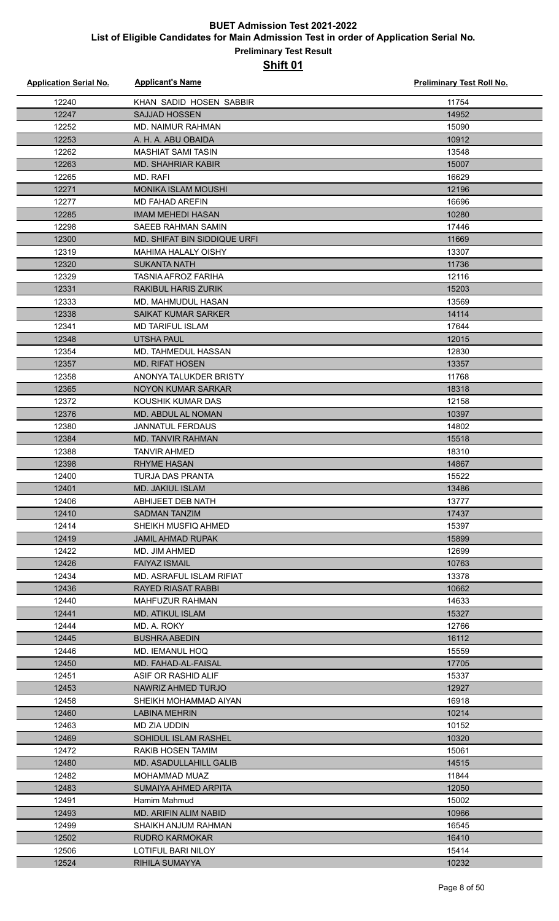# BUET Admission Test 2021-2022

## List of Eligible Candidates for Main Admission Test in order of Application Serial No.

### Preliminary Test Result

### Shift 01

| Application Serial No. | Applicant's Name | Preliminary Test Roll No. |
|---|---|---|
| 12240 | KHAN SADID HOSEN SABBIR | 11754 |
| 12247 | SAJJAD HOSSEN | 14952 |
| 12252 | MD. NAIMUR RAHMAN | 15090 |
| 12253 | A. H. A. ABU OBAIDA | 10912 |
| 12262 | MASHIAT SAMI TASIN | 13548 |
| 12263 | MD. SHAHRIAR KABIR | 15007 |
| 12265 | MD. RAFI | 16629 |
| 12271 | MONIKA ISLAM MOUSHI | 12196 |
| 12277 | MD FAHAD AREFIN | 16696 |
| 12285 | IMAM MEHEDI HASAN | 10280 |
| 12298 | SAEEB RAHMAN SAMIN | 17446 |
| 12300 | MD. SHIFAT BIN SIDDIQUE URFI | 11669 |
| 12319 | MAHIMA HALALY OISHY | 13307 |
| 12320 | SUKANTA NATH | 11736 |
| 12329 | TASNIA AFROZ FARIHA | 12116 |
| 12331 | RAKIBUL HARIS ZURIK | 15203 |
| 12333 | MD. MAHMUDUL HASAN | 13569 |
| 12338 | SAIKAT KUMAR SARKER | 14114 |
| 12341 | MD TARIFUL ISLAM | 17644 |
| 12348 | UTSHA PAUL | 12015 |
| 12354 | MD. TAHMEDUL HASSAN | 12830 |
| 12357 | MD. RIFAT HOSEN | 13357 |
| 12358 | ANONYA TALUKDER BRISTY | 11768 |
| 12365 | NOYON KUMAR SARKAR | 18318 |
| 12372 | KOUSHIK KUMAR DAS | 12158 |
| 12376 | MD. ABDUL AL NOMAN | 10397 |
| 12380 | JANNATUL FERDAUS | 14802 |
| 12384 | MD. TANVIR RAHMAN | 15518 |
| 12388 | TANVIR AHMED | 18310 |
| 12398 | RHYME HASAN | 14867 |
| 12400 | TURJA DAS PRANTA | 15522 |
| 12401 | MD. JAKIUL ISLAM | 13486 |
| 12406 | ABHIJEET DEB NATH | 13777 |
| 12410 | SADMAN TANZIM | 17437 |
| 12414 | SHEIKH MUSFIQ AHMED | 15397 |
| 12419 | JAMIL AHMAD RUPAK | 15899 |
| 12422 | MD. JIM AHMED | 12699 |
| 12426 | FAIYAZ ISMAIL | 10763 |
| 12434 | MD. ASRAFUL ISLAM RIFIAT | 13378 |
| 12436 | RAYED RIASAT RABBI | 10662 |
| 12440 | MAHFUZUR RAHMAN | 14633 |
| 12441 | MD. ATIKUL ISLAM | 15327 |
| 12444 | MD. A. ROKY | 12766 |
| 12445 | BUSHRA ABEDIN | 16112 |
| 12446 | MD. IEMANUL HOQ | 15559 |
| 12450 | MD. FAHAD-AL-FAISAL | 17705 |
| 12451 | ASIF OR RASHID ALIF | 15337 |
| 12453 | NAWRIZ AHMED TURJO | 12927 |
| 12458 | SHEIKH MOHAMMAD AIYAN | 16918 |
| 12460 | LABINA MEHRIN | 10214 |
| 12463 | MD ZIA UDDIN | 10152 |
| 12469 | SOHIDUL ISLAM RASHEL | 10320 |
| 12472 | RAKIB HOSEN TAMIM | 15061 |
| 12480 | MD. ASADULLAHILL GALIB | 14515 |
| 12482 | MOHAMMAD MUAZ | 11844 |
| 12483 | SUMAIYA AHMED ARPITA | 12050 |
| 12491 | Hamim Mahmud | 15002 |
| 12493 | MD. ARIFIN ALIM NABID | 10966 |
| 12499 | SHAIKH ANJUM RAHMAN | 16545 |
| 12502 | RUDRO KARMOKAR | 16410 |
| 12506 | LOTIFUL BARI NILOY | 15414 |
| 12524 | RIHILA SUMAYYA | 10232 |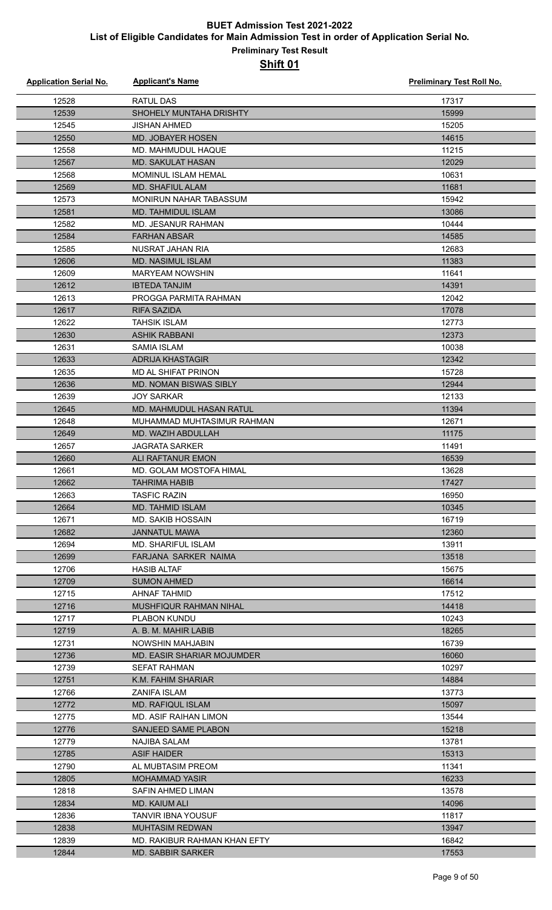# BUET Admission Test 2021-2022

## List of Eligible Candidates for Main Admission Test in order of Application Serial No.

### Preliminary Test Result

### Shift 01

| Application Serial No. | Applicant's Name | Preliminary Test Roll No. |
|---|---|---|
| 12528 | RATUL DAS | 17317 |
| 12539 | SHOHELY MUNTAHA DRISHTY | 15999 |
| 12545 | JISHAN AHMED | 15205 |
| 12550 | MD. JOBAYER HOSEN | 14615 |
| 12558 | MD. MAHMUDUL HAQUE | 11215 |
| 12567 | MD. SAKULAT HASAN | 12029 |
| 12568 | MOMINUL ISLAM HEMAL | 10631 |
| 12569 | MD. SHAFIUL ALAM | 11681 |
| 12573 | MONIRUN NAHAR TABASSUM | 15942 |
| 12581 | MD. TAHMIDUL ISLAM | 13086 |
| 12582 | MD. JESANUR RAHMAN | 10444 |
| 12584 | FARHAN ABSAR | 14585 |
| 12585 | NUSRAT JAHAN RIA | 12683 |
| 12606 | MD. NASIMUL ISLAM | 11383 |
| 12609 | MARYEAM NOWSHIN | 11641 |
| 12612 | IBTEDA TANJIM | 14391 |
| 12613 | PROGGA PARMITA RAHMAN | 12042 |
| 12617 | RIFA SAZIDA | 17078 |
| 12622 | TAHSIK ISLAM | 12773 |
| 12630 | ASHIK RABBANI | 12373 |
| 12631 | SAMIA ISLAM | 10038 |
| 12633 | ADRIJA KHASTAGIR | 12342 |
| 12635 | MD AL SHIFAT PRINON | 15728 |
| 12636 | MD. NOMAN BISWAS SIBLY | 12944 |
| 12639 | JOY SARKAR | 12133 |
| 12645 | MD. MAHMUDUL HASAN RATUL | 11394 |
| 12648 | MUHAMMAD MUHTASIMUR RAHMAN | 12671 |
| 12649 | MD. WAZIH ABDULLAH | 11175 |
| 12657 | JAGRATA SARKER | 11491 |
| 12660 | ALI RAFTANUR EMON | 16539 |
| 12661 | MD. GOLAM MOSTOFA HIMAL | 13628 |
| 12662 | TAHRIMA HABIB | 17427 |
| 12663 | TASFIC RAZIN | 16950 |
| 12664 | MD. TAHMID ISLAM | 10345 |
| 12671 | MD. SAKIB HOSSAIN | 16719 |
| 12682 | JANNATUL MAWA | 12360 |
| 12694 | MD. SHARIFUL ISLAM | 13911 |
| 12699 | FARJANA SARKER NAIMA | 13518 |
| 12706 | HASIB ALTAF | 15675 |
| 12709 | SUMON AHMED | 16614 |
| 12715 | AHNAF TAHMID | 17512 |
| 12716 | MUSHFIQUR RAHMAN NIHAL | 14418 |
| 12717 | PLABON KUNDU | 10243 |
| 12719 | A. B. M. MAHIR LABIB | 18265 |
| 12731 | NOWSHIN MAHJABIN | 16739 |
| 12736 | MD. EASIR SHARIAR MOJUMDER | 16060 |
| 12739 | SEFAT RAHMAN | 10297 |
| 12751 | K.M. FAHIM SHARIAR | 14884 |
| 12766 | ZANIFA ISLAM | 13773 |
| 12772 | MD. RAFIQUL ISLAM | 15097 |
| 12775 | MD. ASIF RAIHAN LIMON | 13544 |
| 12776 | SANJEED SAME PLABON | 15218 |
| 12779 | NAJIBA SALAM | 13781 |
| 12785 | ASIF HAIDER | 15313 |
| 12790 | AL MUBTASIM PREOM | 11341 |
| 12805 | MOHAMMAD YASIR | 16233 |
| 12818 | SAFIN AHMED LIMAN | 13578 |
| 12834 | MD. KAIUM ALI | 14096 |
| 12836 | TANVIR IBNA YOUSUF | 11817 |
| 12838 | MUHTASIM REDWAN | 13947 |
| 12839 | MD. RAKIBUR RAHMAN KHAN EFTY | 16842 |
| 12844 | MD. SABBIR SARKER | 17553 |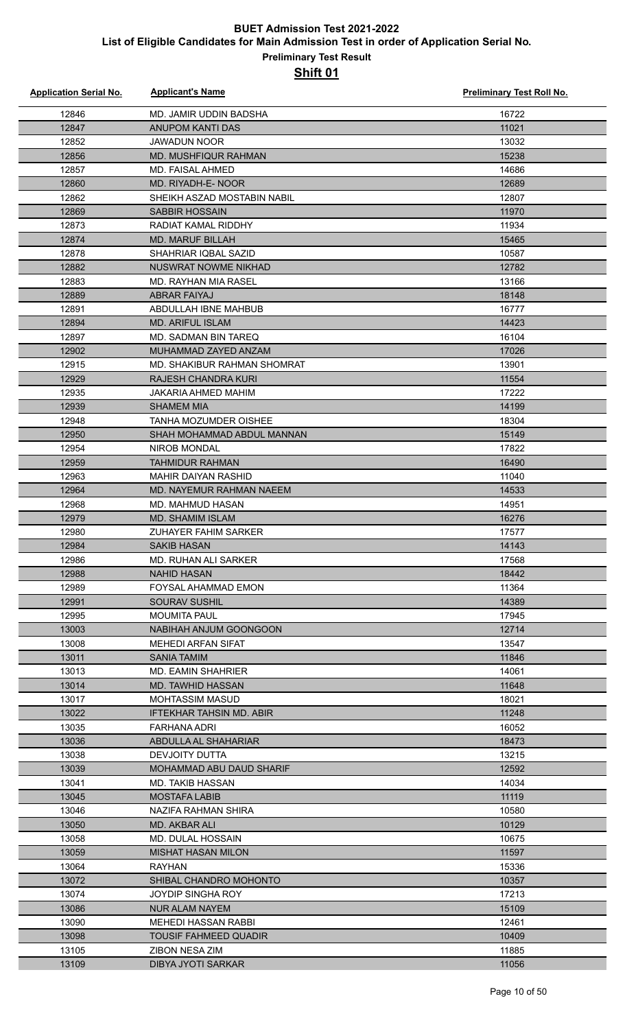# BUET Admission Test 2021-2022

## List of Eligible Candidates for Main Admission Test in order of Application Serial No.

### Preliminary Test Result

### Shift 01

| Application Serial No. | Applicant's Name | Preliminary Test Roll No. |
|---|---|---|
| 12846 | MD. JAMIR UDDIN BADSHA | 16722 |
| 12847 | ANUPOM KANTI DAS | 11021 |
| 12852 | JAWADUN NOOR | 13032 |
| 12856 | MD. MUSHFIQUR RAHMAN | 15238 |
| 12857 | MD. FAISAL AHMED | 14686 |
| 12860 | MD. RIYADH-E- NOOR | 12689 |
| 12862 | SHEIKH ASZAD MOSTABIN NABIL | 12807 |
| 12869 | SABBIR HOSSAIN | 11970 |
| 12873 | RADIAT KAMAL RIDDHY | 11934 |
| 12874 | MD. MARUF BILLAH | 15465 |
| 12878 | SHAHRIAR IQBAL SAZID | 10587 |
| 12882 | NUSWRAT NOWME NIKHAD | 12782 |
| 12883 | MD. RAYHAN MIA RASEL | 13166 |
| 12889 | ABRAR FAIYAJ | 18148 |
| 12891 | ABDULLAH IBNE MAHBUB | 16777 |
| 12894 | MD. ARIFUL ISLAM | 14423 |
| 12897 | MD. SADMAN BIN TAREQ | 16104 |
| 12902 | MUHAMMAD ZAYED ANZAM | 17026 |
| 12915 | MD. SHAKIBUR RAHMAN SHOMRAT | 13901 |
| 12929 | RAJESH CHANDRA KURI | 11554 |
| 12935 | JAKARIA AHMED MAHIM | 17222 |
| 12939 | SHAMEM MIA | 14199 |
| 12948 | TANHA MOZUMDER OISHEE | 18304 |
| 12950 | SHAH MOHAMMAD ABDUL MANNAN | 15149 |
| 12954 | NIROB MONDAL | 17822 |
| 12959 | TAHMIDUR RAHMAN | 16490 |
| 12963 | MAHIR DAIYAN RASHID | 11040 |
| 12964 | MD. NAYEMUR RAHMAN NAEEM | 14533 |
| 12968 | MD. MAHMUD HASAN | 14951 |
| 12979 | MD. SHAMIM ISLAM | 16276 |
| 12980 | ZUHAYER FAHIM SARKER | 17577 |
| 12984 | SAKIB HASAN | 14143 |
| 12986 | MD. RUHAN ALI SARKER | 17568 |
| 12988 | NAHID HASAN | 18442 |
| 12989 | FOYSAL AHAMMAD EMON | 11364 |
| 12991 | SOURAV SUSHIL | 14389 |
| 12995 | MOUMITA PAUL | 17945 |
| 13003 | NABIHAH ANJUM GOONGOON | 12714 |
| 13008 | MEHEDI ARFAN SIFAT | 13547 |
| 13011 | SANIA TAMIM | 11846 |
| 13013 | MD. EAMIN SHAHRIER | 14061 |
| 13014 | MD. TAWHID HASSAN | 11648 |
| 13017 | MOHTASSIM MASUD | 18021 |
| 13022 | IFTEKHAR TAHSIN MD. ABIR | 11248 |
| 13035 | FARHANA ADRI | 16052 |
| 13036 | ABDULLA AL SHAHARIAR | 18473 |
| 13038 | DEVJOITY DUTTA | 13215 |
| 13039 | MOHAMMAD ABU DAUD SHARIF | 12592 |
| 13041 | MD. TAKIB HASSAN | 14034 |
| 13045 | MOSTAFA LABIB | 11119 |
| 13046 | NAZIFA RAHMAN SHIRA | 10580 |
| 13050 | MD. AKBAR ALI | 10129 |
| 13058 | MD. DULAL HOSSAIN | 10675 |
| 13059 | MISHAT HASAN MILON | 11597 |
| 13064 | RAYHAN | 15336 |
| 13072 | SHIBAL CHANDRO MOHONTO | 10357 |
| 13074 | JOYDIP SINGHA ROY | 17213 |
| 13086 | NUR ALAM NAYEM | 15109 |
| 13090 | MEHEDI HASSAN RABBI | 12461 |
| 13098 | TOUSIF FAHMEED QUADIR | 10409 |
| 13105 | ZIBON NESA ZIM | 11885 |
| 13109 | DIBYA JYOTI SARKAR | 11056 |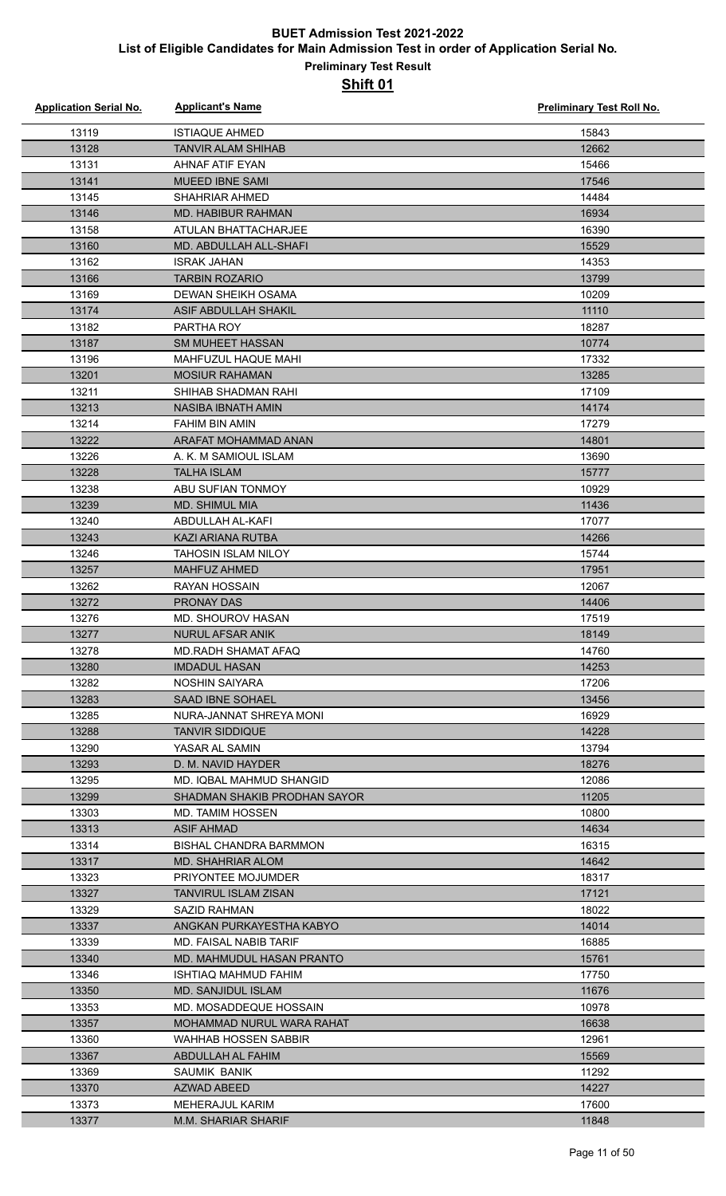# BUET Admission Test 2021-2022

## List of Eligible Candidates for Main Admission Test in order of Application Serial No.

### Preliminary Test Result

### Shift 01

| Application Serial No. | Applicant's Name | Preliminary Test Roll No. |
|---|---|---|
| 13119 | ISTIAQUE AHMED | 15843 |
| 13128 | TANVIR ALAM SHIHAB | 12662 |
| 13131 | AHNAF ATIF EYAN | 15466 |
| 13141 | MUEED IBNE SAMI | 17546 |
| 13145 | SHAHRIAR AHMED | 14484 |
| 13146 | MD. HABIBUR RAHMAN | 16934 |
| 13158 | ATULAN BHATTACHARJEE | 16390 |
| 13160 | MD. ABDULLAH ALL-SHAFI | 15529 |
| 13162 | ISRAK JAHAN | 14353 |
| 13166 | TARBIN ROZARIO | 13799 |
| 13169 | DEWAN SHEIKH OSAMA | 10209 |
| 13174 | ASIF ABDULLAH SHAKIL | 11110 |
| 13182 | PARTHA ROY | 18287 |
| 13187 | SM MUHEET HASSAN | 10774 |
| 13196 | MAHFUZUL HAQUE MAHI | 17332 |
| 13201 | MOSIUR RAHAMAN | 13285 |
| 13211 | SHIHAB SHADMAN RAHI | 17109 |
| 13213 | NASIBA IBNATH AMIN | 14174 |
| 13214 | FAHIM BIN AMIN | 17279 |
| 13222 | ARAFAT MOHAMMAD ANAN | 14801 |
| 13226 | A. K. M SAMIOUL ISLAM | 13690 |
| 13228 | TALHA ISLAM | 15777 |
| 13238 | ABU SUFIAN TONMOY | 10929 |
| 13239 | MD. SHIMUL MIA | 11436 |
| 13240 | ABDULLAH AL-KAFI | 17077 |
| 13243 | KAZI ARIANA RUTBA | 14266 |
| 13246 | TAHOSIN ISLAM NILOY | 15744 |
| 13257 | MAHFUZ AHMED | 17951 |
| 13262 | RAYAN HOSSAIN | 12067 |
| 13272 | PRONAY DAS | 14406 |
| 13276 | MD. SHOUROV HASAN | 17519 |
| 13277 | NURUL AFSAR ANIK | 18149 |
| 13278 | MD.RADH SHAMAT AFAQ | 14760 |
| 13280 | IMDADUL HASAN | 14253 |
| 13282 | NOSHIN SAIYARA | 17206 |
| 13283 | SAAD IBNE SOHAEL | 13456 |
| 13285 | NURA-JANNAT SHREYA MONI | 16929 |
| 13288 | TANVIR SIDDIQUE | 14228 |
| 13290 | YASAR AL SAMIN | 13794 |
| 13293 | D. M. NAVID HAYDER | 18276 |
| 13295 | MD. IQBAL MAHMUD SHANGID | 12086 |
| 13299 | SHADMAN SHAKIB PRODHAN SAYOR | 11205 |
| 13303 | MD. TAMIM HOSSEN | 10800 |
| 13313 | ASIF AHMAD | 14634 |
| 13314 | BISHAL CHANDRA BARMMON | 16315 |
| 13317 | MD. SHAHRIAR ALOM | 14642 |
| 13323 | PRIYONTEE MOJUMDER | 18317 |
| 13327 | TANVIRUL ISLAM ZISAN | 17121 |
| 13329 | SAZID RAHMAN | 18022 |
| 13337 | ANGKAN PURKAYESTHA KABYO | 14014 |
| 13339 | MD. FAISAL NABIB TARIF | 16885 |
| 13340 | MD. MAHMUDUL HASAN PRANTO | 15761 |
| 13346 | ISHTIAQ MAHMUD FAHIM | 17750 |
| 13350 | MD. SANJIDUL ISLAM | 11676 |
| 13353 | MD. MOSADDEQUE HOSSAIN | 10978 |
| 13357 | MOHAMMAD NURUL WARA RAHAT | 16638 |
| 13360 | WAHHAB HOSSEN SABBIR | 12961 |
| 13367 | ABDULLAH AL FAHIM | 15569 |
| 13369 | SAUMIK BANIK | 11292 |
| 13370 | AZWAD ABEED | 14227 |
| 13373 | MEHERAJUL KARIM | 17600 |
| 13377 | M.M. SHARIAR SHARIF | 11848 |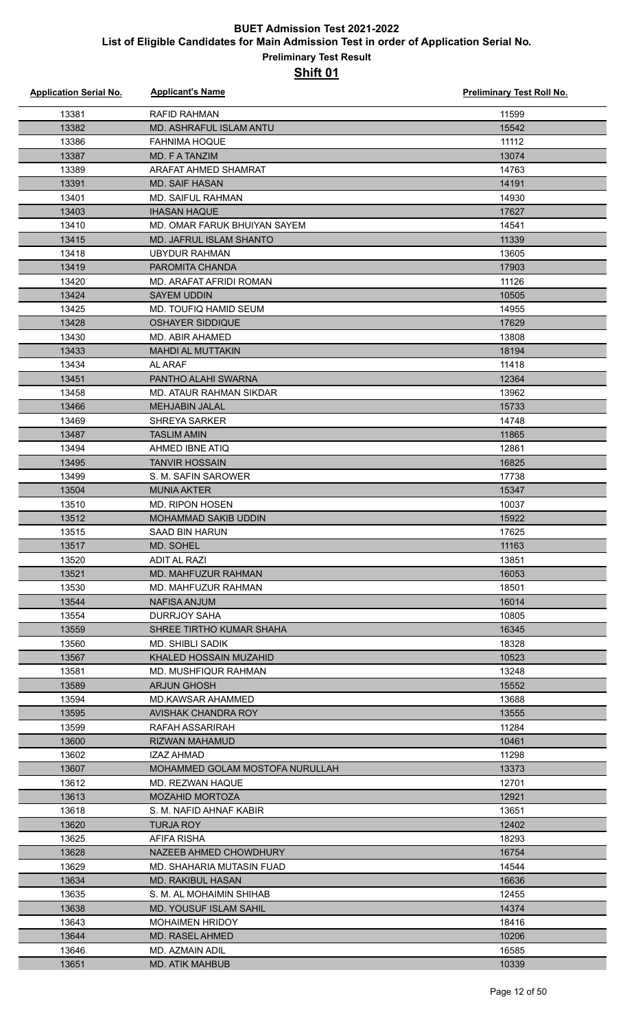# BUET Admission Test 2021-2022

## List of Eligible Candidates for Main Admission Test in order of Application Serial No.

### Preliminary Test Result

### Shift 01

| Application Serial No. | Applicant's Name | Preliminary Test Roll No. |
|---|---|---|
| 13381 | RAFID RAHMAN | 11599 |
| 13382 | MD. ASHRAFUL ISLAM ANTU | 15542 |
| 13386 | FAHNIMA HOQUE | 11112 |
| 13387 | MD. F A TANZIM | 13074 |
| 13389 | ARAFAT AHMED SHAMRAT | 14763 |
| 13391 | MD. SAIF HASAN | 14191 |
| 13401 | MD. SAIFUL RAHMAN | 14930 |
| 13403 | IHASAN HAQUE | 17627 |
| 13410 | MD. OMAR FARUK BHUIYAN SAYEM | 14541 |
| 13415 | MD. JAFRUL ISLAM SHANTO | 11339 |
| 13418 | UBYDUR RAHMAN | 13605 |
| 13419 | PAROMITA CHANDA | 17903 |
| 13420 | MD. ARAFAT AFRIDI ROMAN | 11126 |
| 13424 | SAYEM UDDIN | 10505 |
| 13425 | MD. TOUFIQ HAMID SEUM | 14955 |
| 13428 | OSHAYER SIDDIQUE | 17629 |
| 13430 | MD. ABIR AHAMED | 13808 |
| 13433 | MAHDI AL MUTTAKIN | 18194 |
| 13434 | AL ARAF | 11418 |
| 13451 | PANTHO ALAHI SWARNA | 12364 |
| 13458 | MD. ATAUR RAHMAN SIKDAR | 13962 |
| 13466 | MEHJABIN JALAL | 15733 |
| 13469 | SHREYA SARKER | 14748 |
| 13487 | TASLIM AMIN | 11865 |
| 13494 | AHMED IBNE ATIQ | 12861 |
| 13495 | TANVIR HOSSAIN | 16825 |
| 13499 | S. M. SAFIN SAROWER | 17738 |
| 13504 | MUNIA AKTER | 15347 |
| 13510 | MD. RIPON HOSEN | 10037 |
| 13512 | MOHAMMAD SAKIB UDDIN | 15922 |
| 13515 | SAAD BIN HARUN | 17625 |
| 13517 | MD. SOHEL | 11163 |
| 13520 | ADIT AL RAZI | 13851 |
| 13521 | MD. MAHFUZUR RAHMAN | 16053 |
| 13530 | MD. MAHFUZUR RAHMAN | 18501 |
| 13544 | NAFISA ANJUM | 16014 |
| 13554 | DURRJOY SAHA | 10805 |
| 13559 | SHREE TIRTHO KUMAR SHAHA | 16345 |
| 13560 | MD. SHIBLI SADIK | 18328 |
| 13567 | KHALED HOSSAIN MUZAHID | 10523 |
| 13581 | MD. MUSHFIQUR RAHMAN | 13248 |
| 13589 | ARJUN GHOSH | 15552 |
| 13594 | MD.KAWSAR AHAMMED | 13688 |
| 13595 | AVISHAK CHANDRA ROY | 13555 |
| 13599 | RAFAH ASSARIRAH | 11284 |
| 13600 | RIZWAN MAHAMUD | 10461 |
| 13602 | IZAZ AHMAD | 11298 |
| 13607 | MOHAMMED GOLAM MOSTOFA NURULLAH | 13373 |
| 13612 | MD. REZWAN HAQUE | 12701 |
| 13613 | MOZAHID MORTOZA | 12921 |
| 13618 | S. M. NAFID AHNAF KABIR | 13651 |
| 13620 | TURJA ROY | 12402 |
| 13625 | AFIFA RISHA | 18293 |
| 13628 | NAZEEB AHMED CHOWDHURY | 16754 |
| 13629 | MD. SHAHARIA MUTASIN FUAD | 14544 |
| 13634 | MD. RAKIBUL HASAN | 16636 |
| 13635 | S. M. AL MOHAIMIN SHIHAB | 12455 |
| 13638 | MD. YOUSUF ISLAM SAHIL | 14374 |
| 13643 | MOHAIMEN HRIDOY | 18416 |
| 13644 | MD. RASEL AHMED | 10206 |
| 13646 | MD. AZMAIN ADIL | 16585 |
| 13651 | MD. ATIK MAHBUB | 10339 |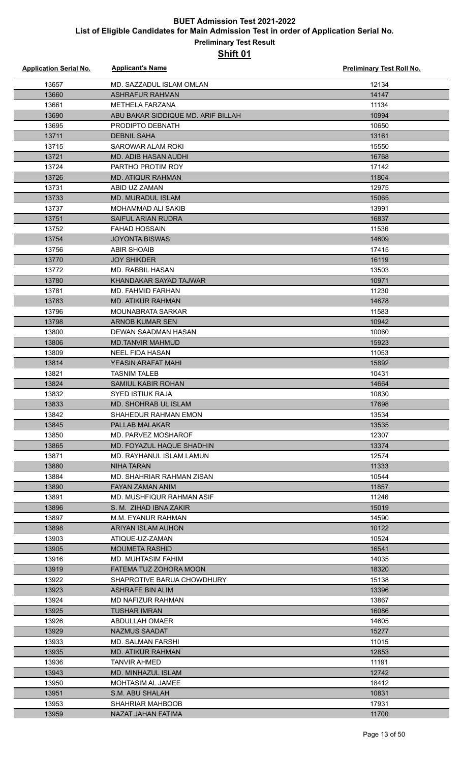# BUET Admission Test 2021-2022

## List of Eligible Candidates for Main Admission Test in order of Application Serial No.

### Preliminary Test Result

### Shift 01

| Application Serial No. | Applicant's Name | Preliminary Test Roll No. |
|---|---|---|
| 13657 | MD. SAZZADUL ISLAM OMLAN | 12134 |
| 13660 | ASHRAFUR RAHMAN | 14147 |
| 13661 | METHELA FARZANA | 11134 |
| 13690 | ABU BAKAR SIDDIQUE MD. ARIF BILLAH | 10994 |
| 13695 | PRODIPTO DEBNATH | 10650 |
| 13711 | DEBNIL SAHA | 13161 |
| 13715 | SAROWAR ALAM ROKI | 15550 |
| 13721 | MD. ADIB HASAN AUDHI | 16768 |
| 13724 | PARTHO PROTIM ROY | 17142 |
| 13726 | MD. ATIQUR RAHMAN | 11804 |
| 13731 | ABID UZ ZAMAN | 12975 |
| 13733 | MD. MURADUL ISLAM | 15065 |
| 13737 | MOHAMMAD ALI SAKIB | 13991 |
| 13751 | SAIFUL ARIAN RUDRA | 16837 |
| 13752 | FAHAD HOSSAIN | 11536 |
| 13754 | JOYONTA BISWAS | 14609 |
| 13756 | ABIR SHOAIB | 17415 |
| 13770 | JOY SHIKDER | 16119 |
| 13772 | MD. RABBIL HASAN | 13503 |
| 13780 | KHANDAKAR SAYAD TAJWAR | 10971 |
| 13781 | MD. FAHMID FARHAN | 11230 |
| 13783 | MD. ATIKUR RAHMAN | 14678 |
| 13796 | MOUNABRATA SARKAR | 11583 |
| 13798 | ARNOB KUMAR SEN | 10942 |
| 13800 | DEWAN SAADMAN HASAN | 10060 |
| 13806 | MD.TANVIR MAHMUD | 15923 |
| 13809 | NEEL FIDA HASAN | 11053 |
| 13814 | YEASIN ARAFAT MAHI | 15892 |
| 13821 | TASNIM TALEB | 10431 |
| 13824 | SAMIUL KABIR ROHAN | 14664 |
| 13832 | SYED ISTIUK RAJA | 10830 |
| 13833 | MD. SHOHRAB UL ISLAM | 17698 |
| 13842 | SHAHEDUR RAHMAN EMON | 13534 |
| 13845 | PALLAB MALAKAR | 13535 |
| 13850 | MD. PARVEZ MOSHAROF | 12307 |
| 13865 | MD. FOYAZUL HAQUE SHADHIN | 13374 |
| 13871 | MD. RAYHANUL ISLAM LAMUN | 12574 |
| 13880 | NIHA TARAN | 11333 |
| 13884 | MD. SHAHRIAR RAHMAN ZISAN | 10544 |
| 13890 | FAYAN ZAMAN ANIM | 11857 |
| 13891 | MD. MUSHFIQUR RAHMAN ASIF | 11246 |
| 13896 | S. M. ZIHAD IBNA ZAKIR | 15019 |
| 13897 | M.M. EYANUR RAHMAN | 14590 |
| 13898 | ARIYAN ISLAM AUHON | 10122 |
| 13903 | ATIQUE-UZ-ZAMAN | 10524 |
| 13905 | MOUMETA RASHID | 16541 |
| 13916 | MD. MUHTASIM FAHIM | 14035 |
| 13919 | FATEMA TUZ ZOHORA MOON | 18320 |
| 13922 | SHAPROTIVE BARUA CHOWDHURY | 15138 |
| 13923 | ASHRAFE BIN ALIM | 13396 |
| 13924 | MD NAFIZUR RAHMAN | 13867 |
| 13925 | TUSHAR IMRAN | 16086 |
| 13926 | ABDULLAH OMAER | 14605 |
| 13929 | NAZMUS SAADAT | 15277 |
| 13933 | MD. SALMAN FARSHI | 11015 |
| 13935 | MD. ATIKUR RAHMAN | 12853 |
| 13936 | TANVIR AHMED | 11191 |
| 13943 | MD. MINHAZUL ISLAM | 12742 |
| 13950 | MOHTASIM AL JAMEE | 18412 |
| 13951 | S.M. ABU SHALAH | 10831 |
| 13953 | SHAHRIAR MAHBOOB | 17931 |
| 13959 | NAZAT JAHAN FATIMA | 11700 |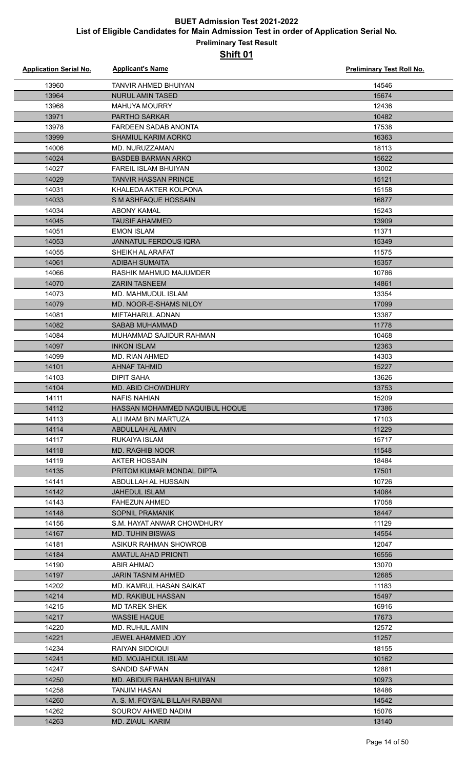# BUET Admission Test 2021-2022

## List of Eligible Candidates for Main Admission Test in order of Application Serial No.

### Preliminary Test Result

### Shift 01

| Application Serial No. | Applicant's Name | Preliminary Test Roll No. |
| --- | --- | --- |
| 13960 | TANVIR AHMED BHUIYAN | 14546 |
| 13964 | NURUL AMIN TASED | 15674 |
| 13968 | MAHUYA MOURRY | 12436 |
| 13971 | PARTHO SARKAR | 10482 |
| 13978 | FARDEEN SADAB ANONTA | 17538 |
| 13999 | SHAMIUL KARIM AORKO | 16363 |
| 14006 | MD. NURUZZAMAN | 18113 |
| 14024 | BASDEB BARMAN ARKO | 15622 |
| 14027 | FAREIL ISLAM BHUIYAN | 13002 |
| 14029 | TANVIR HASSAN PRINCE | 15121 |
| 14031 | KHALEDA AKTER KOLPONA | 15158 |
| 14033 | S M ASHFAQUE HOSSAIN | 16877 |
| 14034 | ABONY KAMAL | 15243 |
| 14045 | TAUSIF AHAMMED | 13909 |
| 14051 | EMON ISLAM | 11371 |
| 14053 | JANNATUL FERDOUS IQRA | 15349 |
| 14055 | SHEIKH AL ARAFAT | 11575 |
| 14061 | ADIBAH SUMAITA | 15357 |
| 14066 | RASHIK MAHMUD MAJUMDER | 10786 |
| 14070 | ZARIN TASNEEM | 14861 |
| 14073 | MD. MAHMUDUL ISLAM | 13354 |
| 14079 | MD. NOOR-E-SHAMS NILOY | 17099 |
| 14081 | MIFTAHARUL ADNAN | 13387 |
| 14082 | SABAB MUHAMMAD | 11778 |
| 14084 | MUHAMMAD SAJIDUR RAHMAN | 10468 |
| 14097 | INKON ISLAM | 12363 |
| 14099 | MD. RIAN AHMED | 14303 |
| 14101 | AHNAF TAHMID | 15227 |
| 14103 | DIPIT SAHA | 13626 |
| 14104 | MD. ABID CHOWDHURY | 13753 |
| 14111 | NAFIS NAHIAN | 15209 |
| 14112 | HASSAN MOHAMMED NAQUIBUL HOQUE | 17386 |
| 14113 | ALI IMAM BIN MARTUZA | 17103 |
| 14114 | ABDULLAH AL AMIN | 11229 |
| 14117 | RUKAIYA ISLAM | 15717 |
| 14118 | MD. RAGHIB NOOR | 11548 |
| 14119 | AKTER HOSSAIN | 18484 |
| 14135 | PRITOM KUMAR MONDAL DIPTA | 17501 |
| 14141 | ABDULLAH AL HUSSAIN | 10726 |
| 14142 | JAHEDUL ISLAM | 14084 |
| 14143 | FAHEZUN AHMED | 17058 |
| 14148 | SOPNIL PRAMANIK | 18447 |
| 14156 | S.M. HAYAT ANWAR CHOWDHURY | 11129 |
| 14167 | MD. TUHIN BISWAS | 14554 |
| 14181 | ASIKUR RAHMAN SHOWROB | 12047 |
| 14184 | AMATUL AHAD PRIONTI | 16556 |
| 14190 | ABIR AHMAD | 13070 |
| 14197 | JARIN TASNIM AHMED | 12685 |
| 14202 | MD. KAMRUL HASAN SAIKAT | 11183 |
| 14214 | MD. RAKIBUL HASSAN | 15497 |
| 14215 | MD TAREK SHEK | 16916 |
| 14217 | WASSIE HAQUE | 17673 |
| 14220 | MD. RUHUL AMIN | 12572 |
| 14221 | JEWEL AHAMMED JOY | 11257 |
| 14234 | RAIYAN SIDDIQUI | 18155 |
| 14241 | MD. MOJAHIDUL ISLAM | 10162 |
| 14247 | SANDID SAFWAN | 12881 |
| 14250 | MD. ABIDUR RAHMAN BHUIYAN | 10973 |
| 14258 | TANJIM HASAN | 18486 |
| 14260 | A. S. M. FOYSAL BILLAH RABBANI | 14542 |
| 14262 | SOUROV AHMED NADIM | 15076 |
| 14263 | MD. ZIAUL KARIM | 13140 |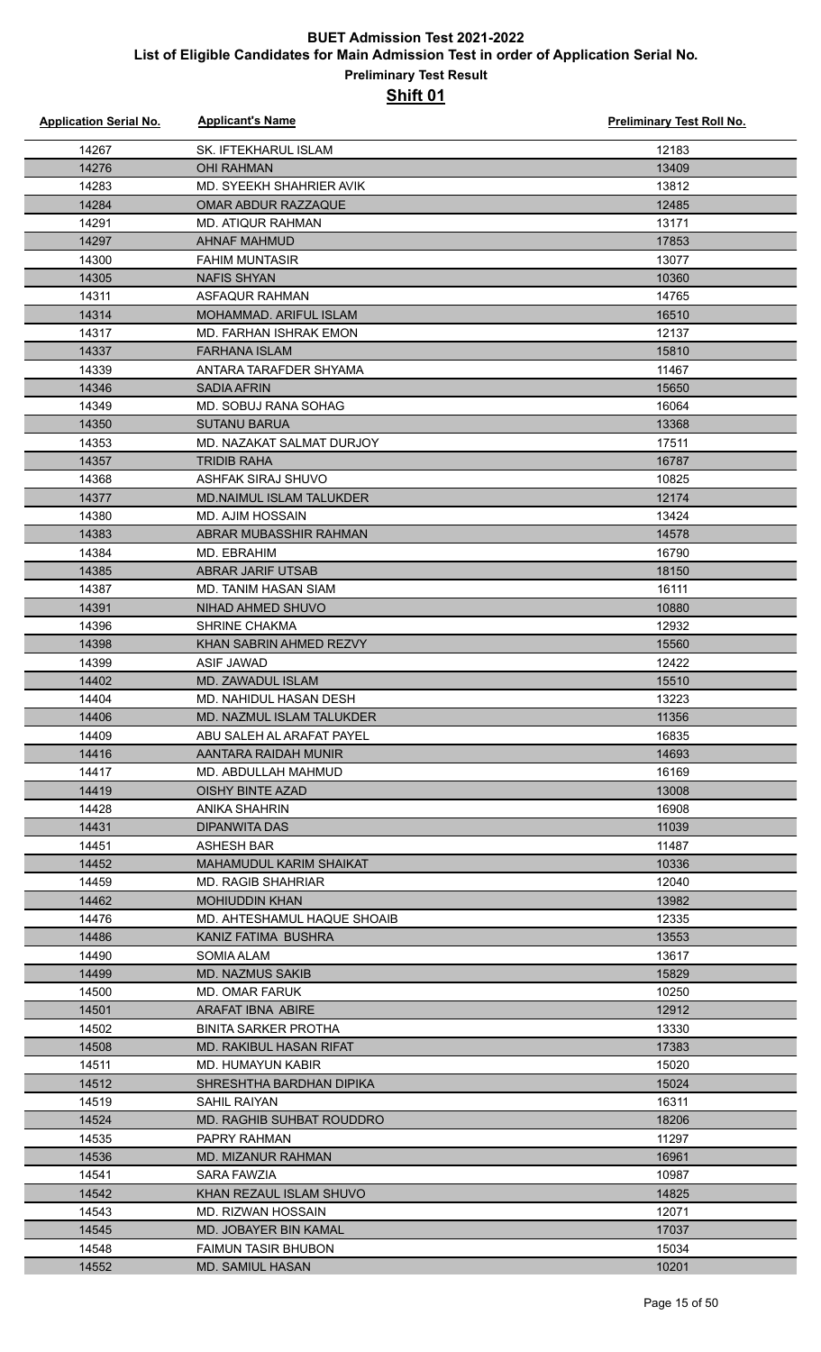# BUET Admission Test 2021-2022

## List of Eligible Candidates for Main Admission Test in order of Application Serial No.

### Preliminary Test Result

### Shift 01

| Application Serial No. | Applicant's Name | Preliminary Test Roll No. |
|---|---|---|
| 14267 | SK. IFTEKHARUL ISLAM | 12183 |
| 14276 | OHI RAHMAN | 13409 |
| 14283 | MD. SYEEKH SHAHRIER AVIK | 13812 |
| 14284 | OMAR ABDUR RAZZAQUE | 12485 |
| 14291 | MD. ATIQUR RAHMAN | 13171 |
| 14297 | AHNAF MAHMUD | 17853 |
| 14300 | FAHIM MUNTASIR | 13077 |
| 14305 | NAFIS SHYAN | 10360 |
| 14311 | ASFAQUR RAHMAN | 14765 |
| 14314 | MOHAMMAD. ARIFUL ISLAM | 16510 |
| 14317 | MD. FARHAN ISHRAK EMON | 12137 |
| 14337 | FARHANA ISLAM | 15810 |
| 14339 | ANTARA TARAFDER SHYAMA | 11467 |
| 14346 | SADIA AFRIN | 15650 |
| 14349 | MD. SOBUJ RANA SOHAG | 16064 |
| 14350 | SUTANU BARUA | 13368 |
| 14353 | MD. NAZAKAT SALMAT DURJOY | 17511 |
| 14357 | TRIDIB RAHA | 16787 |
| 14368 | ASHFAK SIRAJ SHUVO | 10825 |
| 14377 | MD.NAIMUL ISLAM TALUKDER | 12174 |
| 14380 | MD. AJIM HOSSAIN | 13424 |
| 14383 | ABRAR MUBASSHIR RAHMAN | 14578 |
| 14384 | MD. EBRAHIM | 16790 |
| 14385 | ABRAR JARIF UTSAB | 18150 |
| 14387 | MD. TANIM HASAN SIAM | 16111 |
| 14391 | NIHAD AHMED SHUVO | 10880 |
| 14396 | SHRINE CHAKMA | 12932 |
| 14398 | KHAN SABRIN AHMED REZVY | 15560 |
| 14399 | ASIF JAWAD | 12422 |
| 14402 | MD. ZAWADUL ISLAM | 15510 |
| 14404 | MD. NAHIDUL HASAN DESH | 13223 |
| 14406 | MD. NAZMUL ISLAM TALUKDER | 11356 |
| 14409 | ABU SALEH AL ARAFAT PAYEL | 16835 |
| 14416 | AANTARA RAIDAH MUNIR | 14693 |
| 14417 | MD. ABDULLAH MAHMUD | 16169 |
| 14419 | OISHY BINTE AZAD | 13008 |
| 14428 | ANIKA SHAHRIN | 16908 |
| 14431 | DIPANWITA DAS | 11039 |
| 14451 | ASHESH BAR | 11487 |
| 14452 | MAHAMUDUL KARIM SHAIKAT | 10336 |
| 14459 | MD. RAGIB SHAHRIAR | 12040 |
| 14462 | MOHIUDDIN KHAN | 13982 |
| 14476 | MD. AHTESHAMUL HAQUE SHOAIB | 12335 |
| 14486 | KANIZ FATIMA BUSHRA | 13553 |
| 14490 | SOMIA ALAM | 13617 |
| 14499 | MD. NAZMUS SAKIB | 15829 |
| 14500 | MD. OMAR FARUK | 10250 |
| 14501 | ARAFAT IBNA ABIRE | 12912 |
| 14502 | BINITA SARKER PROTHA | 13330 |
| 14508 | MD. RAKIBUL HASAN RIFAT | 17383 |
| 14511 | MD. HUMAYUN KABIR | 15020 |
| 14512 | SHRESHTHA BARDHAN DIPIKA | 15024 |
| 14519 | SAHIL RAIYAN | 16311 |
| 14524 | MD. RAGHIB SUHBAT ROUDDRO | 18206 |
| 14535 | PAPRY RAHMAN | 11297 |
| 14536 | MD. MIZANUR RAHMAN | 16961 |
| 14541 | SARA FAWZIA | 10987 |
| 14542 | KHAN REZAUL ISLAM SHUVO | 14825 |
| 14543 | MD. RIZWAN HOSSAIN | 12071 |
| 14545 | MD. JOBAYER BIN KAMAL | 17037 |
| 14548 | FAIMUN TASIR BHUBON | 15034 |
| 14552 | MD. SAMIUL HASAN | 10201 |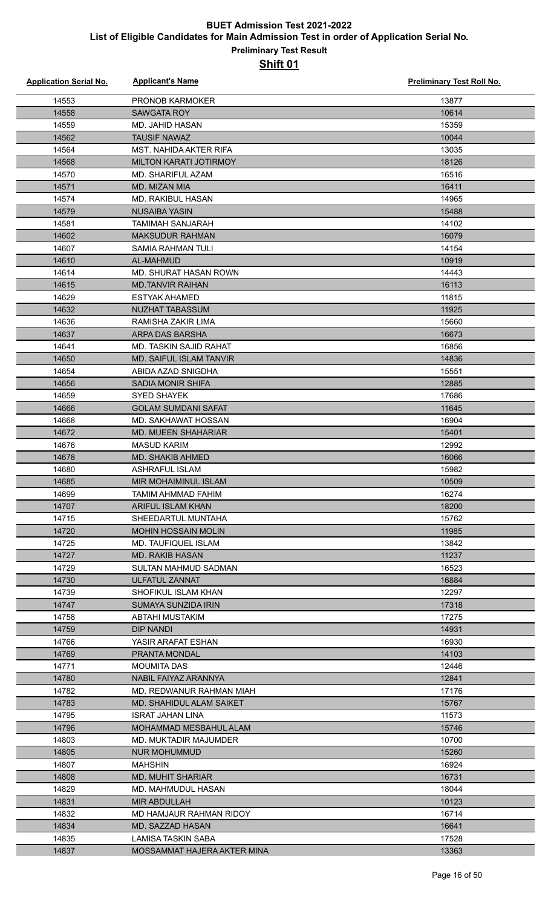# BUET Admission Test 2021-2022

## List of Eligible Candidates for Main Admission Test in order of Application Serial No.

### Preliminary Test Result

### Shift 01

| Application Serial No. | Applicant's Name | Preliminary Test Roll No. |
|---|---|---|
| 14553 | PRONOB KARMOKER | 13877 |
| 14558 | SAWGATA ROY | 10614 |
| 14559 | MD. JAHID HASAN | 15359 |
| 14562 | TAUSIF NAWAZ | 10044 |
| 14564 | MST. NAHIDA AKTER RIFA | 13035 |
| 14568 | MILTON KARATI JOTIRMOY | 18126 |
| 14570 | MD. SHARIFUL AZAM | 16516 |
| 14571 | MD. MIZAN MIA | 16411 |
| 14574 | MD. RAKIBUL HASAN | 14965 |
| 14579 | NUSAIBA YASIN | 15488 |
| 14581 | TAMIMAH SANJARAH | 14102 |
| 14602 | MAKSUDUR RAHMAN | 16079 |
| 14607 | SAMIA RAHMAN TULI | 14154 |
| 14610 | AL-MAHMUD | 10919 |
| 14614 | MD. SHURAT HASAN ROWN | 14443 |
| 14615 | MD.TANVIR RAIHAN | 16113 |
| 14629 | ESTYAK AHAMED | 11815 |
| 14632 | NUZHAT TABASSUM | 11925 |
| 14636 | RAMISHA ZAKIR LIMA | 15660 |
| 14637 | ARPA DAS BARSHA | 16673 |
| 14641 | MD. TASKIN SAJID RAHAT | 16856 |
| 14650 | MD. SAIFUL ISLAM TANVIR | 14836 |
| 14654 | ABIDA AZAD SNIGDHA | 15551 |
| 14656 | SADIA MONIR SHIFA | 12885 |
| 14659 | SYED SHAYEK | 17686 |
| 14666 | GOLAM SUMDANI SAFAT | 11645 |
| 14668 | MD. SAKHAWAT HOSSAN | 16904 |
| 14672 | MD. MUEEN SHAHARIAR | 15401 |
| 14676 | MASUD KARIM | 12992 |
| 14678 | MD. SHAKIB AHMED | 16066 |
| 14680 | ASHRAFUL ISLAM | 15982 |
| 14685 | MIR MOHAIMINUL ISLAM | 10509 |
| 14699 | TAMIM AHMMAD FAHIM | 16274 |
| 14707 | ARIFUL ISLAM KHAN | 18200 |
| 14715 | SHEEDARTUL MUNTAHA | 15762 |
| 14720 | MOHIN HOSSAIN MOLIN | 11985 |
| 14725 | MD. TAUFIQUEL ISLAM | 13842 |
| 14727 | MD. RAKIB HASAN | 11237 |
| 14729 | SULTAN MAHMUD SADMAN | 16523 |
| 14730 | ULFATUL ZANNAT | 16884 |
| 14739 | SHOFIKUL ISLAM KHAN | 12297 |
| 14747 | SUMAYA SUNZIDA IRIN | 17318 |
| 14758 | ABTAHI MUSTAKIM | 17275 |
| 14759 | DIP NANDI | 14931 |
| 14766 | YASIR ARAFAT ESHAN | 16930 |
| 14769 | PRANTA MONDAL | 14103 |
| 14771 | MOUMITA DAS | 12446 |
| 14780 | NABIL FAIYAZ ARANNYA | 12841 |
| 14782 | MD. REDWANUR RAHMAN MIAH | 17176 |
| 14783 | MD. SHAHIDUL ALAM SAIKET | 15767 |
| 14795 | ISRAT JAHAN LINA | 11573 |
| 14796 | MOHAMMAD MESBAHUL ALAM | 15746 |
| 14803 | MD. MUKTADIR MAJUMDER | 10700 |
| 14805 | NUR MOHUMMUD | 15260 |
| 14807 | MAHSHIN | 16924 |
| 14808 | MD. MUHIT SHARIAR | 16731 |
| 14829 | MD. MAHMUDUL HASAN | 18044 |
| 14831 | MIR ABDULLAH | 10123 |
| 14832 | MD HAMJAUR RAHMAN RIDOY | 16714 |
| 14834 | MD. SAZZAD HASAN | 16641 |
| 14835 | LAMISA TASKIN SABA | 17528 |
| 14837 | MOSSAMMAT HAJERA AKTER MINA | 13363 |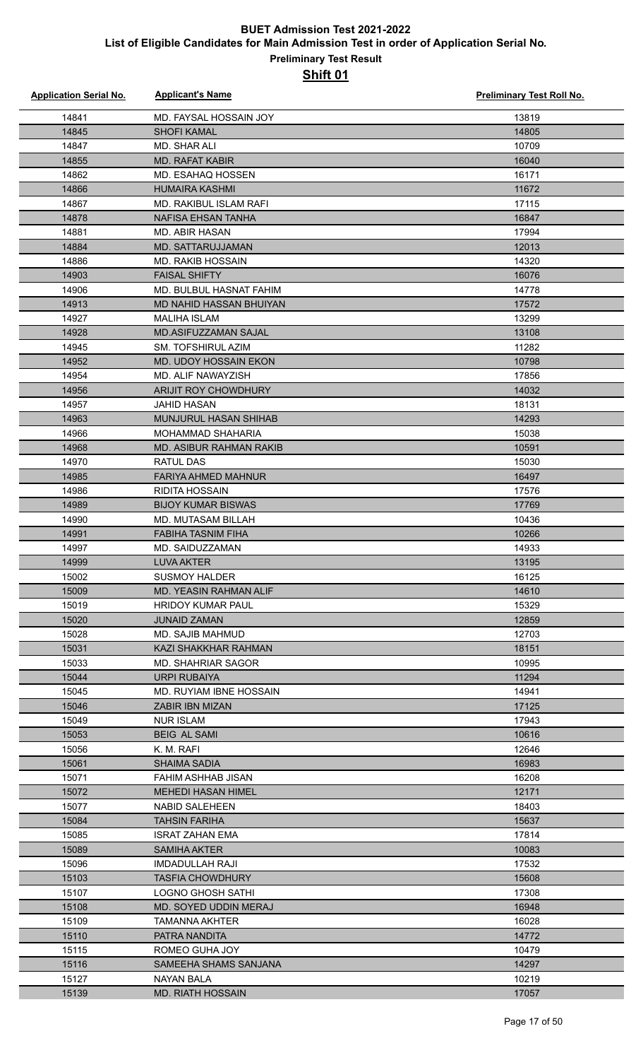# BUET Admission Test 2021-2022

## List of Eligible Candidates for Main Admission Test in order of Application Serial No.

### Preliminary Test Result

### Shift 01

| Application Serial No. | Applicant's Name | Preliminary Test Roll No. |
|---|---|---|
| 14841 | MD. FAYSAL HOSSAIN JOY | 13819 |
| 14845 | SHOFI KAMAL | 14805 |
| 14847 | MD. SHAR ALI | 10709 |
| 14855 | MD. RAFAT KABIR | 16040 |
| 14862 | MD. ESAHAQ HOSSEN | 16171 |
| 14866 | HUMAIRA KASHMI | 11672 |
| 14867 | MD. RAKIBUL ISLAM RAFI | 17115 |
| 14878 | NAFISA EHSAN TANHA | 16847 |
| 14881 | MD. ABIR HASAN | 17994 |
| 14884 | MD. SATTARUJJAMAN | 12013 |
| 14886 | MD. RAKIB HOSSAIN | 14320 |
| 14903 | FAISAL SHIFTY | 16076 |
| 14906 | MD. BULBUL HASNAT FAHIM | 14778 |
| 14913 | MD NAHID HASSAN BHUIYAN | 17572 |
| 14927 | MALIHA ISLAM | 13299 |
| 14928 | MD.ASIFUZZAMAN SAJAL | 13108 |
| 14945 | SM. TOFSHIRUL AZIM | 11282 |
| 14952 | MD. UDOY HOSSAIN EKON | 10798 |
| 14954 | MD. ALIF NAWAYZISH | 17856 |
| 14956 | ARIJIT ROY CHOWDHURY | 14032 |
| 14957 | JAHID HASAN | 18131 |
| 14963 | MUNJURUL HASAN SHIHAB | 14293 |
| 14966 | MOHAMMAD SHAHARIA | 15038 |
| 14968 | MD. ASIBUR RAHMAN RAKIB | 10591 |
| 14970 | RATUL DAS | 15030 |
| 14985 | FARIYA AHMED MAHNUR | 16497 |
| 14986 | RIDITA HOSSAIN | 17576 |
| 14989 | BIJOY KUMAR BISWAS | 17769 |
| 14990 | MD. MUTASAM BILLAH | 10436 |
| 14991 | FABIHA TASNIM FIHA | 10266 |
| 14997 | MD. SAIDUZZAMAN | 14933 |
| 14999 | LUVA AKTER | 13195 |
| 15002 | SUSMOY HALDER | 16125 |
| 15009 | MD. YEASIN RAHMAN ALIF | 14610 |
| 15019 | HRIDOY KUMAR PAUL | 15329 |
| 15020 | JUNAID ZAMAN | 12859 |
| 15028 | MD. SAJIB MAHMUD | 12703 |
| 15031 | KAZI SHAKKHAR RAHMAN | 18151 |
| 15033 | MD. SHAHRIAR SAGOR | 10995 |
| 15044 | URPI RUBAIYA | 11294 |
| 15045 | MD. RUYIAM IBNE HOSSAIN | 14941 |
| 15046 | ZABIR IBN MIZAN | 17125 |
| 15049 | NUR ISLAM | 17943 |
| 15053 | BEIG AL SAMI | 10616 |
| 15056 | K. M. RAFI | 12646 |
| 15061 | SHAIMA SADIA | 16983 |
| 15071 | FAHIM ASHHAB JISAN | 16208 |
| 15072 | MEHEDI HASAN HIMEL | 12171 |
| 15077 | NABID SALEHEEN | 18403 |
| 15084 | TAHSIN FARIHA | 15637 |
| 15085 | ISRAT ZAHAN EMA | 17814 |
| 15089 | SAMIHA AKTER | 10083 |
| 15096 | IMDADULLAH RAJI | 17532 |
| 15103 | TASFIA CHOWDHURY | 15608 |
| 15107 | LOGNO GHOSH SATHI | 17308 |
| 15108 | MD. SOYED UDDIN MERAJ | 16948 |
| 15109 | TAMANNA AKHTER | 16028 |
| 15110 | PATRA NANDITA | 14772 |
| 15115 | ROMEO GUHA JOY | 10479 |
| 15116 | SAMEEHA SHAMS SANJANA | 14297 |
| 15127 | NAYAN BALA | 10219 |
| 15139 | MD. RIATH HOSSAIN | 17057 |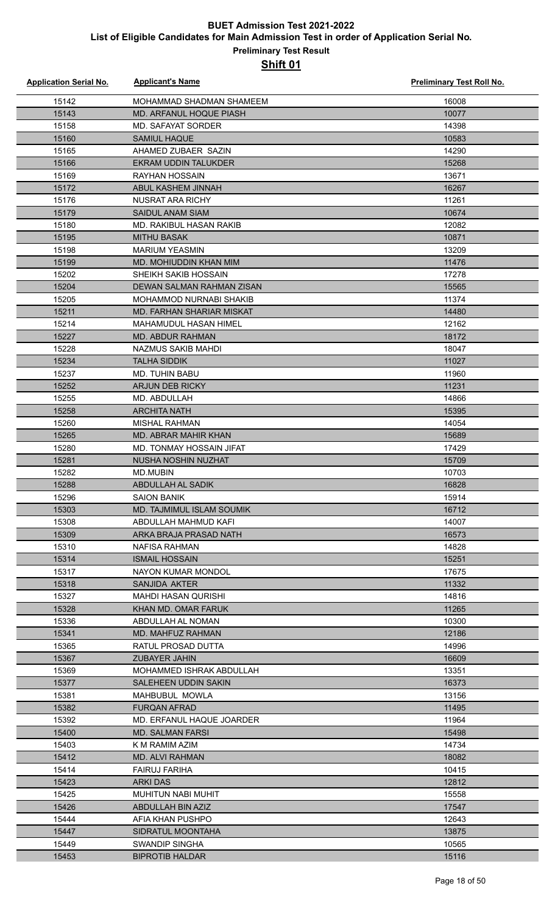# BUET Admission Test 2021-2022

## List of Eligible Candidates for Main Admission Test in order of Application Serial No.

### Preliminary Test Result

### Shift 01

| Application Serial No. | Applicant's Name | Preliminary Test Roll No. |
|---|---|---|
| 15142 | MOHAMMAD SHADMAN SHAMEEM | 16008 |
| 15143 | MD. ARFANUL HOQUE PIASH | 10077 |
| 15158 | MD. SAFAYAT SORDER | 14398 |
| 15160 | SAMIUL HAQUE | 10583 |
| 15165 | AHAMED ZUBAER SAZIN | 14290 |
| 15166 | EKRAM UDDIN TALUKDER | 15268 |
| 15169 | RAYHAN HOSSAIN | 13671 |
| 15172 | ABUL KASHEM JINNAH | 16267 |
| 15176 | NUSRAT ARA RICHY | 11261 |
| 15179 | SAIDUL ANAM SIAM | 10674 |
| 15180 | MD. RAKIBUL HASAN RAKIB | 12082 |
| 15195 | MITHU BASAK | 10871 |
| 15198 | MARIUM YEASMIN | 13209 |
| 15199 | MD. MOHIUDDIN KHAN MIM | 11476 |
| 15202 | SHEIKH SAKIB HOSSAIN | 17278 |
| 15204 | DEWAN SALMAN RAHMAN ZISAN | 15565 |
| 15205 | MOHAMMOD NURNABI SHAKIB | 11374 |
| 15211 | MD. FARHAN SHARIAR MISKAT | 14480 |
| 15214 | MAHAMUDUL HASAN HIMEL | 12162 |
| 15227 | MD. ABDUR RAHMAN | 18172 |
| 15228 | NAZMUS SAKIB MAHDI | 18047 |
| 15234 | TALHA SIDDIK | 11027 |
| 15237 | MD. TUHIN BABU | 11960 |
| 15252 | ARJUN DEB RICKY | 11231 |
| 15255 | MD. ABDULLAH | 14866 |
| 15258 | ARCHITA NATH | 15395 |
| 15260 | MISHAL RAHMAN | 14054 |
| 15265 | MD. ABRAR MAHIR KHAN | 15689 |
| 15280 | MD. TONMAY HOSSAIN JIFAT | 17429 |
| 15281 | NUSHA NOSHIN NUZHAT | 15709 |
| 15282 | MD.MUBIN | 10703 |
| 15288 | ABDULLAH AL SADIK | 16828 |
| 15296 | SAION BANIK | 15914 |
| 15303 | MD. TAJMIMUL ISLAM SOUMIK | 16712 |
| 15308 | ABDULLAH MAHMUD KAFI | 14007 |
| 15309 | ARKA BRAJA PRASAD NATH | 16573 |
| 15310 | NAFISA RAHMAN | 14828 |
| 15314 | ISMAIL HOSSAIN | 15251 |
| 15317 | NAYON KUMAR MONDOL | 17675 |
| 15318 | SANJIDA AKTER | 11332 |
| 15327 | MAHDI HASAN QURISHI | 14816 |
| 15328 | KHAN MD. OMAR FARUK | 11265 |
| 15336 | ABDULLAH AL NOMAN | 10300 |
| 15341 | MD. MAHFUZ RAHMAN | 12186 |
| 15365 | RATUL PROSAD DUTTA | 14996 |
| 15367 | ZUBAYER JAHIN | 16609 |
| 15369 | MOHAMMED ISHRAK ABDULLAH | 13351 |
| 15377 | SALEHEEN UDDIN SAKIN | 16373 |
| 15381 | MAHBUBUL MOWLA | 13156 |
| 15382 | FURQAN AFRAD | 11495 |
| 15392 | MD. ERFANUL HAQUE JOARDER | 11964 |
| 15400 | MD. SALMAN FARSI | 15498 |
| 15403 | K M RAMIM AZIM | 14734 |
| 15412 | MD. ALVI RAHMAN | 18082 |
| 15414 | FAIRUJ FARIHA | 10415 |
| 15423 | ARKI DAS | 12812 |
| 15425 | MUHITUN NABI MUHIT | 15558 |
| 15426 | ABDULLAH BIN AZIZ | 17547 |
| 15444 | AFIA KHAN PUSHPO | 12643 |
| 15447 | SIDRATUL MOONTAHA | 13875 |
| 15449 | SWANDIP SINGHA | 10565 |
| 15453 | BIPROTIB HALDAR | 15116 |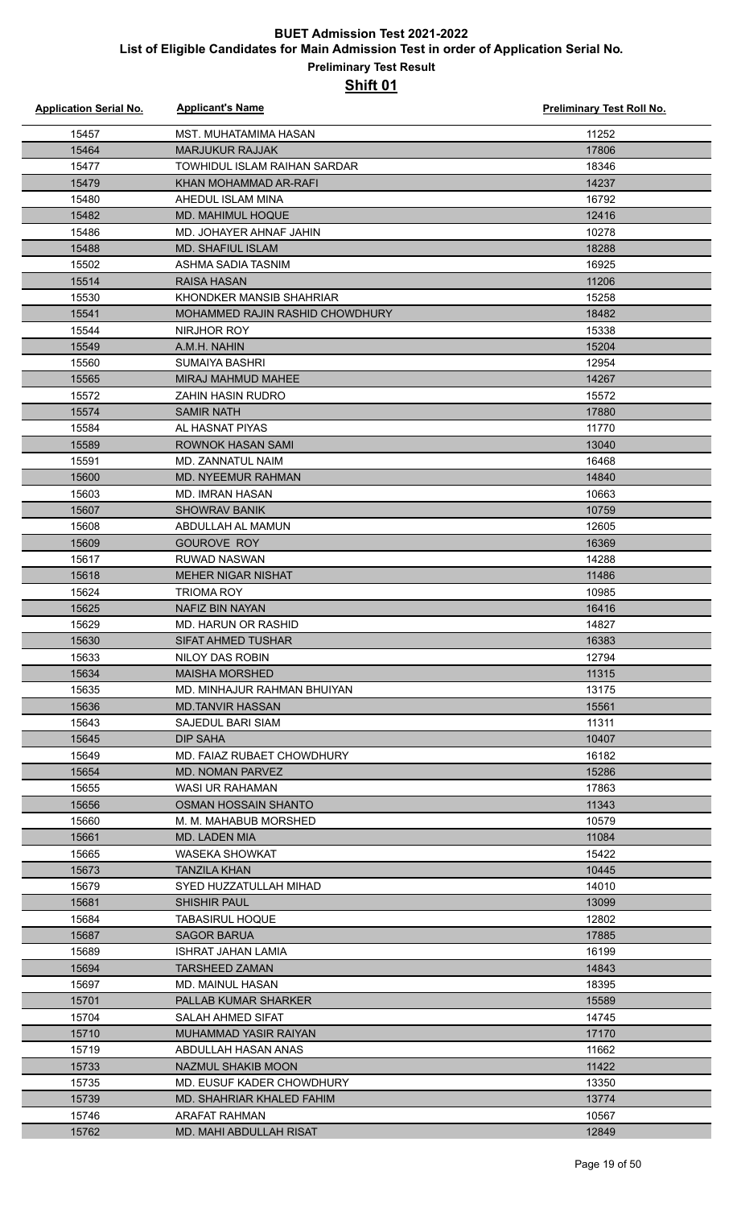# BUET Admission Test 2021-2022

## List of Eligible Candidates for Main Admission Test in order of Application Serial No.

### Preliminary Test Result

### Shift 01

| Application Serial No. | Applicant's Name | Preliminary Test Roll No. |
|---|---|---|
| 15457 | MST. MUHATAMIMA HASAN | 11252 |
| 15464 | MARJUKUR RAJJAK | 17806 |
| 15477 | TOWHIDUL ISLAM RAIHAN SARDAR | 18346 |
| 15479 | KHAN MOHAMMAD AR-RAFI | 14237 |
| 15480 | AHEDUL ISLAM MINA | 16792 |
| 15482 | MD. MAHIMUL HOQUE | 12416 |
| 15486 | MD. JOHAYER AHNAF JAHIN | 10278 |
| 15488 | MD. SHAFIUL ISLAM | 18288 |
| 15502 | ASHMA SADIA TASNIM | 16925 |
| 15514 | RAISA HASAN | 11206 |
| 15530 | KHONDKER MANSIB SHAHRIAR | 15258 |
| 15541 | MOHAMMED RAJIN RASHID CHOWDHURY | 18482 |
| 15544 | NIRJHOR ROY | 15338 |
| 15549 | A.M.H. NAHIN | 15204 |
| 15560 | SUMAIYA BASHRI | 12954 |
| 15565 | MIRAJ MAHMUD MAHEE | 14267 |
| 15572 | ZAHIN HASIN RUDRO | 15572 |
| 15574 | SAMIR NATH | 17880 |
| 15584 | AL HASNAT PIYAS | 11770 |
| 15589 | ROWNOK HASAN SAMI | 13040 |
| 15591 | MD. ZANNATUL NAIM | 16468 |
| 15600 | MD. NYEEMUR RAHMAN | 14840 |
| 15603 | MD. IMRAN HASAN | 10663 |
| 15607 | SHOWRAV BANIK | 10759 |
| 15608 | ABDULLAH AL MAMUN | 12605 |
| 15609 | GOUROVE ROY | 16369 |
| 15617 | RUWAD NASWAN | 14288 |
| 15618 | MEHER NIGAR NISHAT | 11486 |
| 15624 | TRIOMA ROY | 10985 |
| 15625 | NAFIZ BIN NAYAN | 16416 |
| 15629 | MD. HARUN OR RASHID | 14827 |
| 15630 | SIFAT AHMED TUSHAR | 16383 |
| 15633 | NILOY DAS ROBIN | 12794 |
| 15634 | MAISHA MORSHED | 11315 |
| 15635 | MD. MINHAJUR RAHMAN BHUIYAN | 13175 |
| 15636 | MD.TANVIR HASSAN | 15561 |
| 15643 | SAJEDUL BARI SIAM | 11311 |
| 15645 | DIP SAHA | 10407 |
| 15649 | MD. FAIAZ RUBAET CHOWDHURY | 16182 |
| 15654 | MD. NOMAN PARVEZ | 15286 |
| 15655 | WASI UR RAHAMAN | 17863 |
| 15656 | OSMAN HOSSAIN SHANTO | 11343 |
| 15660 | M. M. MAHABUB MORSHED | 10579 |
| 15661 | MD. LADEN MIA | 11084 |
| 15665 | WASEKA SHOWKAT | 15422 |
| 15673 | TANZILA KHAN | 10445 |
| 15679 | SYED HUZZATULLAH MIHAD | 14010 |
| 15681 | SHISHIR PAUL | 13099 |
| 15684 | TABASIRUL HOQUE | 12802 |
| 15687 | SAGOR BARUA | 17885 |
| 15689 | ISHRAT JAHAN LAMIA | 16199 |
| 15694 | TARSHEED ZAMAN | 14843 |
| 15697 | MD. MAINUL HASAN | 18395 |
| 15701 | PALLAB KUMAR SHARKER | 15589 |
| 15704 | SALAH AHMED SIFAT | 14745 |
| 15710 | MUHAMMAD YASIR RAIYAN | 17170 |
| 15719 | ABDULLAH HASAN ANAS | 11662 |
| 15733 | NAZMUL SHAKIB MOON | 11422 |
| 15735 | MD. EUSUF KADER CHOWDHURY | 13350 |
| 15739 | MD. SHAHRIAR KHALED FAHIM | 13774 |
| 15746 | ARAFAT RAHMAN | 10567 |
| 15762 | MD. MAHI ABDULLAH RISAT | 12849 |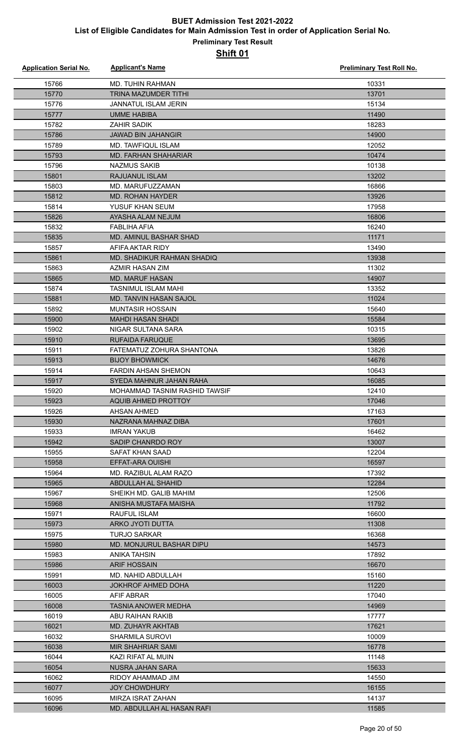# BUET Admission Test 2021-2022

## List of Eligible Candidates for Main Admission Test in order of Application Serial No.

### Preliminary Test Result

### Shift 01

| Application Serial No. | Applicant's Name | Preliminary Test Roll No. |
|---|---|---|
| 15766 | MD. TUHIN RAHMAN | 10331 |
| 15770 | TRINA MAZUMDER TITHI | 13701 |
| 15776 | JANNATUL ISLAM JERIN | 15134 |
| 15777 | UMME HABIBA | 11490 |
| 15782 | ZAHIR SADIK | 18283 |
| 15786 | JAWAD BIN JAHANGIR | 14900 |
| 15789 | MD. TAWFIQUL ISLAM | 12052 |
| 15793 | MD. FARHAN SHAHARIAR | 10474 |
| 15796 | NAZMUS SAKIB | 10138 |
| 15801 | RAJUANUL ISLAM | 13202 |
| 15803 | MD. MARUFUZZAMAN | 16866 |
| 15812 | MD. ROHAN HAYDER | 13926 |
| 15814 | YUSUF KHAN SEUM | 17958 |
| 15826 | AYASHA ALAM NEJUM | 16806 |
| 15832 | FABLIHA AFIA | 16240 |
| 15835 | MD. AMINUL BASHAR SHAD | 11171 |
| 15857 | AFIFA AKTAR RIDY | 13490 |
| 15861 | MD. SHADIKUR RAHMAN SHADIQ | 13938 |
| 15863 | AZMIR HASAN ZIM | 11302 |
| 15865 | MD. MARUF HASAN | 14907 |
| 15874 | TASNIMUL ISLAM MAHI | 13352 |
| 15881 | MD. TANVIN HASAN SAJOL | 11024 |
| 15892 | MUNTASIR HOSSAIN | 15640 |
| 15900 | MAHDI HASAN SHADI | 15584 |
| 15902 | NIGAR SULTANA SARA | 10315 |
| 15910 | RUFAIDA FARUQUE | 13695 |
| 15911 | FATEMATUZ ZOHURA SHANTONA | 13826 |
| 15913 | BIJOY BHOWMICK | 14676 |
| 15914 | FARDIN AHSAN SHEMON | 10643 |
| 15917 | SYEDA MAHNUR JAHAN RAHA | 16085 |
| 15920 | MOHAMMAD TASNIM RASHID TAWSIF | 12410 |
| 15923 | AQUIB AHMED PROTTOY | 17046 |
| 15926 | AHSAN AHMED | 17163 |
| 15930 | NAZRANA MAHNAZ DIBA | 17601 |
| 15933 | IMRAN YAKUB | 16462 |
| 15942 | SADIP CHANRDO ROY | 13007 |
| 15955 | SAFAT KHAN SAAD | 12204 |
| 15958 | EFFAT-ARA OUISHI | 16597 |
| 15964 | MD. RAZIBUL ALAM RAZO | 17392 |
| 15965 | ABDULLAH AL SHAHID | 12284 |
| 15967 | SHEIKH MD. GALIB MAHIM | 12506 |
| 15968 | ANISHA MUSTAFA MAISHA | 11792 |
| 15971 | RAUFUL ISLAM | 16600 |
| 15973 | ARKO JYOTI DUTTA | 11308 |
| 15975 | TURJO SARKAR | 16368 |
| 15980 | MD. MONJURUL BASHAR DIPU | 14573 |
| 15983 | ANIKA TAHSIN | 17892 |
| 15986 | ARIF HOSSAIN | 16670 |
| 15991 | MD. NAHID ABDULLAH | 15160 |
| 16003 | JOKHROF AHMED DOHA | 11220 |
| 16005 | AFIF ABRAR | 17040 |
| 16008 | TASNIA ANOWER MEDHA | 14969 |
| 16019 | ABU RAIHAN RAKIB | 17777 |
| 16021 | MD. ZUHAYR AKHTAB | 17621 |
| 16032 | SHARMILA SUROVI | 10009 |
| 16038 | MIR SHAHRIAR SAMI | 16778 |
| 16044 | KAZI RIFAT AL MUIN | 11148 |
| 16054 | NUSRA JAHAN SARA | 15633 |
| 16062 | RIDOY AHAMMAD JIM | 14550 |
| 16077 | JOY CHOWDHURY | 16155 |
| 16095 | MIRZA ISRAT ZAHAN | 14137 |
| 16096 | MD. ABDULLAH AL HASAN RAFI | 11585 |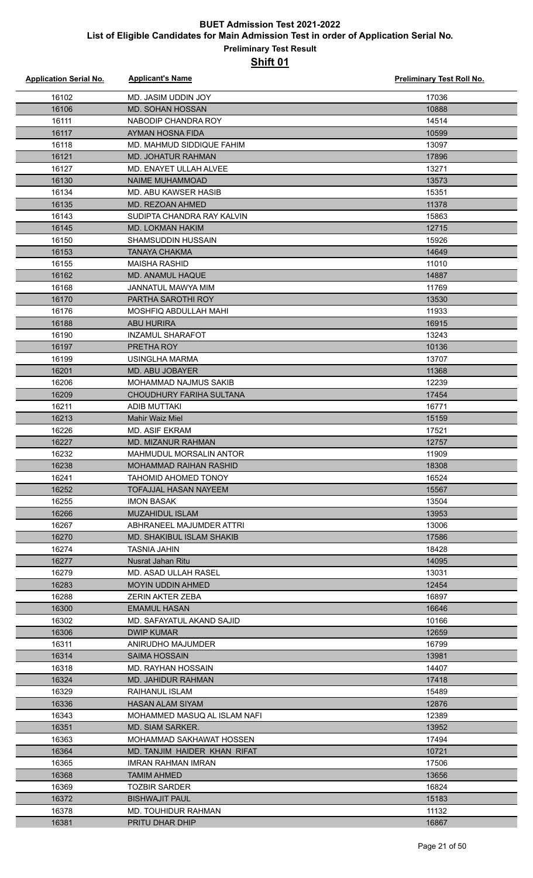# BUET Admission Test 2021-2022

## List of Eligible Candidates for Main Admission Test in order of Application Serial No.

### Preliminary Test Result

### Shift 01

| Application Serial No. | Applicant's Name | Preliminary Test Roll No. |
|---|---|---|
| 16102 | MD. JASIM UDDIN JOY | 17036 |
| 16106 | MD. SOHAN HOSSAN | 10888 |
| 16111 | NABODIP CHANDRA ROY | 14514 |
| 16117 | AYMAN HOSNA FIDA | 10599 |
| 16118 | MD. MAHMUD SIDDIQUE FAHIM | 13097 |
| 16121 | MD. JOHATUR RAHMAN | 17896 |
| 16127 | MD. ENAYET ULLAH ALVEE | 13271 |
| 16130 | NAIME MUHAMMOAD | 13573 |
| 16134 | MD. ABU KAWSER HASIB | 15351 |
| 16135 | MD. REZOAN AHMED | 11378 |
| 16143 | SUDIPTA CHANDRA RAY KALVIN | 15863 |
| 16145 | MD. LOKMAN HAKIM | 12715 |
| 16150 | SHAMSUDDIN HUSSAIN | 15926 |
| 16153 | TANAYA CHAKMA | 14649 |
| 16155 | MAISHA RASHID | 11010 |
| 16162 | MD. ANAMUL HAQUE | 14887 |
| 16168 | JANNATUL MAWYA MIM | 11769 |
| 16170 | PARTHA SAROTHI ROY | 13530 |
| 16176 | MOSHFIQ ABDULLAH MAHI | 11933 |
| 16188 | ABU HURIRA | 16915 |
| 16190 | INZAMUL SHARAFOT | 13243 |
| 16197 | PRETHA ROY | 10136 |
| 16199 | USINGLHA MARMA | 13707 |
| 16201 | MD. ABU JOBAYER | 11368 |
| 16206 | MOHAMMAD NAJMUS SAKIB | 12239 |
| 16209 | CHOUDHURY FARIHA SULTANA | 17454 |
| 16211 | ADIB MUTTAKI | 16771 |
| 16213 | Mahir Waiz Miel | 15159 |
| 16226 | MD. ASIF EKRAM | 17521 |
| 16227 | MD. MIZANUR RAHMAN | 12757 |
| 16232 | MAHMUDUL MORSALIN ANTOR | 11909 |
| 16238 | MOHAMMAD RAIHAN RASHID | 18308 |
| 16241 | TAHOMID AHOMED TONOY | 16524 |
| 16252 | TOFAJJAL HASAN NAYEEM | 15567 |
| 16255 | IMON BASAK | 13504 |
| 16266 | MUZAHIDUL ISLAM | 13953 |
| 16267 | ABHRANEEL MAJUMDER ATTRI | 13006 |
| 16270 | MD. SHAKIBUL ISLAM SHAKIB | 17586 |
| 16274 | TASNIA JAHIN | 18428 |
| 16277 | Nusrat Jahan Ritu | 14095 |
| 16279 | MD. ASAD ULLAH RASEL | 13031 |
| 16283 | MOYIN UDDIN AHMED | 12454 |
| 16288 | ZERIN AKTER ZEBA | 16897 |
| 16300 | EMAMUL HASAN | 16646 |
| 16302 | MD. SAFAYATUL AKAND SAJID | 10166 |
| 16306 | DWIP KUMAR | 12659 |
| 16311 | ANIRUDHO MAJUMDER | 16799 |
| 16314 | SAIMA HOSSAIN | 13981 |
| 16318 | MD. RAYHAN HOSSAIN | 14407 |
| 16324 | MD. JAHIDUR RAHMAN | 17418 |
| 16329 | RAIHANUL ISLAM | 15489 |
| 16336 | HASAN ALAM SIYAM | 12876 |
| 16343 | MOHAMMED MASUQ AL ISLAM NAFI | 12389 |
| 16351 | MD. SIAM SARKER. | 13952 |
| 16363 | MOHAMMAD SAKHAWAT HOSSEN | 17494 |
| 16364 | MD. TANJIM HAIDER KHAN RIFAT | 10721 |
| 16365 | IMRAN RAHMAN IMRAN | 17506 |
| 16368 | TAMIM AHMED | 13656 |
| 16369 | TOZBIR SARDER | 16824 |
| 16372 | BISHWAJIT PAUL | 15183 |
| 16378 | MD. TOUHIDUR RAHMAN | 11132 |
| 16381 | PRITU DHAR DHIP | 16867 |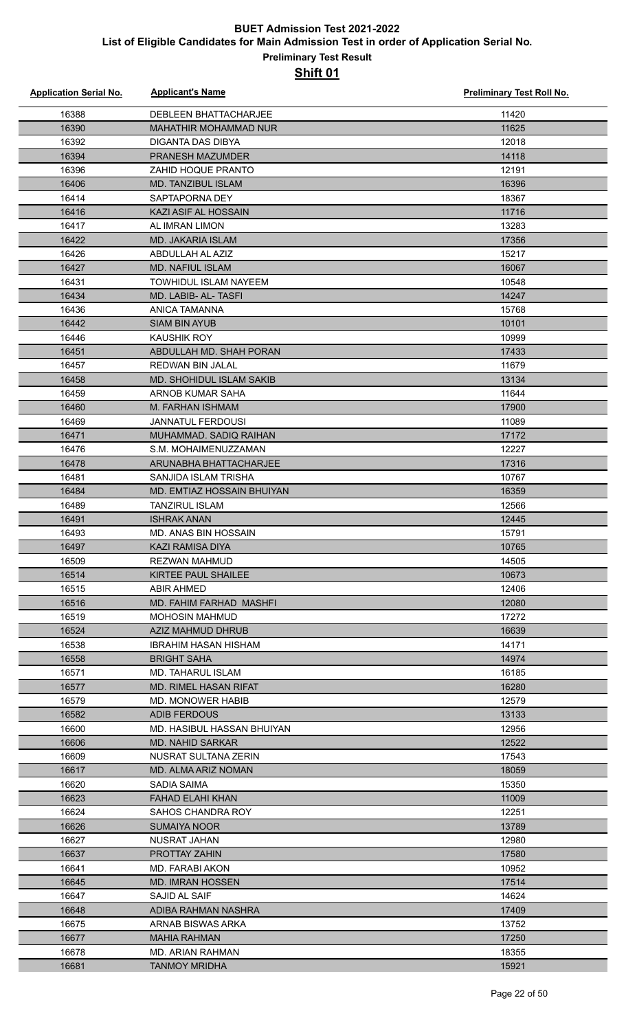# BUET Admission Test 2021-2022

## List of Eligible Candidates for Main Admission Test in order of Application Serial No.

### Preliminary Test Result

### Shift 01

| Application Serial No. | Applicant's Name | Preliminary Test Roll No. |
|---|---|---|
| 16388 | DEBLEEN BHATTACHARJEE | 11420 |
| 16390 | MAHATHIR MOHAMMAD NUR | 11625 |
| 16392 | DIGANTA DAS DIBYA | 12018 |
| 16394 | PRANESH MAZUMDER | 14118 |
| 16396 | ZAHID HOQUE PRANTO | 12191 |
| 16406 | MD. TANZIBUL ISLAM | 16396 |
| 16414 | SAPTAPORNA DEY | 18367 |
| 16416 | KAZI ASIF AL HOSSAIN | 11716 |
| 16417 | AL IMRAN LIMON | 13283 |
| 16422 | MD. JAKARIA ISLAM | 17356 |
| 16426 | ABDULLAH AL AZIZ | 15217 |
| 16427 | MD. NAFIUL ISLAM | 16067 |
| 16431 | TOWHIDUL ISLAM NAYEEM | 10548 |
| 16434 | MD. LABIB- AL- TASFI | 14247 |
| 16436 | ANICA TAMANNA | 15768 |
| 16442 | SIAM BIN AYUB | 10101 |
| 16446 | KAUSHIK ROY | 10999 |
| 16451 | ABDULLAH MD. SHAH PORAN | 17433 |
| 16457 | REDWAN BIN JALAL | 11679 |
| 16458 | MD. SHOHIDUL ISLAM SAKIB | 13134 |
| 16459 | ARNOB KUMAR SAHA | 11644 |
| 16460 | M. FARHAN ISHMAM | 17900 |
| 16469 | JANNATUL FERDOUSI | 11089 |
| 16471 | MUHAMMAD. SADIQ RAIHAN | 17172 |
| 16476 | S.M. MOHAIMENUZZAMAN | 12227 |
| 16478 | ARUNABHA BHATTACHARJEE | 17316 |
| 16481 | SANJIDA ISLAM TRISHA | 10767 |
| 16484 | MD. EMTIAZ HOSSAIN BHUIYAN | 16359 |
| 16489 | TANZIRUL ISLAM | 12566 |
| 16491 | ISHRAK ANAN | 12445 |
| 16493 | MD. ANAS BIN HOSSAIN | 15791 |
| 16497 | KAZI RAMISA DIYA | 10765 |
| 16509 | REZWAN MAHMUD | 14505 |
| 16514 | KIRTEE PAUL SHAILEE | 10673 |
| 16515 | ABIR AHMED | 12406 |
| 16516 | MD. FAHIM FARHAD MASHFI | 12080 |
| 16519 | MOHOSIN MAHMUD | 17272 |
| 16524 | AZIZ MAHMUD DHRUB | 16639 |
| 16538 | IBRAHIM HASAN HISHAM | 14171 |
| 16558 | BRIGHT SAHA | 14974 |
| 16571 | MD. TAHARUL ISLAM | 16185 |
| 16577 | MD. RIMEL HASAN RIFAT | 16280 |
| 16579 | MD. MONOWER HABIB | 12579 |
| 16582 | ADIB FERDOUS | 13133 |
| 16600 | MD. HASIBUL HASSAN BHUIYAN | 12956 |
| 16606 | MD. NAHID SARKAR | 12522 |
| 16609 | NUSRAT SULTANA ZERIN | 17543 |
| 16617 | MD. ALMA ARIZ NOMAN | 18059 |
| 16620 | SADIA SAIMA | 15350 |
| 16623 | FAHAD ELAHI KHAN | 11009 |
| 16624 | SAHOS CHANDRA ROY | 12251 |
| 16626 | SUMAIYA NOOR | 13789 |
| 16627 | NUSRAT JAHAN | 12980 |
| 16637 | PROTTAY ZAHIN | 17580 |
| 16641 | MD. FARABI AKON | 10952 |
| 16645 | MD. IMRAN HOSSEN | 17514 |
| 16647 | SAJID AL SAIF | 14624 |
| 16648 | ADIBA RAHMAN NASHRA | 17409 |
| 16675 | ARNAB BISWAS ARKA | 13752 |
| 16677 | MAHIA RAHMAN | 17250 |
| 16678 | MD. ARIAN RAHMAN | 18355 |
| 16681 | TANMOY MRIDHA | 15921 |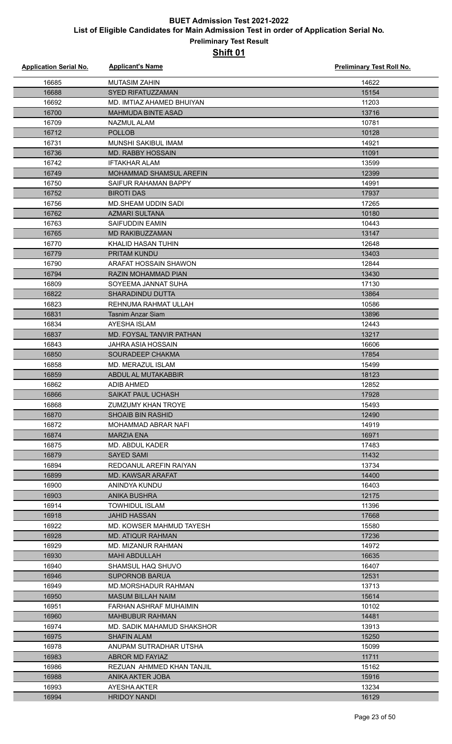# BUET Admission Test 2021-2022

## List of Eligible Candidates for Main Admission Test in order of Application Serial No.

### Preliminary Test Result

### Shift 01

| Application Serial No. | Applicant's Name | Preliminary Test Roll No. |
|---|---|---|
| 16685 | MUTASIM ZAHIN | 14622 |
| 16688 | SYED RIFATUZZAMAN | 15154 |
| 16692 | MD. IMTIAZ AHAMED BHUIYAN | 11203 |
| 16700 | MAHMUDA BINTE ASAD | 13716 |
| 16709 | NAZMUL ALAM | 10781 |
| 16712 | POLLOB | 10128 |
| 16731 | MUNSHI SAKIBUL IMAM | 14921 |
| 16736 | MD. RABBY HOSSAIN | 11091 |
| 16742 | IFTAKHAR ALAM | 13599 |
| 16749 | MOHAMMAD SHAMSUL AREFIN | 12399 |
| 16750 | SAIFUR RAHAMAN BAPPY | 14991 |
| 16752 | BIROTI DAS | 17937 |
| 16756 | MD.SHEAM UDDIN SADI | 17265 |
| 16762 | AZMARI SULTANA | 10180 |
| 16763 | SAIFUDDIN EAMIN | 10443 |
| 16765 | MD RAKIBUZZAMAN | 13147 |
| 16770 | KHALID HASAN TUHIN | 12648 |
| 16779 | PRITAM KUNDU | 13403 |
| 16790 | ARAFAT HOSSAIN SHAWON | 12844 |
| 16794 | RAZIN MOHAMMAD PIAN | 13430 |
| 16809 | SOYEEMA JANNAT SUHA | 17130 |
| 16822 | SHARADINDU DUTTA | 13864 |
| 16823 | REHNUMA RAHMAT ULLAH | 10586 |
| 16831 | Tasnim Anzar Siam | 13896 |
| 16834 | AYESHA ISLAM | 12443 |
| 16837 | MD. FOYSAL TANVIR PATHAN | 13217 |
| 16843 | JAHRA ASIA HOSSAIN | 16606 |
| 16850 | SOURADEEP CHAKMA | 17854 |
| 16858 | MD. MERAZUL ISLAM | 15499 |
| 16859 | ABDUL AL MUTAKABBIR | 18123 |
| 16862 | ADIB AHMED | 12852 |
| 16866 | SAIKAT PAUL UCHASH | 17928 |
| 16868 | ZUMZUMY KHAN TROYE | 15493 |
| 16870 | SHOAIB BIN RASHID | 12490 |
| 16872 | MOHAMMAD ABRAR NAFI | 14919 |
| 16874 | MARZIA ENA | 16971 |
| 16875 | MD. ABDUL KADER | 17483 |
| 16879 | SAYED SAMI | 11432 |
| 16894 | REDOANUL AREFIN RAIYAN | 13734 |
| 16899 | MD. KAWSAR ARAFAT | 14400 |
| 16900 | ANINDYA KUNDU | 16403 |
| 16903 | ANIKA BUSHRA | 12175 |
| 16914 | TOWHIDUL ISLAM | 11396 |
| 16918 | JAHID HASSAN | 17668 |
| 16922 | MD. KOWSER MAHMUD TAYESH | 15580 |
| 16928 | MD. ATIQUR RAHMAN | 17236 |
| 16929 | MD. MIZANUR RAHMAN | 14972 |
| 16930 | MAHI ABDULLAH | 16635 |
| 16940 | SHAMSUL HAQ SHUVO | 16407 |
| 16946 | SUPORNOB BARUA | 12531 |
| 16949 | MD.MORSHADUR RAHMAN | 13713 |
| 16950 | MASUM BILLAH NAIM | 15614 |
| 16951 | FARHAN ASHRAF MUHAIMIN | 10102 |
| 16960 | MAHBUBUR RAHMAN | 14481 |
| 16974 | MD. SADIK MAHAMUD SHAKSHOR | 13913 |
| 16975 | SHAFIN ALAM | 15250 |
| 16978 | ANUPAM SUTRADHAR UTSHA | 15099 |
| 16983 | ABROR MD FAYIAZ | 11711 |
| 16986 | REZUAN AHMMED KHAN TANJIL | 15162 |
| 16988 | ANIKA AKTER JOBA | 15916 |
| 16993 | AYESHA AKTER | 13234 |
| 16994 | HRIDOY NANDI | 16129 |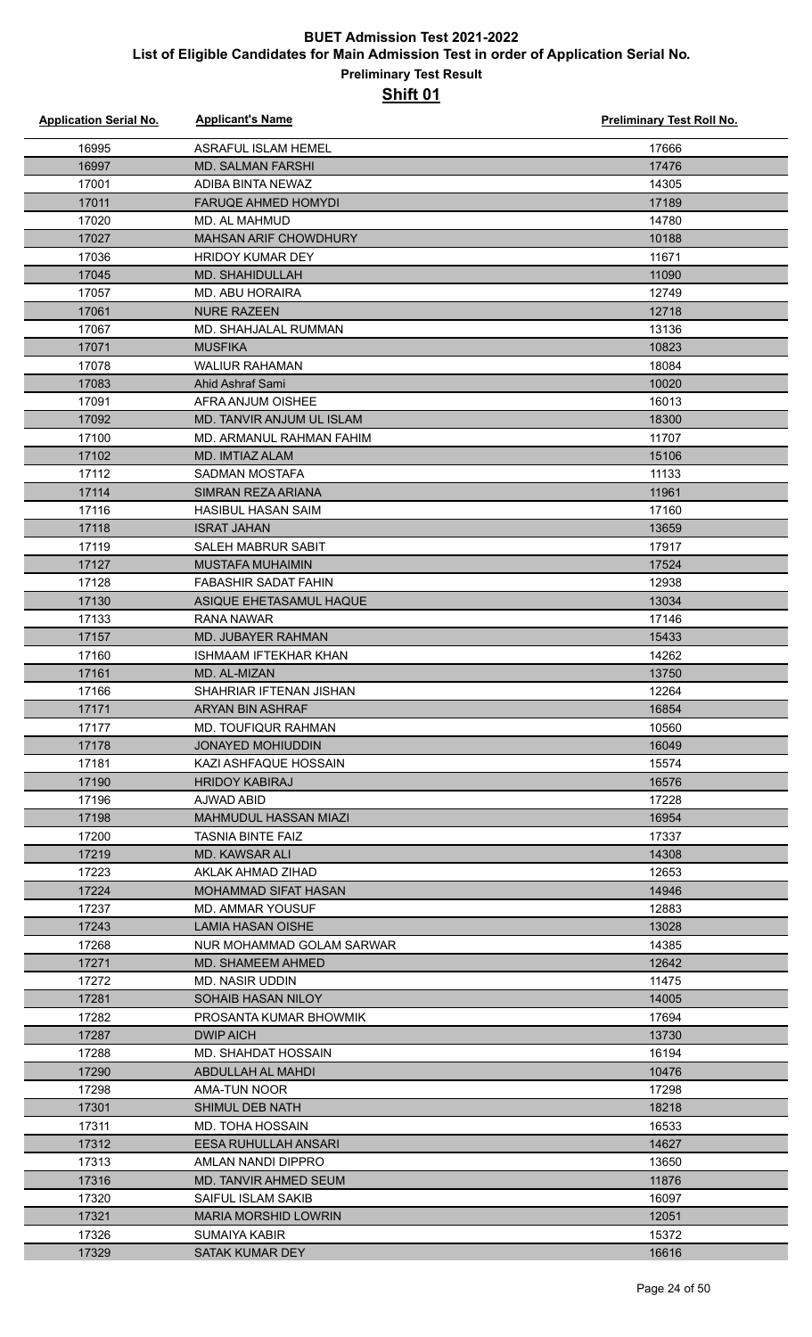# BUET Admission Test 2021-2022

## List of Eligible Candidates for Main Admission Test in order of Application Serial No.

### Preliminary Test Result

### Shift 01

| Application Serial No. | Applicant's Name | Preliminary Test Roll No. |
|---|---|---|
| 16995 | ASRAFUL ISLAM HEMEL | 17666 |
| 16997 | MD. SALMAN FARSHI | 17476 |
| 17001 | ADIBA BINTA NEWAZ | 14305 |
| 17011 | FARUQE AHMED HOMYDI | 17189 |
| 17020 | MD. AL MAHMUD | 14780 |
| 17027 | MAHSAN ARIF CHOWDHURY | 10188 |
| 17036 | HRIDOY KUMAR DEY | 11671 |
| 17045 | MD. SHAHIDULLAH | 11090 |
| 17057 | MD. ABU HORAIRA | 12749 |
| 17061 | NURE RAZEEN | 12718 |
| 17067 | MD. SHAHJALAL RUMMAN | 13136 |
| 17071 | MUSFIKA | 10823 |
| 17078 | WALIUR RAHAMAN | 18084 |
| 17083 | Ahid Ashraf Sami | 10020 |
| 17091 | AFRA ANJUM OISHEE | 16013 |
| 17092 | MD. TANVIR ANJUM UL ISLAM | 18300 |
| 17100 | MD. ARMANUL RAHMAN FAHIM | 11707 |
| 17102 | MD. IMTIAZ ALAM | 15106 |
| 17112 | SADMAN MOSTAFA | 11133 |
| 17114 | SIMRAN REZA ARIANA | 11961 |
| 17116 | HASIBUL HASAN SAIM | 17160 |
| 17118 | ISRAT JAHAN | 13659 |
| 17119 | SALEH MABRUR SABIT | 17917 |
| 17127 | MUSTAFA MUHAIMIN | 17524 |
| 17128 | FABASHIR SADAT FAHIN | 12938 |
| 17130 | ASIQUE EHETASAMUL HAQUE | 13034 |
| 17133 | RANA NAWAR | 17146 |
| 17157 | MD. JUBAYER RAHMAN | 15433 |
| 17160 | ISHMAAM IFTEKHAR KHAN | 14262 |
| 17161 | MD. AL-MIZAN | 13750 |
| 17166 | SHAHRIAR IFTENAN JISHAN | 12264 |
| 17171 | ARYAN BIN ASHRAF | 16854 |
| 17177 | MD. TOUFIQUR RAHMAN | 10560 |
| 17178 | JONAYED MOHIUDDIN | 16049 |
| 17181 | KAZI ASHFAQUE HOSSAIN | 15574 |
| 17190 | HRIDOY KABIRAJ | 16576 |
| 17196 | AJWAD ABID | 17228 |
| 17198 | MAHMUDUL HASSAN MIAZI | 16954 |
| 17200 | TASNIA BINTE FAIZ | 17337 |
| 17219 | MD. KAWSAR ALI | 14308 |
| 17223 | AKLAK AHMAD ZIHAD | 12653 |
| 17224 | MOHAMMAD SIFAT HASAN | 14946 |
| 17237 | MD. AMMAR YOUSUF | 12883 |
| 17243 | LAMIA HASAN OISHE | 13028 |
| 17268 | NUR MOHAMMAD GOLAM SARWAR | 14385 |
| 17271 | MD. SHAMEEM AHMED | 12642 |
| 17272 | MD. NASIR UDDIN | 11475 |
| 17281 | SOHAIB HASAN NILOY | 14005 |
| 17282 | PROSANTA KUMAR BHOWMIK | 17694 |
| 17287 | DWIP AICH | 13730 |
| 17288 | MD. SHAHDAT HOSSAIN | 16194 |
| 17290 | ABDULLAH AL MAHDI | 10476 |
| 17298 | AMA-TUN NOOR | 17298 |
| 17301 | SHIMUL DEB NATH | 18218 |
| 17311 | MD. TOHA HOSSAIN | 16533 |
| 17312 | EESA RUHULLAH ANSARI | 14627 |
| 17313 | AMLAN NANDI DIPPRO | 13650 |
| 17316 | MD. TANVIR AHMED SEUM | 11876 |
| 17320 | SAIFUL ISLAM SAKIB | 16097 |
| 17321 | MARIA MORSHID LOWRIN | 12051 |
| 17326 | SUMAIYA KABIR | 15372 |
| 17329 | SATAK KUMAR DEY | 16616 |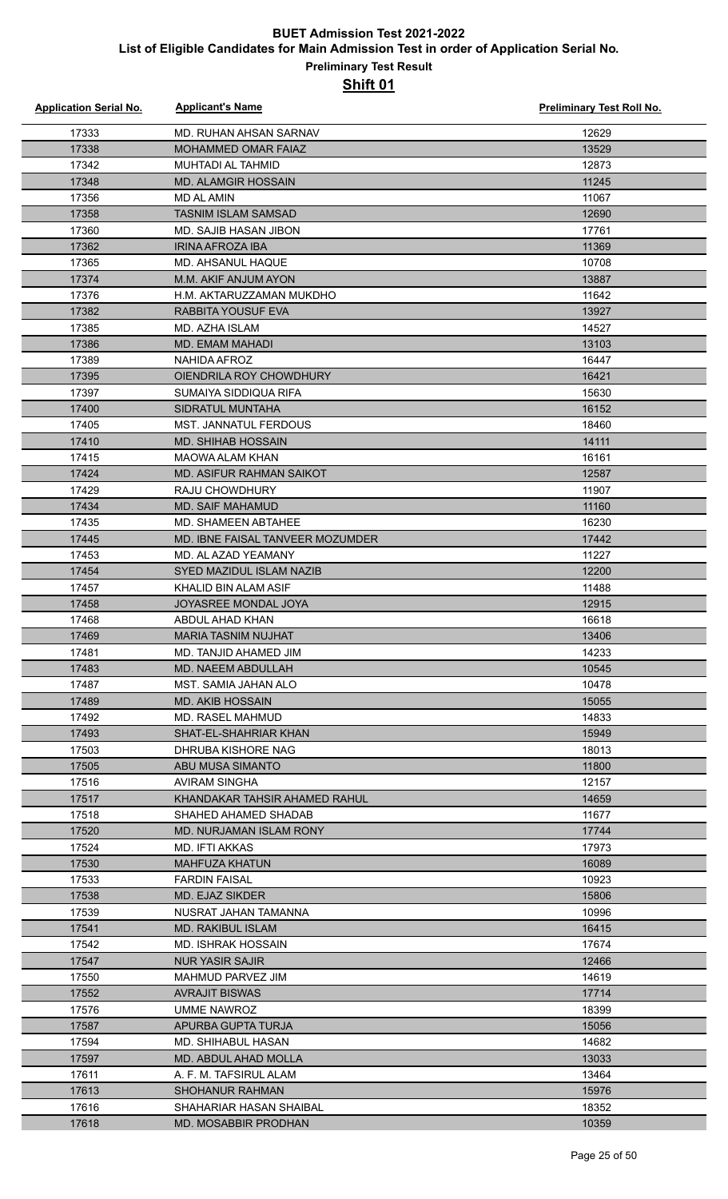# BUET Admission Test 2021-2022

## List of Eligible Candidates for Main Admission Test in order of Application Serial No.

### Preliminary Test Result

### Shift 01

| Application Serial No. | Applicant's Name | Preliminary Test Roll No. |
|---|---|---|
| 17333 | MD. RUHAN AHSAN SARNAV | 12629 |
| 17338 | MOHAMMED OMAR FAIAZ | 13529 |
| 17342 | MUHTADI AL TAHMID | 12873 |
| 17348 | MD. ALAMGIR HOSSAIN | 11245 |
| 17356 | MD AL AMIN | 11067 |
| 17358 | TASNIM ISLAM SAMSAD | 12690 |
| 17360 | MD. SAJIB HASAN JIBON | 17761 |
| 17362 | IRINA AFROZA IBA | 11369 |
| 17365 | MD. AHSANUL HAQUE | 10708 |
| 17374 | M.M. AKIF ANJUM AYON | 13887 |
| 17376 | H.M. AKTARUZZAMAN MUKDHO | 11642 |
| 17382 | RABBITA YOUSUF EVA | 13927 |
| 17385 | MD. AZHA ISLAM | 14527 |
| 17386 | MD. EMAM MAHADI | 13103 |
| 17389 | NAHIDA AFROZ | 16447 |
| 17395 | OIENDRILA ROY CHOWDHURY | 16421 |
| 17397 | SUMAIYA SIDDIQUA RIFA | 15630 |
| 17400 | SIDRATUL MUNTAHA | 16152 |
| 17405 | MST. JANNATUL FERDOUS | 18460 |
| 17410 | MD. SHIHAB HOSSAIN | 14111 |
| 17415 | MAOWA ALAM KHAN | 16161 |
| 17424 | MD. ASIFUR RAHMAN SAIKOT | 12587 |
| 17429 | RAJU CHOWDHURY | 11907 |
| 17434 | MD. SAIF MAHAMUD | 11160 |
| 17435 | MD. SHAMEEN ABTAHEE | 16230 |
| 17445 | MD. IBNE FAISAL TANVEER MOZUMDER | 17442 |
| 17453 | MD. AL AZAD YEAMANY | 11227 |
| 17454 | SYED MAZIDUL ISLAM NAZIB | 12200 |
| 17457 | KHALID BIN ALAM ASIF | 11488 |
| 17458 | JOYASREE MONDAL JOYA | 12915 |
| 17468 | ABDUL AHAD KHAN | 16618 |
| 17469 | MARIA TASNIM NUJHAT | 13406 |
| 17481 | MD. TANJID AHAMED JIM | 14233 |
| 17483 | MD. NAEEM ABDULLAH | 10545 |
| 17487 | MST. SAMIA JAHAN ALO | 10478 |
| 17489 | MD. AKIB HOSSAIN | 15055 |
| 17492 | MD. RASEL MAHMUD | 14833 |
| 17493 | SHAT-EL-SHAHRIAR KHAN | 15949 |
| 17503 | DHRUBA KISHORE NAG | 18013 |
| 17505 | ABU MUSA SIMANTO | 11800 |
| 17516 | AVIRAM SINGHA | 12157 |
| 17517 | KHANDAKAR TAHSIR AHAMED RAHUL | 14659 |
| 17518 | SHAHED AHAMED SHADAB | 11677 |
| 17520 | MD. NURJAMAN ISLAM RONY | 17744 |
| 17524 | MD. IFTI AKKAS | 17973 |
| 17530 | MAHFUZA KHATUN | 16089 |
| 17533 | FARDIN FAISAL | 10923 |
| 17538 | MD. EJAZ SIKDER | 15806 |
| 17539 | NUSRAT JAHAN TAMANNA | 10996 |
| 17541 | MD. RAKIBUL ISLAM | 16415 |
| 17542 | MD. ISHRAK HOSSAIN | 17674 |
| 17547 | NUR YASIR SAJIR | 12466 |
| 17550 | MAHMUD PARVEZ JIM | 14619 |
| 17552 | AVRAJIT BISWAS | 17714 |
| 17576 | UMME NAWROZ | 18399 |
| 17587 | APURBA GUPTA TURJA | 15056 |
| 17594 | MD. SHIHABUL HASAN | 14682 |
| 17597 | MD. ABDUL AHAD MOLLA | 13033 |
| 17611 | A. F. M. TAFSIRUL ALAM | 13464 |
| 17613 | SHOHANUR RAHMAN | 15976 |
| 17616 | SHAHARIAR HASAN SHAIBAL | 18352 |
| 17618 | MD. MOSABBIR PRODHAN | 10359 |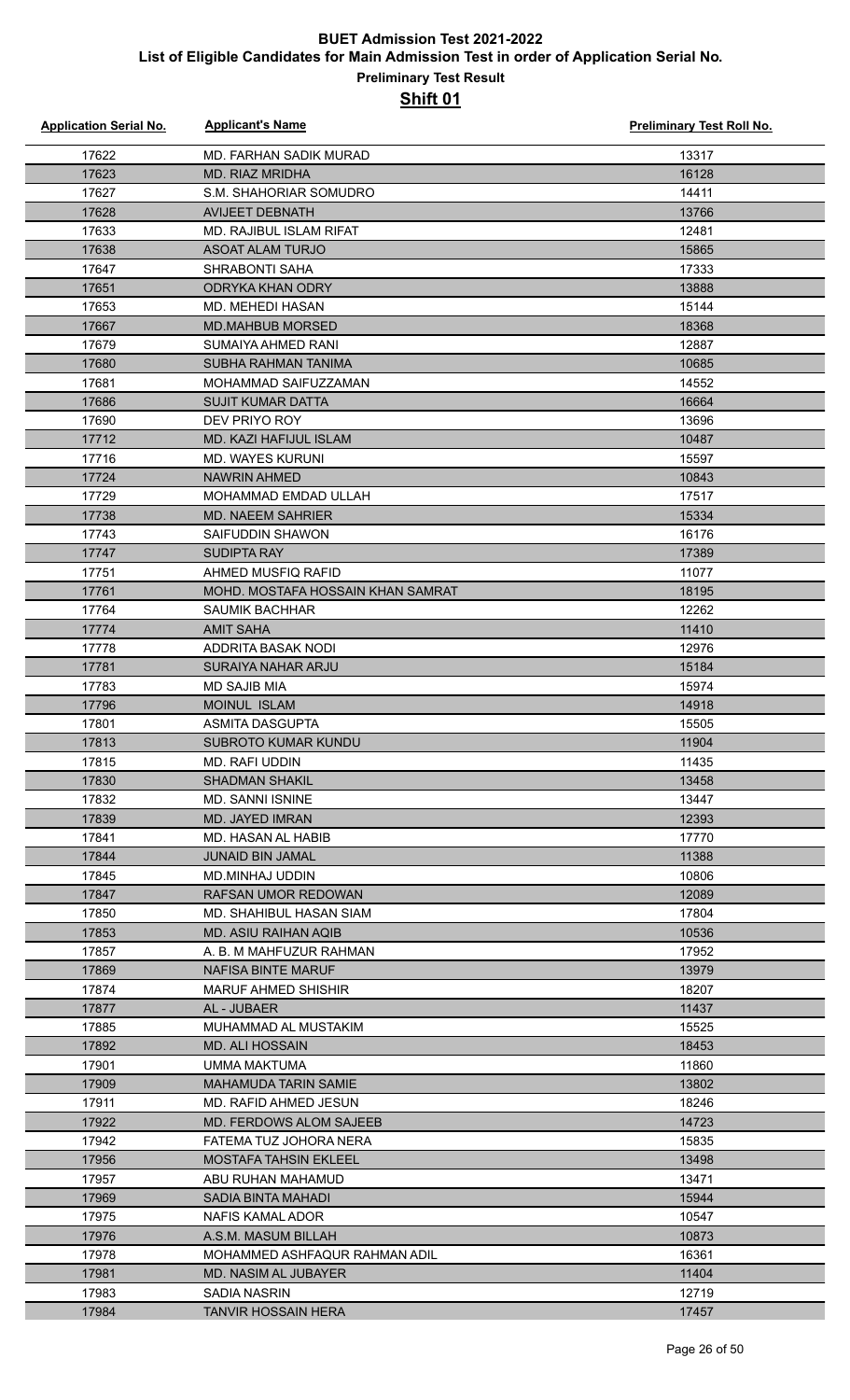# BUET Admission Test 2021-2022

## List of Eligible Candidates for Main Admission Test in order of Application Serial No.

### Preliminary Test Result

### Shift 01

| Application Serial No. | Applicant's Name | Preliminary Test Roll No. |
|---|---|---|
| 17622 | MD. FARHAN SADIK MURAD | 13317 |
| 17623 | MD. RIAZ MRIDHA | 16128 |
| 17627 | S.M. SHAHORIAR SOMUDRO | 14411 |
| 17628 | AVIJEET DEBNATH | 13766 |
| 17633 | MD. RAJIBUL ISLAM RIFAT | 12481 |
| 17638 | ASOAT ALAM TURJO | 15865 |
| 17647 | SHRABONTI SAHA | 17333 |
| 17651 | ODRYKA KHAN ODRY | 13888 |
| 17653 | MD. MEHEDI HASAN | 15144 |
| 17667 | MD.MAHBUB MORSED | 18368 |
| 17679 | SUMAIYA AHMED RANI | 12887 |
| 17680 | SUBHA RAHMAN TANIMA | 10685 |
| 17681 | MOHAMMAD SAIFUZZAMAN | 14552 |
| 17686 | SUJIT KUMAR DATTA | 16664 |
| 17690 | DEV PRIYO ROY | 13696 |
| 17712 | MD. KAZI HAFIJUL ISLAM | 10487 |
| 17716 | MD. WAYES KURUNI | 15597 |
| 17724 | NAWRIN AHMED | 10843 |
| 17729 | MOHAMMAD EMDAD ULLAH | 17517 |
| 17738 | MD. NAEEM SAHRIER | 15334 |
| 17743 | SAIFUDDIN SHAWON | 16176 |
| 17747 | SUDIPTA RAY | 17389 |
| 17751 | AHMED MUSFIQ RAFID | 11077 |
| 17761 | MOHD. MOSTAFA HOSSAIN KHAN SAMRAT | 18195 |
| 17764 | SAUMIK BACHHAR | 12262 |
| 17774 | AMIT SAHA | 11410 |
| 17778 | ADDRITA BASAK NODI | 12976 |
| 17781 | SURAIYA NAHAR ARJU | 15184 |
| 17783 | MD SAJIB MIA | 15974 |
| 17796 | MOINUL ISLAM | 14918 |
| 17801 | ASMITA DASGUPTA | 15505 |
| 17813 | SUBROTO KUMAR KUNDU | 11904 |
| 17815 | MD. RAFI UDDIN | 11435 |
| 17830 | SHADMAN SHAKIL | 13458 |
| 17832 | MD. SANNI ISNINE | 13447 |
| 17839 | MD. JAYED IMRAN | 12393 |
| 17841 | MD. HASAN AL HABIB | 17770 |
| 17844 | JUNAID BIN JAMAL | 11388 |
| 17845 | MD.MINHAJ UDDIN | 10806 |
| 17847 | RAFSAN UMOR REDOWAN | 12089 |
| 17850 | MD. SHAHIBUL HASAN SIAM | 17804 |
| 17853 | MD. ASIU RAIHAN AQIB | 10536 |
| 17857 | A. B. M MAHFUZUR RAHMAN | 17952 |
| 17869 | NAFISA BINTE MARUF | 13979 |
| 17874 | MARUF AHMED SHISHIR | 18207 |
| 17877 | AL - JUBAER | 11437 |
| 17885 | MUHAMMAD AL MUSTAKIM | 15525 |
| 17892 | MD. ALI HOSSAIN | 18453 |
| 17901 | UMMA MAKTUMA | 11860 |
| 17909 | MAHAMUDA TARIN SAMIE | 13802 |
| 17911 | MD. RAFID AHMED JESUN | 18246 |
| 17922 | MD. FERDOWS ALOM SAJEEB | 14723 |
| 17942 | FATEMA TUZ JOHORA NERA | 15835 |
| 17956 | MOSTAFA TAHSIN EKLEEL | 13498 |
| 17957 | ABU RUHAN MAHAMUD | 13471 |
| 17969 | SADIA BINTA MAHADI | 15944 |
| 17975 | NAFIS KAMAL ADOR | 10547 |
| 17976 | A.S.M. MASUM BILLAH | 10873 |
| 17978 | MOHAMMED ASHFAQUR RAHMAN ADIL | 16361 |
| 17981 | MD. NASIM AL JUBAYER | 11404 |
| 17983 | SADIA NASRIN | 12719 |
| 17984 | TANVIR HOSSAIN HERA | 17457 |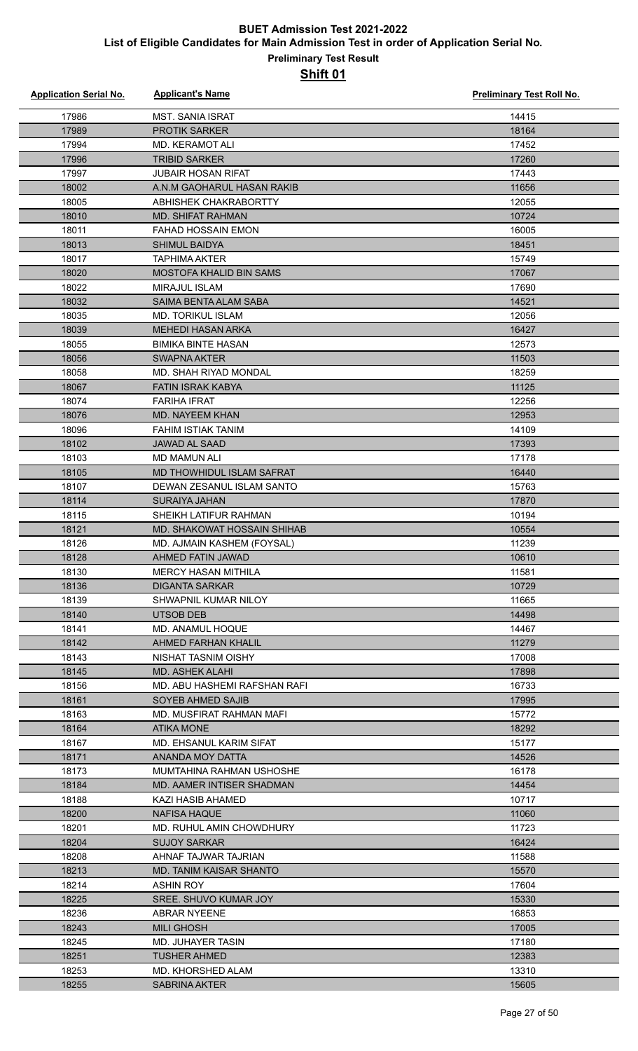# BUET Admission Test 2021-2022

## List of Eligible Candidates for Main Admission Test in order of Application Serial No.

### Preliminary Test Result

### Shift 01

| Application Serial No. | Applicant's Name | Preliminary Test Roll No. |
|---|---|---|
| 17986 | MST. SANIA ISRAT | 14415 |
| 17989 | PROTIK SARKER | 18164 |
| 17994 | MD. KERAMOT ALI | 17452 |
| 17996 | TRIBID SARKER | 17260 |
| 17997 | JUBAIR HOSAN RIFAT | 17443 |
| 18002 | A.N.M GAOHARUL HASAN RAKIB | 11656 |
| 18005 | ABHISHEK CHAKRABORTTY | 12055 |
| 18010 | MD. SHIFAT RAHMAN | 10724 |
| 18011 | FAHAD HOSSAIN EMON | 16005 |
| 18013 | SHIMUL BAIDYA | 18451 |
| 18017 | TAPHIMA AKTER | 15749 |
| 18020 | MOSTOFA KHALID BIN SAMS | 17067 |
| 18022 | MIRAJUL ISLAM | 17690 |
| 18032 | SAIMA BENTA ALAM SABA | 14521 |
| 18035 | MD. TORIKUL ISLAM | 12056 |
| 18039 | MEHEDI HASAN ARKA | 16427 |
| 18055 | BIMIKA BINTE HASAN | 12573 |
| 18056 | SWAPNA AKTER | 11503 |
| 18058 | MD. SHAH RIYAD MONDAL | 18259 |
| 18067 | FATIN ISRAK KABYA | 11125 |
| 18074 | FARIHA IFRAT | 12256 |
| 18076 | MD. NAYEEM KHAN | 12953 |
| 18096 | FAHIM ISTIAK TANIM | 14109 |
| 18102 | JAWAD AL SAAD | 17393 |
| 18103 | MD MAMUN ALI | 17178 |
| 18105 | MD THOWHIDUL ISLAM SAFRAT | 16440 |
| 18107 | DEWAN ZESANUL ISLAM SANTO | 15763 |
| 18114 | SURAIYA JAHAN | 17870 |
| 18115 | SHEIKH LATIFUR RAHMAN | 10194 |
| 18121 | MD. SHAKOWAT HOSSAIN SHIHAB | 10554 |
| 18126 | MD. AJMAIN KASHEM (FOYSAL) | 11239 |
| 18128 | AHMED FATIN JAWAD | 10610 |
| 18130 | MERCY HASAN MITHILA | 11581 |
| 18136 | DIGANTA SARKAR | 10729 |
| 18139 | SHWAPNIL KUMAR NILOY | 11665 |
| 18140 | UTSOB DEB | 14498 |
| 18141 | MD. ANAMUL HOQUE | 14467 |
| 18142 | AHMED FARHAN KHALIL | 11279 |
| 18143 | NISHAT TASNIM OISHY | 17008 |
| 18145 | MD. ASHEK ALAHI | 17898 |
| 18156 | MD. ABU HASHEMI RAFSHAN RAFI | 16733 |
| 18161 | SOYEB AHMED SAJIB | 17995 |
| 18163 | MD. MUSFIRAT RAHMAN MAFI | 15772 |
| 18164 | ATIKA MONE | 18292 |
| 18167 | MD. EHSANUL KARIM SIFAT | 15177 |
| 18171 | ANANDA MOY DATTA | 14526 |
| 18173 | MUMTAHINA RAHMAN USHOSHE | 16178 |
| 18184 | MD. AAMER INTISER SHADMAN | 14454 |
| 18188 | KAZI HASIB AHAMED | 10717 |
| 18200 | NAFISA HAQUE | 11060 |
| 18201 | MD. RUHUL AMIN CHOWDHURY | 11723 |
| 18204 | SUJOY SARKAR | 16424 |
| 18208 | AHNAF TAJWAR TAJRIAN | 11588 |
| 18213 | MD. TANIM KAISAR SHANTO | 15570 |
| 18214 | ASHIN ROY | 17604 |
| 18225 | SREE. SHUVO KUMAR JOY | 15330 |
| 18236 | ABRAR NYEENE | 16853 |
| 18243 | MILI GHOSH | 17005 |
| 18245 | MD. JUHAYER TASIN | 17180 |
| 18251 | TUSHER AHMED | 12383 |
| 18253 | MD. KHORSHED ALAM | 13310 |
| 18255 | SABRINA AKTER | 15605 |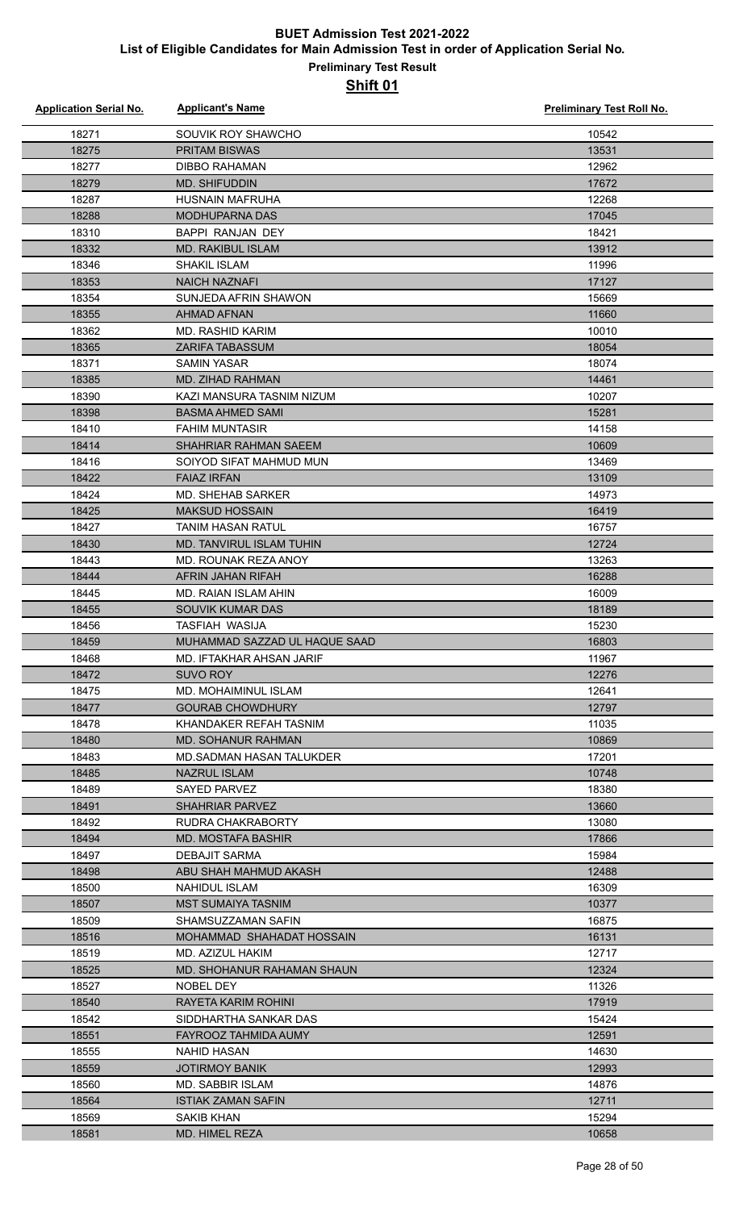# BUET Admission Test 2021-2022

## List of Eligible Candidates for Main Admission Test in order of Application Serial No.

### Preliminary Test Result

### Shift 01

| Application Serial No. | Applicant's Name | Preliminary Test Roll No. |
|---|---|---|
| 18271 | SOUVIK ROY SHAWCHO | 10542 |
| 18275 | PRITAM BISWAS | 13531 |
| 18277 | DIBBO RAHAMAN | 12962 |
| 18279 | MD. SHIFUDDIN | 17672 |
| 18287 | HUSNAIN MAFRUHA | 12268 |
| 18288 | MODHUPARNA DAS | 17045 |
| 18310 | BAPPI RANJAN DEY | 18421 |
| 18332 | MD. RAKIBUL ISLAM | 13912 |
| 18346 | SHAKIL ISLAM | 11996 |
| 18353 | NAICH NAZNAFI | 17127 |
| 18354 | SUNJEDA AFRIN SHAWON | 15669 |
| 18355 | AHMAD AFNAN | 11660 |
| 18362 | MD. RASHID KARIM | 10010 |
| 18365 | ZARIFA TABASSUM | 18054 |
| 18371 | SAMIN YASAR | 18074 |
| 18385 | MD. ZIHAD RAHMAN | 14461 |
| 18390 | KAZI MANSURA TASNIM NIZUM | 10207 |
| 18398 | BASMA AHMED SAMI | 15281 |
| 18410 | FAHIM MUNTASIR | 14158 |
| 18414 | SHAHRIAR RAHMAN SAEEM | 10609 |
| 18416 | SOIYOD SIFAT MAHMUD MUN | 13469 |
| 18422 | FAIAZ IRFAN | 13109 |
| 18424 | MD. SHEHAB SARKER | 14973 |
| 18425 | MAKSUD HOSSAIN | 16419 |
| 18427 | TANIM HASAN RATUL | 16757 |
| 18430 | MD. TANVIRUL ISLAM TUHIN | 12724 |
| 18443 | MD. ROUNAK REZA ANOY | 13263 |
| 18444 | AFRIN JAHAN RIFAH | 16288 |
| 18445 | MD. RAIAN ISLAM AHIN | 16009 |
| 18455 | SOUVIK KUMAR DAS | 18189 |
| 18456 | TASFIAH WASIJA | 15230 |
| 18459 | MUHAMMAD SAZZAD UL HAQUE SAAD | 16803 |
| 18468 | MD. IFTAKHAR AHSAN JARIF | 11967 |
| 18472 | SUVO ROY | 12276 |
| 18475 | MD. MOHAIMINUL ISLAM | 12641 |
| 18477 | GOURAB CHOWDHURY | 12797 |
| 18478 | KHANDAKER REFAH TASNIM | 11035 |
| 18480 | MD. SOHANUR RAHMAN | 10869 |
| 18483 | MD.SADMAN HASAN TALUKDER | 17201 |
| 18485 | NAZRUL ISLAM | 10748 |
| 18489 | SAYED PARVEZ | 18380 |
| 18491 | SHAHRIAR PARVEZ | 13660 |
| 18492 | RUDRA CHAKRABORTY | 13080 |
| 18494 | MD. MOSTAFA BASHIR | 17866 |
| 18497 | DEBAJIT SARMA | 15984 |
| 18498 | ABU SHAH MAHMUD AKASH | 12488 |
| 18500 | NAHIDUL ISLAM | 16309 |
| 18507 | MST SUMAIYA TASNIM | 10377 |
| 18509 | SHAMSUZZAMAN SAFIN | 16875 |
| 18516 | MOHAMMAD SHAHADAT HOSSAIN | 16131 |
| 18519 | MD. AZIZUL HAKIM | 12717 |
| 18525 | MD. SHOHANUR RAHAMAN SHAUN | 12324 |
| 18527 | NOBEL DEY | 11326 |
| 18540 | RAYETA KARIM ROHINI | 17919 |
| 18542 | SIDDHARTHA SANKAR DAS | 15424 |
| 18551 | FAYROOZ TAHMIDA AUMY | 12591 |
| 18555 | NAHID HASAN | 14630 |
| 18559 | JOTIRMOY BANIK | 12993 |
| 18560 | MD. SABBIR ISLAM | 14876 |
| 18564 | ISTIAK ZAMAN SAFIN | 12711 |
| 18569 | SAKIB KHAN | 15294 |
| 18581 | MD. HIMEL REZA | 10658 |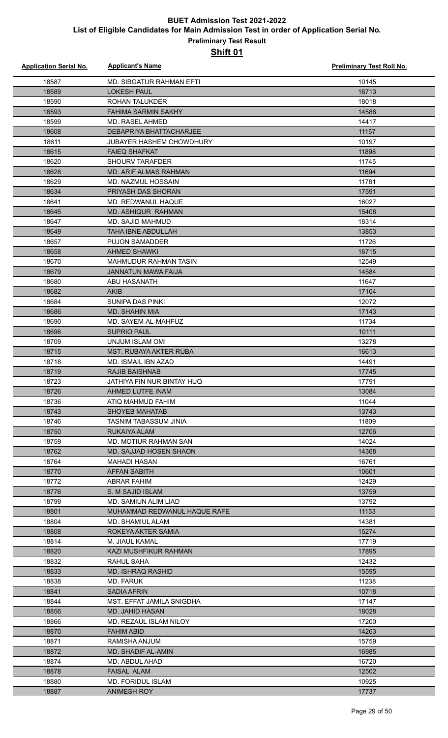# BUET Admission Test 2021-2022

## List of Eligible Candidates for Main Admission Test in order of Application Serial No.

### Preliminary Test Result

### Shift 01

| Application Serial No. | Applicant's Name | Preliminary Test Roll No. |
|---|---|---|
| 18587 | MD. SIBGATUR RAHMAN EFTI | 10145 |
| 18589 | LOKESH PAUL | 16713 |
| 18590 | ROHAN TALUKDER | 18018 |
| 18593 | FAHIMA SARMIN SAKHY | 14588 |
| 18599 | MD. RASEL AHMED | 14417 |
| 18608 | DEBAPRIYA BHATTACHARJEE | 11157 |
| 18611 | JUBAYER HASHEM CHOWDHURY | 10197 |
| 18615 | FAIEQ SHAFKAT | 11898 |
| 18620 | SHOURV TARAFDER | 11745 |
| 18628 | MD. ARIF ALMAS RAHMAN | 11694 |
| 18629 | MD. NAZMUL HOSSAIN | 11781 |
| 18634 | PRIYASH DAS SHORAN | 17591 |
| 18641 | MD. REDWANUL HAQUE | 16027 |
| 18645 | MD. ASHIQUR RAHMAN | 15408 |
| 18647 | MD. SAJID MAHMUD | 18314 |
| 18649 | TAHA IBNE ABDULLAH | 13853 |
| 18657 | PUJON SAMADDER | 11726 |
| 18658 | AHMED SHAWKI | 16715 |
| 18670 | MAHMUDUR RAHMAN TASIN | 12549 |
| 18679 | JANNATUN MAWA FAIJA | 14584 |
| 18680 | ABU HASANATH | 11647 |
| 18682 | AKIB | 17104 |
| 18684 | SUNIPA DAS PINKI | 12072 |
| 18686 | MD. SHAHIN MIA | 17143 |
| 18690 | MD. SAYEM-AL-MAHFUZ | 11734 |
| 18696 | SUPRIO PAUL | 10111 |
| 18709 | UNJUM ISLAM OMI | 13278 |
| 18715 | MST. RUBAYA AKTER RUBA | 16613 |
| 18718 | MD. ISMAIL IBN AZAD | 14491 |
| 18719 | RAJIB BAISHNAB | 17745 |
| 18723 | JATHIYA FIN NUR BINTAY HUQ | 17791 |
| 18726 | AHMED LUTFE INAM | 13084 |
| 18736 | ATIQ MAHMUD FAHIM | 11044 |
| 18743 | SHOYEB MAHATAB | 13743 |
| 18746 | TASNIM TABASSUM JINIA | 11809 |
| 18750 | RUKAIYA ALAM | 12706 |
| 18759 | MD. MOTIUR RAHMAN SAN | 14024 |
| 18762 | MD. SAJJAD HOSEN SHAON | 14368 |
| 18764 | MAHADI HASAN | 16761 |
| 18770 | AFFAN SABITH | 10601 |
| 18772 | ABRAR FAHIM | 12429 |
| 18776 | S. M SAJID ISLAM | 13759 |
| 18799 | MD. SAMIUN ALIM LIAD | 13792 |
| 18801 | MUHAMMAD REDWANUL HAQUE RAFE | 11153 |
| 18804 | MD. SHAMIUL ALAM | 14381 |
| 18808 | ROKEYA AKTER SAMIA | 15274 |
| 18814 | M. JIAUL KAMAL | 17719 |
| 18820 | KAZI MUSHFIKUR RAHMAN | 17895 |
| 18832 | RAHUL SAHA | 12432 |
| 18833 | MD. ISHRAQ RASHID | 15595 |
| 18838 | MD. FARUK | 11238 |
| 18841 | SADIA AFRIN | 10718 |
| 18844 | MST. EFFAT JAMILA SNIGDHA | 17147 |
| 18856 | MD. JAHID HASAN | 18028 |
| 18866 | MD. REZAUL ISLAM NILOY | 17200 |
| 18870 | FAHIM ABID | 14263 |
| 18871 | RAMISHA ANJUM | 15759 |
| 18872 | MD. SHADIF AL-AMIN | 16985 |
| 18874 | MD. ABDUL AHAD | 16720 |
| 18878 | FAISAL ALAM | 12502 |
| 18880 | MD. FORIDUL ISLAM | 10925 |
| 18887 | ANIMESH ROY | 17737 |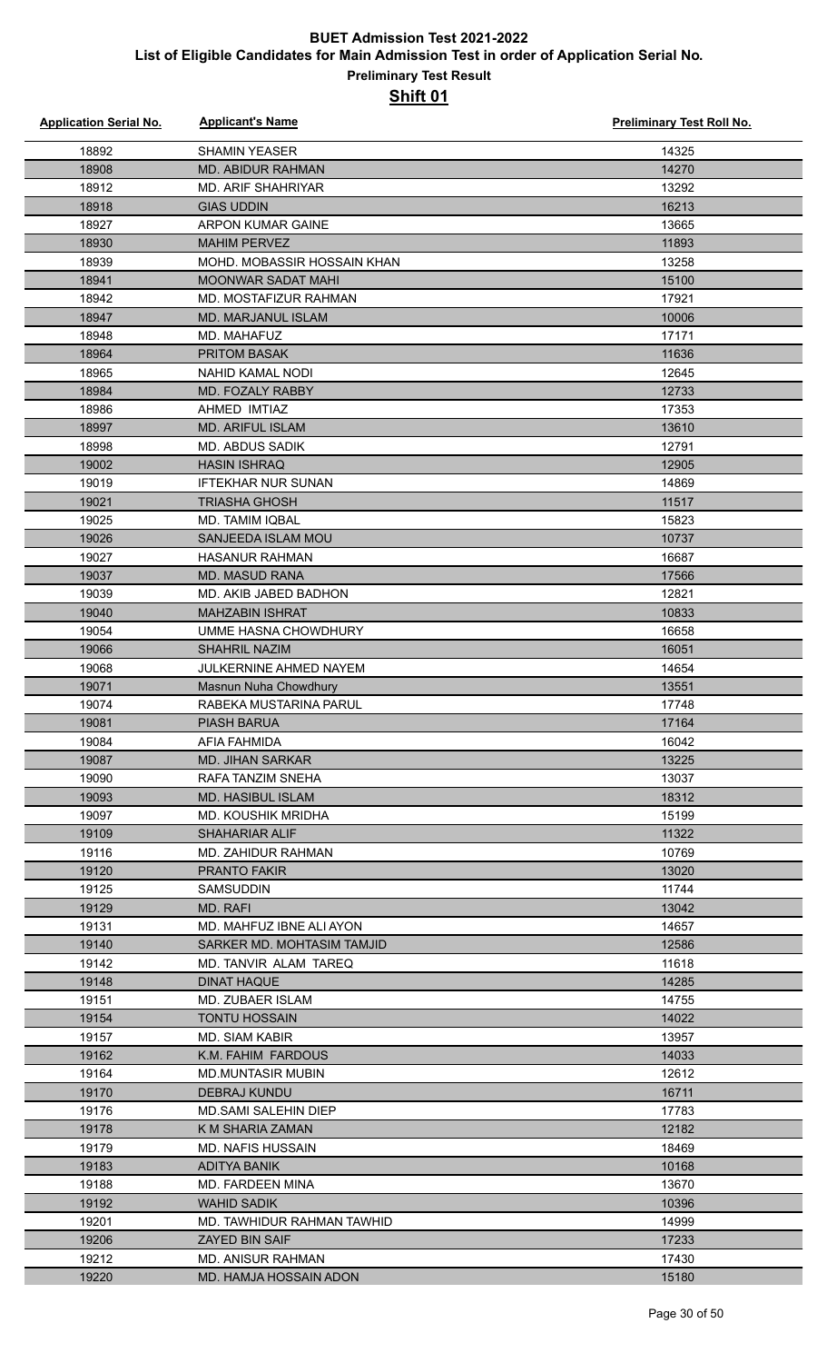# BUET Admission Test 2021-2022

## List of Eligible Candidates for Main Admission Test in order of Application Serial No.

### Preliminary Test Result

### Shift 01

| Application Serial No. | Applicant's Name | Preliminary Test Roll No. |
|---|---|---|
| 18892 | SHAMIN YEASER | 14325 |
| 18908 | MD. ABIDUR RAHMAN | 14270 |
| 18912 | MD. ARIF SHAHRIYAR | 13292 |
| 18918 | GIAS UDDIN | 16213 |
| 18927 | ARPON KUMAR GAINE | 13665 |
| 18930 | MAHIM PERVEZ | 11893 |
| 18939 | MOHD. MOBASSIR HOSSAIN KHAN | 13258 |
| 18941 | MOONWAR SADAT MAHI | 15100 |
| 18942 | MD. MOSTAFIZUR RAHMAN | 17921 |
| 18947 | MD. MARJANUL ISLAM | 10006 |
| 18948 | MD. MAHAFUZ | 17171 |
| 18964 | PRITOM BASAK | 11636 |
| 18965 | NAHID KAMAL NODI | 12645 |
| 18984 | MD. FOZALY RABBY | 12733 |
| 18986 | AHMED IMTIAZ | 17353 |
| 18997 | MD. ARIFUL ISLAM | 13610 |
| 18998 | MD. ABDUS SADIK | 12791 |
| 19002 | HASIN ISHRAQ | 12905 |
| 19019 | IFTEKHAR NUR SUNAN | 14869 |
| 19021 | TRIASHA GHOSH | 11517 |
| 19025 | MD. TAMIM IQBAL | 15823 |
| 19026 | SANJEEDA ISLAM MOU | 10737 |
| 19027 | HASANUR RAHMAN | 16687 |
| 19037 | MD. MASUD RANA | 17566 |
| 19039 | MD. AKIB JABED BADHON | 12821 |
| 19040 | MAHZABIN ISHRAT | 10833 |
| 19054 | UMME HASNA CHOWDHURY | 16658 |
| 19066 | SHAHRIL NAZIM | 16051 |
| 19068 | JULKERNINE AHMED NAYEM | 14654 |
| 19071 | Masnun Nuha Chowdhury | 13551 |
| 19074 | RABEKA MUSTARINA PARUL | 17748 |
| 19081 | PIASH BARUA | 17164 |
| 19084 | AFIA FAHMIDA | 16042 |
| 19087 | MD. JIHAN SARKAR | 13225 |
| 19090 | RAFA TANZIM SNEHA | 13037 |
| 19093 | MD. HASIBUL ISLAM | 18312 |
| 19097 | MD. KOUSHIK MRIDHA | 15199 |
| 19109 | SHAHARIAR ALIF | 11322 |
| 19116 | MD. ZAHIDUR RAHMAN | 10769 |
| 19120 | PRANTO FAKIR | 13020 |
| 19125 | SAMSUDDIN | 11744 |
| 19129 | MD. RAFI | 13042 |
| 19131 | MD. MAHFUZ IBNE ALI AYON | 14657 |
| 19140 | SARKER MD. MOHTASIM TAMJID | 12586 |
| 19142 | MD. TANVIR ALAM TAREQ | 11618 |
| 19148 | DINAT HAQUE | 14285 |
| 19151 | MD. ZUBAER ISLAM | 14755 |
| 19154 | TONTU HOSSAIN | 14022 |
| 19157 | MD. SIAM KABIR | 13957 |
| 19162 | K.M. FAHIM FARDOUS | 14033 |
| 19164 | MD.MUNTASIR MUBIN | 12612 |
| 19170 | DEBRAJ KUNDU | 16711 |
| 19176 | MD.SAMI SALEHIN DIEP | 17783 |
| 19178 | K M SHARIA ZAMAN | 12182 |
| 19179 | MD. NAFIS HUSSAIN | 18469 |
| 19183 | ADITYA BANIK | 10168 |
| 19188 | MD. FARDEEN MINA | 13670 |
| 19192 | WAHID SADIK | 10396 |
| 19201 | MD. TAWHIDUR RAHMAN TAWHID | 14999 |
| 19206 | ZAYED BIN SAIF | 17233 |
| 19212 | MD. ANISUR RAHMAN | 17430 |
| 19220 | MD. HAMJA HOSSAIN ADON | 15180 |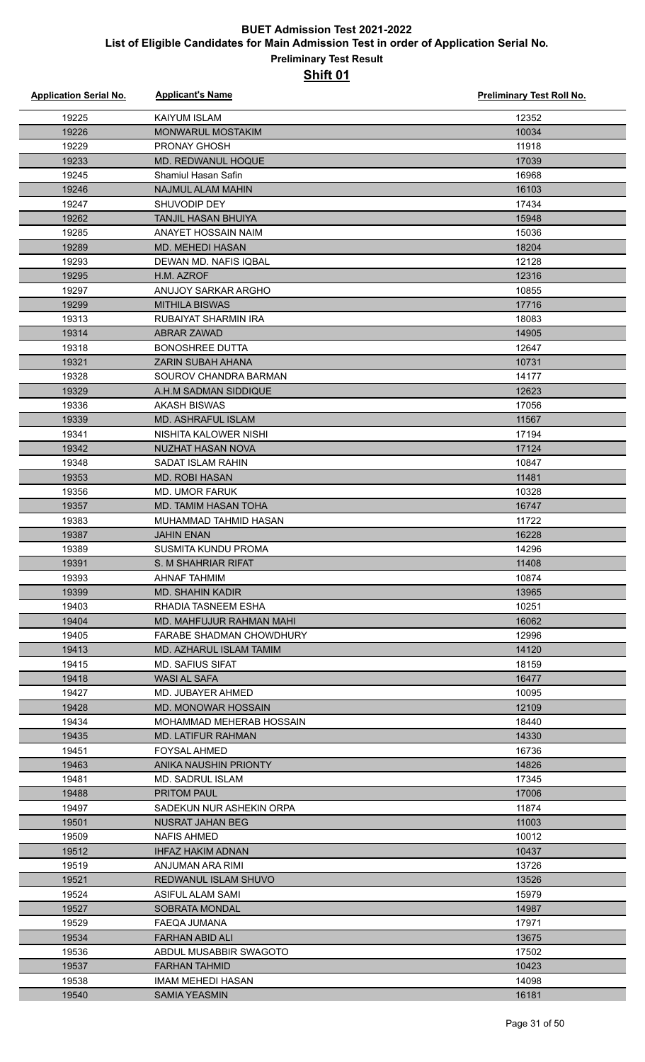# BUET Admission Test 2021-2022

## List of Eligible Candidates for Main Admission Test in order of Application Serial No.

### Preliminary Test Result

### Shift 01

| Application Serial No. | Applicant's Name | Preliminary Test Roll No. |
|---|---|---|
| 19225 | KAIYUM ISLAM | 12352 |
| 19226 | MONWARUL MOSTAKIM | 10034 |
| 19229 | PRONAY GHOSH | 11918 |
| 19233 | MD. REDWANUL HOQUE | 17039 |
| 19245 | Shamiul Hasan Safin | 16968 |
| 19246 | NAJMUL ALAM MAHIN | 16103 |
| 19247 | SHUVODIP DEY | 17434 |
| 19262 | TANJIL HASAN BHUIYA | 15948 |
| 19285 | ANAYET HOSSAIN NAIM | 15036 |
| 19289 | MD. MEHEDI HASAN | 18204 |
| 19293 | DEWAN MD. NAFIS IQBAL | 12128 |
| 19295 | H.M. AZROF | 12316 |
| 19297 | ANUJOY SARKAR ARGHO | 10855 |
| 19299 | MITHILA BISWAS | 17716 |
| 19313 | RUBAIYAT SHARMIN IRA | 18083 |
| 19314 | ABRAR ZAWAD | 14905 |
| 19318 | BONOSHREE DUTTA | 12647 |
| 19321 | ZARIN SUBAH AHANA | 10731 |
| 19328 | SOUROV CHANDRA BARMAN | 14177 |
| 19329 | A.H.M SADMAN SIDDIQUE | 12623 |
| 19336 | AKASH BISWAS | 17056 |
| 19339 | MD. ASHRAFUL ISLAM | 11567 |
| 19341 | NISHITA KALOWER NISHI | 17194 |
| 19342 | NUZHAT HASAN NOVA | 17124 |
| 19348 | SADAT ISLAM RAHIN | 10847 |
| 19353 | MD. ROBI HASAN | 11481 |
| 19356 | MD. UMOR FARUK | 10328 |
| 19357 | MD. TAMIM HASAN TOHA | 16747 |
| 19383 | MUHAMMAD TAHMID HASAN | 11722 |
| 19387 | JAHIN ENAN | 16228 |
| 19389 | SUSMITA KUNDU PROMA | 14296 |
| 19391 | S. M SHAHRIAR RIFAT | 11408 |
| 19393 | AHNAF TAHMIM | 10874 |
| 19399 | MD. SHAHIN KADIR | 13965 |
| 19403 | RHADIA TASNEEM ESHA | 10251 |
| 19404 | MD. MAHFUJUR RAHMAN MAHI | 16062 |
| 19405 | FARABE SHADMAN CHOWDHURY | 12996 |
| 19413 | MD. AZHARUL ISLAM TAMIM | 14120 |
| 19415 | MD. SAFIUS SIFAT | 18159 |
| 19418 | WASI AL SAFA | 16477 |
| 19427 | MD. JUBAYER AHMED | 10095 |
| 19428 | MD. MONOWAR HOSSAIN | 12109 |
| 19434 | MOHAMMAD MEHERAB HOSSAIN | 18440 |
| 19435 | MD. LATIFUR RAHMAN | 14330 |
| 19451 | FOYSAL AHMED | 16736 |
| 19463 | ANIKA NAUSHIN PRIONTY | 14826 |
| 19481 | MD. SADRUL ISLAM | 17345 |
| 19488 | PRITOM PAUL | 17006 |
| 19497 | SADEKUN NUR ASHEKIN ORPA | 11874 |
| 19501 | NUSRAT JAHAN BEG | 11003 |
| 19509 | NAFIS AHMED | 10012 |
| 19512 | IHFAZ HAKIM ADNAN | 10437 |
| 19519 | ANJUMAN ARA RIMI | 13726 |
| 19521 | REDWANUL ISLAM SHUVO | 13526 |
| 19524 | ASIFUL ALAM SAMI | 15979 |
| 19527 | SOBRATA MONDAL | 14987 |
| 19529 | FAEQA JUMANA | 17971 |
| 19534 | FARHAN ABID ALI | 13675 |
| 19536 | ABDUL MUSABBIR SWAGOTO | 17502 |
| 19537 | FARHAN TAHMID | 10423 |
| 19538 | IMAM MEHEDI HASAN | 14098 |
| 19540 | SAMIA YEASMIN | 16181 |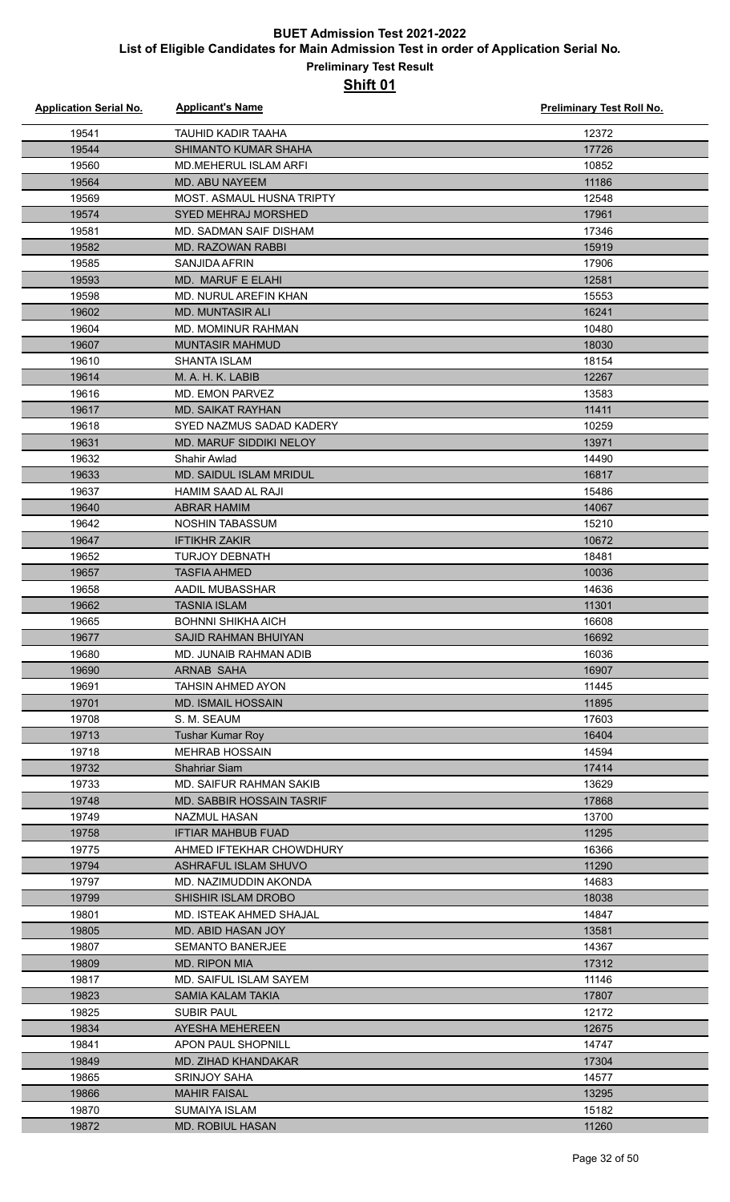# BUET Admission Test 2021-2022

## List of Eligible Candidates for Main Admission Test in order of Application Serial No.

### Preliminary Test Result

### Shift 01

| Application Serial No. | Applicant's Name | Preliminary Test Roll No. |
|---|---|---|
| 19541 | TAUHID KADIR TAAHA | 12372 |
| 19544 | SHIMANTO KUMAR SHAHA | 17726 |
| 19560 | MD.MEHERUL ISLAM ARFI | 10852 |
| 19564 | MD. ABU NAYEEM | 11186 |
| 19569 | MOST. ASMAUL HUSNA TRIPTY | 12548 |
| 19574 | SYED MEHRAJ MORSHED | 17961 |
| 19581 | MD. SADMAN SAIF DISHAM | 17346 |
| 19582 | MD. RAZOWAN RABBI | 15919 |
| 19585 | SANJIDA AFRIN | 17906 |
| 19593 | MD. MARUF E ELAHI | 12581 |
| 19598 | MD. NURUL AREFIN KHAN | 15553 |
| 19602 | MD. MUNTASIR ALI | 16241 |
| 19604 | MD. MOMINUR RAHMAN | 10480 |
| 19607 | MUNTASIR MAHMUD | 18030 |
| 19610 | SHANTA ISLAM | 18154 |
| 19614 | M. A. H. K. LABIB | 12267 |
| 19616 | MD. EMON PARVEZ | 13583 |
| 19617 | MD. SAIKAT RAYHAN | 11411 |
| 19618 | SYED NAZMUS SADAD KADERY | 10259 |
| 19631 | MD. MARUF SIDDIKI NELOY | 13971 |
| 19632 | Shahir Awlad | 14490 |
| 19633 | MD. SAIDUL ISLAM MRIDUL | 16817 |
| 19637 | HAMIM SAAD AL RAJI | 15486 |
| 19640 | ABRAR HAMIM | 14067 |
| 19642 | NOSHIN TABASSUM | 15210 |
| 19647 | IFTIKHR ZAKIR | 10672 |
| 19652 | TURJOY DEBNATH | 18481 |
| 19657 | TASFIA AHMED | 10036 |
| 19658 | AADIL MUBASSHAR | 14636 |
| 19662 | TASNIA ISLAM | 11301 |
| 19665 | BOHNNI SHIKHA AICH | 16608 |
| 19677 | SAJID RAHMAN BHUIYAN | 16692 |
| 19680 | MD. JUNAIB RAHMAN ADIB | 16036 |
| 19690 | ARNAB SAHA | 16907 |
| 19691 | TAHSIN AHMED AYON | 11445 |
| 19701 | MD. ISMAIL HOSSAIN | 11895 |
| 19708 | S. M. SEAUM | 17603 |
| 19713 | Tushar Kumar Roy | 16404 |
| 19718 | MEHRAB HOSSAIN | 14594 |
| 19732 | Shahriar Siam | 17414 |
| 19733 | MD. SAIFUR RAHMAN SAKIB | 13629 |
| 19748 | MD. SABBIR HOSSAIN TASRIF | 17868 |
| 19749 | NAZMUL HASAN | 13700 |
| 19758 | IFTIAR MAHBUB FUAD | 11295 |
| 19775 | AHMED IFTEKHAR CHOWDHURY | 16366 |
| 19794 | ASHRAFUL ISLAM SHUVO | 11290 |
| 19797 | MD. NAZIMUDDIN AKONDA | 14683 |
| 19799 | SHISHIR ISLAM DROBO | 18038 |
| 19801 | MD. ISTEAK AHMED SHAJAL | 14847 |
| 19805 | MD. ABID HASAN JOY | 13581 |
| 19807 | SEMANTO BANERJEE | 14367 |
| 19809 | MD. RIPON MIA | 17312 |
| 19817 | MD. SAIFUL ISLAM SAYEM | 11146 |
| 19823 | SAMIA KALAM TAKIA | 17807 |
| 19825 | SUBIR PAUL | 12172 |
| 19834 | AYESHA MEHEREEN | 12675 |
| 19841 | APON PAUL SHOPNILL | 14747 |
| 19849 | MD. ZIHAD KHANDAKAR | 17304 |
| 19865 | SRINJOY SAHA | 14577 |
| 19866 | MAHIR FAISAL | 13295 |
| 19870 | SUMAIYA ISLAM | 15182 |
| 19872 | MD. ROBIUL HASAN | 11260 |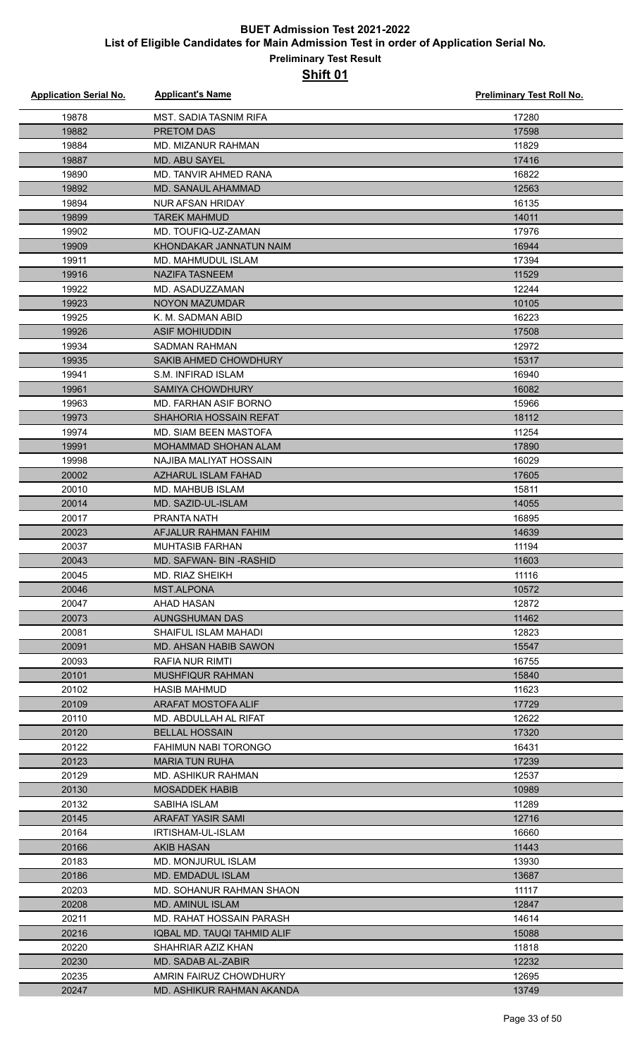# BUET Admission Test 2021-2022

## List of Eligible Candidates for Main Admission Test in order of Application Serial No.

### Preliminary Test Result

### Shift 01

| Application Serial No. | Applicant's Name | Preliminary Test Roll No. |
|---|---|---|
| 19878 | MST. SADIA TASNIM RIFA | 17280 |
| 19882 | PRETOM DAS | 17598 |
| 19884 | MD. MIZANUR RAHMAN | 11829 |
| 19887 | MD. ABU SAYEL | 17416 |
| 19890 | MD. TANVIR AHMED RANA | 16822 |
| 19892 | MD. SANAUL AHAMMAD | 12563 |
| 19894 | NUR AFSAN HRIDAY | 16135 |
| 19899 | TAREK MAHMUD | 14011 |
| 19902 | MD. TOUFIQ-UZ-ZAMAN | 17976 |
| 19909 | KHONDAKAR JANNATUN NAIM | 16944 |
| 19911 | MD. MAHMUDUL ISLAM | 17394 |
| 19916 | NAZIFA TASNEEM | 11529 |
| 19922 | MD. ASADUZZAMAN | 12244 |
| 19923 | NOYON MAZUMDAR | 10105 |
| 19925 | K. M. SADMAN ABID | 16223 |
| 19926 | ASIF MOHIUDDIN | 17508 |
| 19934 | SADMAN RAHMAN | 12972 |
| 19935 | SAKIB AHMED CHOWDHURY | 15317 |
| 19941 | S.M. INFIRAD ISLAM | 16940 |
| 19961 | SAMIYA CHOWDHURY | 16082 |
| 19963 | MD. FARHAN ASIF BORNO | 15966 |
| 19973 | SHAHORIA HOSSAIN REFAT | 18112 |
| 19974 | MD. SIAM BEEN MASTOFA | 11254 |
| 19991 | MOHAMMAD SHOHAN ALAM | 17890 |
| 19998 | NAJIBA MALIYAT HOSSAIN | 16029 |
| 20002 | AZHARUL ISLAM FAHAD | 17605 |
| 20010 | MD. MAHBUB ISLAM | 15811 |
| 20014 | MD. SAZID-UL-ISLAM | 14055 |
| 20017 | PRANTA NATH | 16895 |
| 20023 | AFJALUR RAHMAN FAHIM | 14639 |
| 20037 | MUHTASIB FARHAN | 11194 |
| 20043 | MD. SAFWAN- BIN -RASHID | 11603 |
| 20045 | MD. RIAZ SHEIKH | 11116 |
| 20046 | MST.ALPONA | 10572 |
| 20047 | AHAD HASAN | 12872 |
| 20073 | AUNGSHUMAN DAS | 11462 |
| 20081 | SHAIFUL ISLAM MAHADI | 12823 |
| 20091 | MD. AHSAN HABIB SAWON | 15547 |
| 20093 | RAFIA NUR RIMTI | 16755 |
| 20101 | MUSHFIQUR RAHMAN | 15840 |
| 20102 | HASIB MAHMUD | 11623 |
| 20109 | ARAFAT MOSTOFA ALIF | 17729 |
| 20110 | MD. ABDULLAH AL RIFAT | 12622 |
| 20120 | BELLAL HOSSAIN | 17320 |
| 20122 | FAHIMUN NABI TORONGO | 16431 |
| 20123 | MARIA TUN RUHA | 17239 |
| 20129 | MD. ASHIKUR RAHMAN | 12537 |
| 20130 | MOSADDEK HABIB | 10989 |
| 20132 | SABIHA ISLAM | 11289 |
| 20145 | ARAFAT YASIR SAMI | 12716 |
| 20164 | IRTISHAM-UL-ISLAM | 16660 |
| 20166 | AKIB HASAN | 11443 |
| 20183 | MD. MONJURUL ISLAM | 13930 |
| 20186 | MD. EMDADUL ISLAM | 13687 |
| 20203 | MD. SOHANUR RAHMAN SHAON | 11117 |
| 20208 | MD. AMINUL ISLAM | 12847 |
| 20211 | MD. RAHAT HOSSAIN PARASH | 14614 |
| 20216 | IQBAL MD. TAUQI TAHMID ALIF | 15088 |
| 20220 | SHAHRIAR AZIZ KHAN | 11818 |
| 20230 | MD. SADAB AL-ZABIR | 12232 |
| 20235 | AMRIN FAIRUZ CHOWDHURY | 12695 |
| 20247 | MD. ASHIKUR RAHMAN AKANDA | 13749 |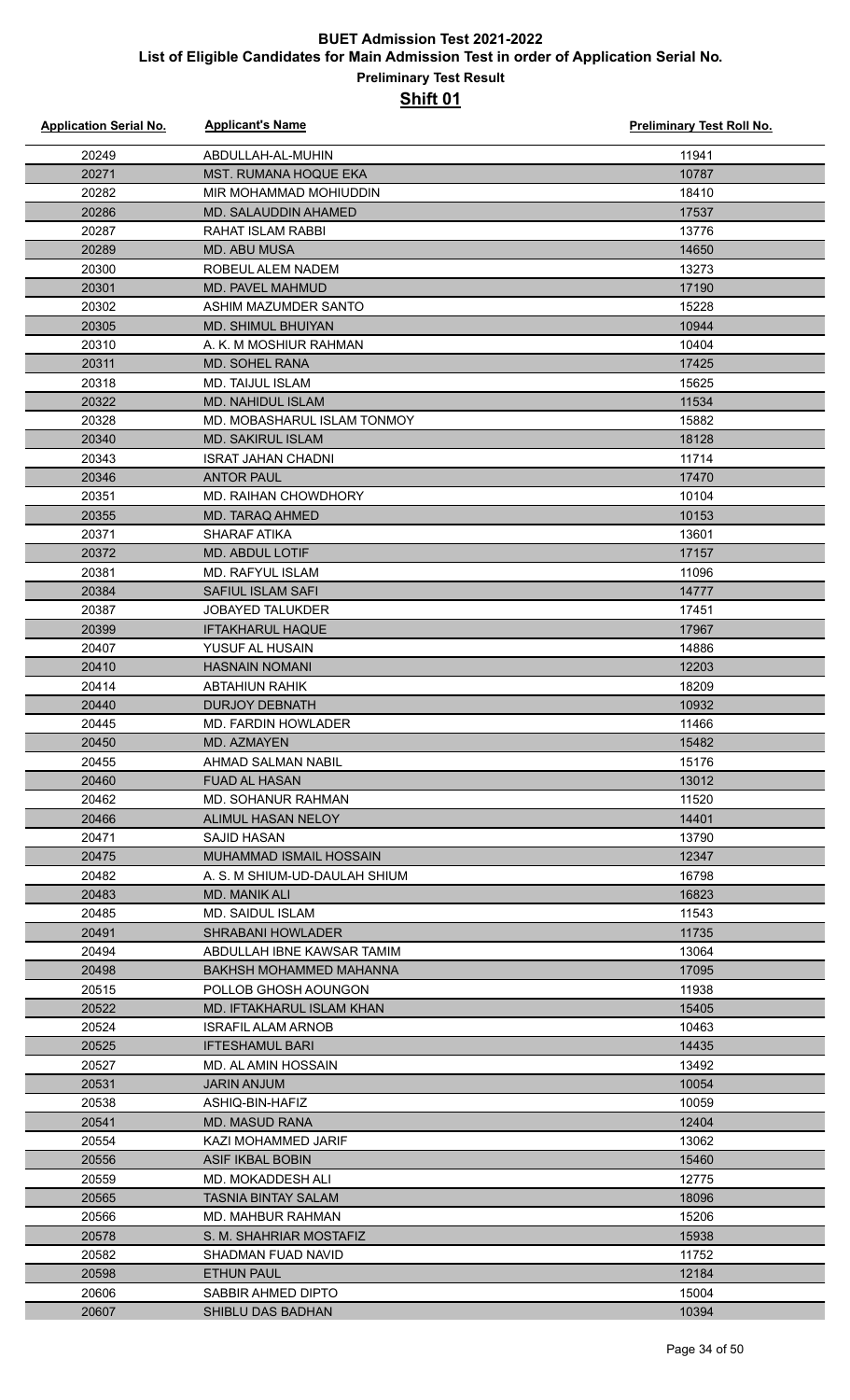# BUET Admission Test 2021-2022

## List of Eligible Candidates for Main Admission Test in order of Application Serial No.

### Preliminary Test Result

### Shift 01

| Application Serial No. | Applicant's Name | Preliminary Test Roll No. |
|---|---|---|
| 20249 | ABDULLAH-AL-MUHIN | 11941 |
| 20271 | MST. RUMANA HOQUE EKA | 10787 |
| 20282 | MIR MOHAMMAD MOHIUDDIN | 18410 |
| 20286 | MD. SALAUDDIN AHAMED | 17537 |
| 20287 | RAHAT ISLAM RABBI | 13776 |
| 20289 | MD. ABU MUSA | 14650 |
| 20300 | ROBEUL ALEM NADEM | 13273 |
| 20301 | MD. PAVEL MAHMUD | 17190 |
| 20302 | ASHIM MAZUMDER SANTO | 15228 |
| 20305 | MD. SHIMUL BHUIYAN | 10944 |
| 20310 | A. K. M MOSHIUR RAHMAN | 10404 |
| 20311 | MD. SOHEL RANA | 17425 |
| 20318 | MD. TAIJUL ISLAM | 15625 |
| 20322 | MD. NAHIDUL ISLAM | 11534 |
| 20328 | MD. MOBASHARUL ISLAM TONMOY | 15882 |
| 20340 | MD. SAKIRUL ISLAM | 18128 |
| 20343 | ISRAT JAHAN CHADNI | 11714 |
| 20346 | ANTOR PAUL | 17470 |
| 20351 | MD. RAIHAN CHOWDHORY | 10104 |
| 20355 | MD. TARAQ AHMED | 10153 |
| 20371 | SHARAF ATIKA | 13601 |
| 20372 | MD. ABDUL LOTIF | 17157 |
| 20381 | MD. RAFYUL ISLAM | 11096 |
| 20384 | SAFIUL ISLAM SAFI | 14777 |
| 20387 | JOBAYED TALUKDER | 17451 |
| 20399 | IFTAKHARUL HAQUE | 17967 |
| 20407 | YUSUF AL HUSAIN | 14886 |
| 20410 | HASNAIN NOMANI | 12203 |
| 20414 | ABTAHIUN RAHIK | 18209 |
| 20440 | DURJOY DEBNATH | 10932 |
| 20445 | MD. FARDIN HOWLADER | 11466 |
| 20450 | MD. AZMAYEN | 15482 |
| 20455 | AHMAD SALMAN NABIL | 15176 |
| 20460 | FUAD AL HASAN | 13012 |
| 20462 | MD. SOHANUR RAHMAN | 11520 |
| 20466 | ALIMUL HASAN NELOY | 14401 |
| 20471 | SAJID HASAN | 13790 |
| 20475 | MUHAMMAD ISMAIL HOSSAIN | 12347 |
| 20482 | A. S. M SHIUM-UD-DAULAH SHIUM | 16798 |
| 20483 | MD. MANIK ALI | 16823 |
| 20485 | MD. SAIDUL ISLAM | 11543 |
| 20491 | SHRABANI HOWLADER | 11735 |
| 20494 | ABDULLAH IBNE KAWSAR TAMIM | 13064 |
| 20498 | BAKHSH MOHAMMED MAHANNA | 17095 |
| 20515 | POLLOB GHOSH AOUNGON | 11938 |
| 20522 | MD. IFTAKHARUL ISLAM KHAN | 15405 |
| 20524 | ISRAFIL ALAM ARNOB | 10463 |
| 20525 | IFTESHAMUL BARI | 14435 |
| 20527 | MD. AL AMIN HOSSAIN | 13492 |
| 20531 | JARIN ANJUM | 10054 |
| 20538 | ASHIQ-BIN-HAFIZ | 10059 |
| 20541 | MD. MASUD RANA | 12404 |
| 20554 | KAZI MOHAMMED JARIF | 13062 |
| 20556 | ASIF IKBAL BOBIN | 15460 |
| 20559 | MD. MOKADDESH ALI | 12775 |
| 20565 | TASNIA BINTAY SALAM | 18096 |
| 20566 | MD. MAHBUR RAHMAN | 15206 |
| 20578 | S. M. SHAHRIAR MOSTAFIZ | 15938 |
| 20582 | SHADMAN FUAD NAVID | 11752 |
| 20598 | ETHUN PAUL | 12184 |
| 20606 | SABBIR AHMED DIPTO | 15004 |
| 20607 | SHIBLU DAS BADHAN | 10394 |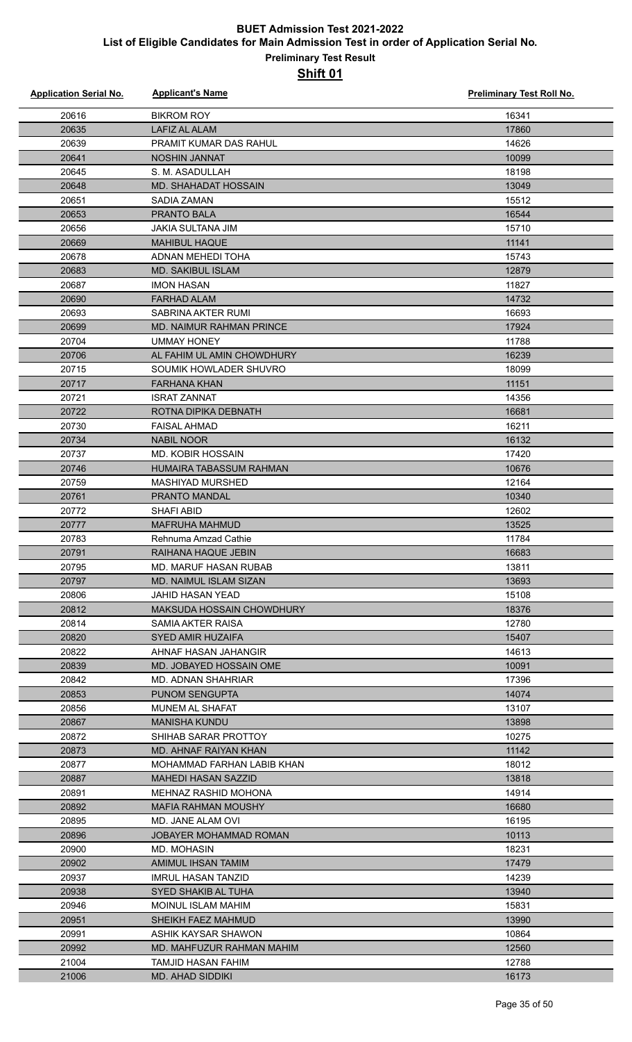# BUET Admission Test 2021-2022

## List of Eligible Candidates for Main Admission Test in order of Application Serial No.

### Preliminary Test Result

### Shift 01

| Application Serial No. | Applicant's Name | Preliminary Test Roll No. |
|---|---|---|
| 20616 | BIKROM ROY | 16341 |
| 20635 | LAFIZ AL ALAM | 17860 |
| 20639 | PRAMIT KUMAR DAS RAHUL | 14626 |
| 20641 | NOSHIN JANNAT | 10099 |
| 20645 | S. M. ASADULLAH | 18198 |
| 20648 | MD. SHAHADAT HOSSAIN | 13049 |
| 20651 | SADIA ZAMAN | 15512 |
| 20653 | PRANTO BALA | 16544 |
| 20656 | JAKIA SULTANA JIM | 15710 |
| 20669 | MAHIBUL HAQUE | 11141 |
| 20678 | ADNAN MEHEDI TOHA | 15743 |
| 20683 | MD. SAKIBUL ISLAM | 12879 |
| 20687 | IMON HASAN | 11827 |
| 20690 | FARHAD ALAM | 14732 |
| 20693 | SABRINA AKTER RUMI | 16693 |
| 20699 | MD. NAIMUR RAHMAN PRINCE | 17924 |
| 20704 | UMMAY HONEY | 11788 |
| 20706 | AL FAHIM UL AMIN CHOWDHURY | 16239 |
| 20715 | SOUMIK HOWLADER SHUVRO | 18099 |
| 20717 | FARHANA KHAN | 11151 |
| 20721 | ISRAT ZANNAT | 14356 |
| 20722 | ROTNA DIPIKA DEBNATH | 16681 |
| 20730 | FAISAL AHMAD | 16211 |
| 20734 | NABIL NOOR | 16132 |
| 20737 | MD. KOBIR HOSSAIN | 17420 |
| 20746 | HUMAIRA TABASSUM RAHMAN | 10676 |
| 20759 | MASHIYAD MURSHED | 12164 |
| 20761 | PRANTO MANDAL | 10340 |
| 20772 | SHAFI ABID | 12602 |
| 20777 | MAFRUHA MAHMUD | 13525 |
| 20783 | Rehnuma Amzad Cathie | 11784 |
| 20791 | RAIHANA HAQUE JEBIN | 16683 |
| 20795 | MD. MARUF HASAN RUBAB | 13811 |
| 20797 | MD. NAIMUL ISLAM SIZAN | 13693 |
| 20806 | JAHID HASAN YEAD | 15108 |
| 20812 | MAKSUDA HOSSAIN CHOWDHURY | 18376 |
| 20814 | SAMIA AKTER RAISA | 12780 |
| 20820 | SYED AMIR HUZAIFA | 15407 |
| 20822 | AHNAF HASAN JAHANGIR | 14613 |
| 20839 | MD. JOBAYED HOSSAIN OME | 10091 |
| 20842 | MD. ADNAN SHAHRIAR | 17396 |
| 20853 | PUNOM SENGUPTA | 14074 |
| 20856 | MUNEM AL SHAFAT | 13107 |
| 20867 | MANISHA KUNDU | 13898 |
| 20872 | SHIHAB SARAR PROTTOY | 10275 |
| 20873 | MD. AHNAF RAIYAN KHAN | 11142 |
| 20877 | MOHAMMAD FARHAN LABIB KHAN | 18012 |
| 20887 | MAHEDI HASAN SAZZID | 13818 |
| 20891 | MEHNAZ RASHID MOHONA | 14914 |
| 20892 | MAFIA RAHMAN MOUSHY | 16680 |
| 20895 | MD. JANE ALAM OVI | 16195 |
| 20896 | JOBAYER MOHAMMAD ROMAN | 10113 |
| 20900 | MD. MOHASIN | 18231 |
| 20902 | AMIMUL IHSAN TAMIM | 17479 |
| 20937 | IMRUL HASAN TANZID | 14239 |
| 20938 | SYED SHAKIB AL TUHA | 13940 |
| 20946 | MOINUL ISLAM MAHIM | 15831 |
| 20951 | SHEIKH FAEZ MAHMUD | 13990 |
| 20991 | ASHIK KAYSAR SHAWON | 10864 |
| 20992 | MD. MAHFUZUR RAHMAN MAHIM | 12560 |
| 21004 | TAMJID HASAN FAHIM | 12788 |
| 21006 | MD. AHAD SIDDIKI | 16173 |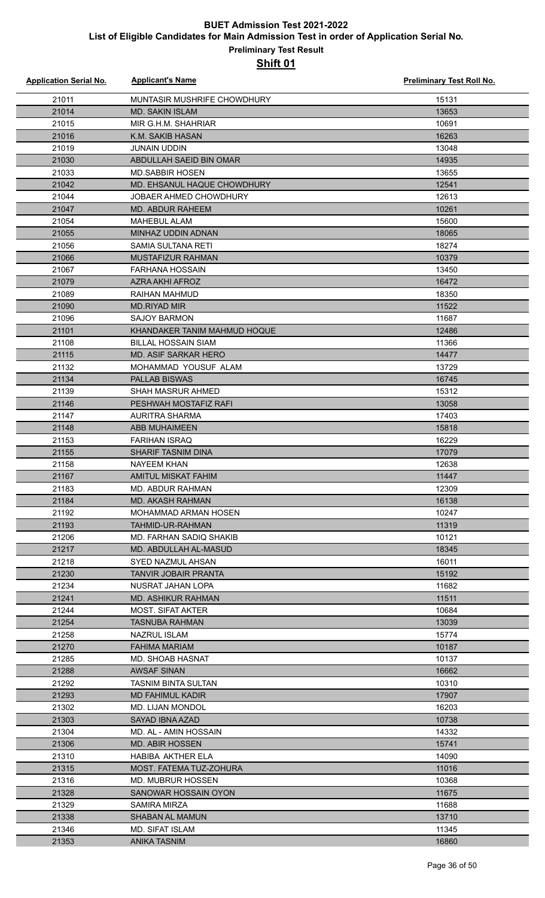# BUET Admission Test 2021-2022

## List of Eligible Candidates for Main Admission Test in order of Application Serial No.

### Preliminary Test Result

### Shift 01

| Application Serial No. | Applicant's Name | Preliminary Test Roll No. |
|---|---|---|
| 21011 | MUNTASIR MUSHRIFE CHOWDHURY | 15131 |
| 21014 | MD. SAKIN ISLAM | 13653 |
| 21015 | MIR G.H.M. SHAHRIAR | 10691 |
| 21016 | K.M. SAKIB HASAN | 16263 |
| 21019 | JUNAIN UDDIN | 13048 |
| 21030 | ABDULLAH SAEID BIN OMAR | 14935 |
| 21033 | MD.SABBIR HOSEN | 13655 |
| 21042 | MD. EHSANUL HAQUE CHOWDHURY | 12541 |
| 21044 | JOBAER AHMED CHOWDHURY | 12613 |
| 21047 | MD. ABDUR RAHEEM | 10261 |
| 21054 | MAHEBUL ALAM | 15600 |
| 21055 | MINHAZ UDDIN ADNAN | 18065 |
| 21056 | SAMIA SULTANA RETI | 18274 |
| 21066 | MUSTAFIZUR RAHMAN | 10379 |
| 21067 | FARHANA HOSSAIN | 13450 |
| 21079 | AZRA AKHI AFROZ | 16472 |
| 21089 | RAIHAN MAHMUD | 18350 |
| 21090 | MD.RIYAD MIR | 11522 |
| 21096 | SAJOY BARMON | 11687 |
| 21101 | KHANDAKER TANIM MAHMUD HOQUE | 12486 |
| 21108 | BILLAL HOSSAIN SIAM | 11366 |
| 21115 | MD. ASIF SARKAR HERO | 14477 |
| 21132 | MOHAMMAD YOUSUF ALAM | 13729 |
| 21134 | PALLAB BISWAS | 16745 |
| 21139 | SHAH MASRUR AHMED | 15312 |
| 21146 | PESHWAH MOSTAFIZ RAFI | 13058 |
| 21147 | AURITRA SHARMA | 17403 |
| 21148 | ABB MUHAIMEEN | 15818 |
| 21153 | FARIHAN ISRAQ | 16229 |
| 21155 | SHARIF TASNIM DINA | 17079 |
| 21158 | NAYEEM KHAN | 12638 |
| 21167 | AMITUL MISKAT FAHIM | 11447 |
| 21183 | MD. ABDUR RAHMAN | 12309 |
| 21184 | MD. AKASH RAHMAN | 16138 |
| 21192 | MOHAMMAD ARMAN HOSEN | 10247 |
| 21193 | TAHMID-UR-RAHMAN | 11319 |
| 21206 | MD. FARHAN SADIQ SHAKIB | 10121 |
| 21217 | MD. ABDULLAH AL-MASUD | 18345 |
| 21218 | SYED NAZMUL AHSAN | 16011 |
| 21230 | TANVIR JOBAIR PRANTA | 15192 |
| 21234 | NUSRAT JAHAN LOPA | 11682 |
| 21241 | MD. ASHIKUR RAHMAN | 11511 |
| 21244 | MOST. SIFAT AKTER | 10684 |
| 21254 | TASNUBA RAHMAN | 13039 |
| 21258 | NAZRUL ISLAM | 15774 |
| 21270 | FAHIMA MARIAM | 10187 |
| 21285 | MD. SHOAB HASNAT | 10137 |
| 21288 | AWSAF SINAN | 16662 |
| 21292 | TASNIM BINTA SULTAN | 10310 |
| 21293 | MD FAHIMUL KADIR | 17907 |
| 21302 | MD. LIJAN MONDOL | 16203 |
| 21303 | SAYAD IBNA AZAD | 10738 |
| 21304 | MD. AL - AMIN HOSSAIN | 14332 |
| 21306 | MD. ABIR HOSSEN | 15741 |
| 21310 | HABIBA AKTHER ELA | 14090 |
| 21315 | MOST. FATEMA TUZ-ZOHURA | 11016 |
| 21316 | MD. MUBRUR HOSSEN | 10368 |
| 21328 | SANOWAR HOSSAIN OYON | 11675 |
| 21329 | SAMIRA MIRZA | 11688 |
| 21338 | SHABAN AL MAMUN | 13710 |
| 21346 | MD. SIFAT ISLAM | 11345 |
| 21353 | ANIKA TASNIM | 16860 |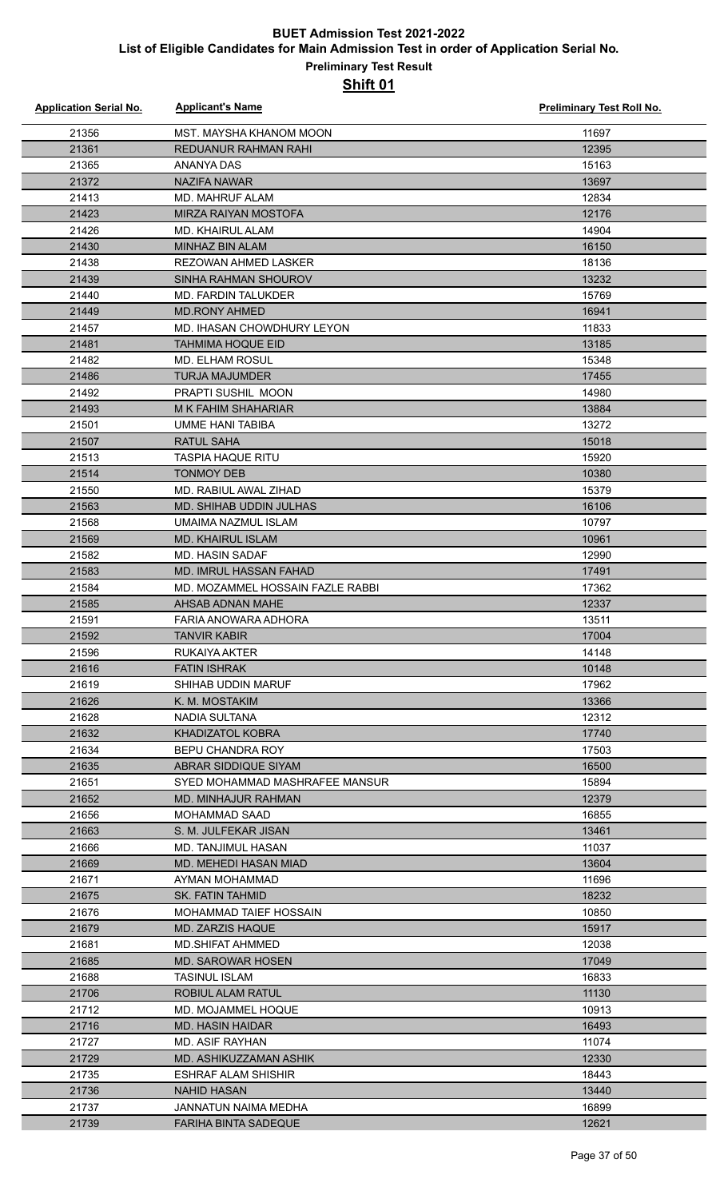# BUET Admission Test 2021-2022

## List of Eligible Candidates for Main Admission Test in order of Application Serial No.

### Preliminary Test Result

### Shift 01

| Application Serial No. | Applicant's Name | Preliminary Test Roll No. |
|---|---|---|
| 21356 | MST. MAYSHA KHANOM MOON | 11697 |
| 21361 | REDUANUR RAHMAN RAHI | 12395 |
| 21365 | ANANYA DAS | 15163 |
| 21372 | NAZIFA NAWAR | 13697 |
| 21413 | MD. MAHRUF ALAM | 12834 |
| 21423 | MIRZA RAIYAN MOSTOFA | 12176 |
| 21426 | MD. KHAIRUL ALAM | 14904 |
| 21430 | MINHAZ BIN ALAM | 16150 |
| 21438 | REZOWAN AHMED LASKER | 18136 |
| 21439 | SINHA RAHMAN SHOUROV | 13232 |
| 21440 | MD. FARDIN TALUKDER | 15769 |
| 21449 | MD.RONY AHMED | 16941 |
| 21457 | MD. IHASAN CHOWDHURY LEYON | 11833 |
| 21481 | TAHMIMA HOQUE EID | 13185 |
| 21482 | MD. ELHAM ROSUL | 15348 |
| 21486 | TURJA MAJUMDER | 17455 |
| 21492 | PRAPTI SUSHIL MOON | 14980 |
| 21493 | M K FAHIM SHAHARIAR | 13884 |
| 21501 | UMME HANI TABIBA | 13272 |
| 21507 | RATUL SAHA | 15018 |
| 21513 | TASPIA HAQUE RITU | 15920 |
| 21514 | TONMOY DEB | 10380 |
| 21550 | MD. RABIUL AWAL ZIHAD | 15379 |
| 21563 | MD. SHIHAB UDDIN JULHAS | 16106 |
| 21568 | UMAIMA NAZMUL ISLAM | 10797 |
| 21569 | MD. KHAIRUL ISLAM | 10961 |
| 21582 | MD. HASIN SADAF | 12990 |
| 21583 | MD. IMRUL HASSAN FAHAD | 17491 |
| 21584 | MD. MOZAMMEL HOSSAIN FAZLE RABBI | 17362 |
| 21585 | AHSAB ADNAN MAHE | 12337 |
| 21591 | FARIA ANOWARA ADHORA | 13511 |
| 21592 | TANVIR KABIR | 17004 |
| 21596 | RUKAIYA AKTER | 14148 |
| 21616 | FATIN ISHRAK | 10148 |
| 21619 | SHIHAB UDDIN MARUF | 17962 |
| 21626 | K. M. MOSTAKIM | 13366 |
| 21628 | NADIA SULTANA | 12312 |
| 21632 | KHADIZATOL KOBRA | 17740 |
| 21634 | BEPU CHANDRA ROY | 17503 |
| 21635 | ABRAR SIDDIQUE SIYAM | 16500 |
| 21651 | SYED MOHAMMAD MASHRAFEE MANSUR | 15894 |
| 21652 | MD. MINHAJUR RAHMAN | 12379 |
| 21656 | MOHAMMAD SAAD | 16855 |
| 21663 | S. M. JULFEKAR JISAN | 13461 |
| 21666 | MD. TANJIMUL HASAN | 11037 |
| 21669 | MD. MEHEDI HASAN MIAD | 13604 |
| 21671 | AYMAN MOHAMMAD | 11696 |
| 21675 | SK. FATIN TAHMID | 18232 |
| 21676 | MOHAMMAD TAIEF HOSSAIN | 10850 |
| 21679 | MD. ZARZIS HAQUE | 15917 |
| 21681 | MD.SHIFAT AHMMED | 12038 |
| 21685 | MD. SAROWAR HOSEN | 17049 |
| 21688 | TASINUL ISLAM | 16833 |
| 21706 | ROBIUL ALAM RATUL | 11130 |
| 21712 | MD. MOJAMMEL HOQUE | 10913 |
| 21716 | MD. HASIN HAIDAR | 16493 |
| 21727 | MD. ASIF RAYHAN | 11074 |
| 21729 | MD. ASHIKUZZAMAN ASHIK | 12330 |
| 21735 | ESHRAF ALAM SHISHIR | 18443 |
| 21736 | NAHID HASAN | 13440 |
| 21737 | JANNATUN NAIMA MEDHA | 16899 |
| 21739 | FARIHA BINTA SADEQUE | 12621 |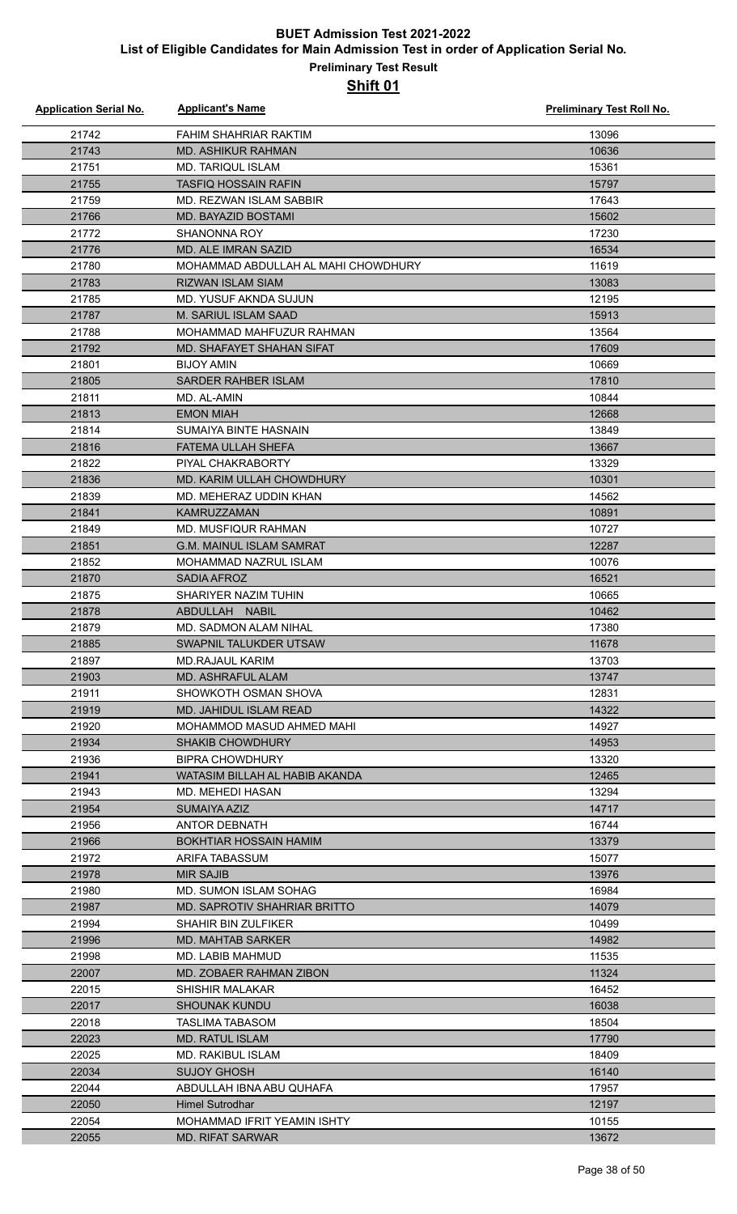# BUET Admission Test 2021-2022

## List of Eligible Candidates for Main Admission Test in order of Application Serial No.

### Preliminary Test Result

### Shift 01

| Application Serial No. | Applicant's Name | Preliminary Test Roll No. |
|---|---|---|
| 21742 | FAHIM SHAHRIAR RAKTIM | 13096 |
| 21743 | MD. ASHIKUR RAHMAN | 10636 |
| 21751 | MD. TARIQUL ISLAM | 15361 |
| 21755 | TASFIQ HOSSAIN RAFIN | 15797 |
| 21759 | MD. REZWAN ISLAM SABBIR | 17643 |
| 21766 | MD. BAYAZID BOSTAMI | 15602 |
| 21772 | SHANONNA ROY | 17230 |
| 21776 | MD. ALE IMRAN SAZID | 16534 |
| 21780 | MOHAMMAD ABDULLAH AL MAHI CHOWDHURY | 11619 |
| 21783 | RIZWAN ISLAM SIAM | 13083 |
| 21785 | MD. YUSUF AKNDA SUJUN | 12195 |
| 21787 | M. SARIUL ISLAM SAAD | 15913 |
| 21788 | MOHAMMAD MAHFUZUR RAHMAN | 13564 |
| 21792 | MD. SHAFAYET SHAHAN SIFAT | 17609 |
| 21801 | BIJOY AMIN | 10669 |
| 21805 | SARDER RAHBER ISLAM | 17810 |
| 21811 | MD. AL-AMIN | 10844 |
| 21813 | EMON MIAH | 12668 |
| 21814 | SUMAIYA BINTE HASNAIN | 13849 |
| 21816 | FATEMA ULLAH SHEFA | 13667 |
| 21822 | PIYAL CHAKRABORTY | 13329 |
| 21836 | MD. KARIM ULLAH CHOWDHURY | 10301 |
| 21839 | MD. MEHERAZ UDDIN KHAN | 14562 |
| 21841 | KAMRUZZAMAN | 10891 |
| 21849 | MD. MUSFIQUR RAHMAN | 10727 |
| 21851 | G.M. MAINUL ISLAM SAMRAT | 12287 |
| 21852 | MOHAMMAD NAZRUL ISLAM | 10076 |
| 21870 | SADIA AFROZ | 16521 |
| 21875 | SHARIYER NAZIM TUHIN | 10665 |
| 21878 | ABDULLAH NABIL | 10462 |
| 21879 | MD. SADMON ALAM NIHAL | 17380 |
| 21885 | SWAPNIL TALUKDER UTSAW | 11678 |
| 21897 | MD.RAJAUL KARIM | 13703 |
| 21903 | MD. ASHRAFUL ALAM | 13747 |
| 21911 | SHOWKOTH OSMAN SHOVA | 12831 |
| 21919 | MD. JAHIDUL ISLAM READ | 14322 |
| 21920 | MOHAMMOD MASUD AHMED MAHI | 14927 |
| 21934 | SHAKIB CHOWDHURY | 14953 |
| 21936 | BIPRA CHOWDHURY | 13320 |
| 21941 | WATASIM BILLAH AL HABIB AKANDA | 12465 |
| 21943 | MD. MEHEDI HASAN | 13294 |
| 21954 | SUMAIYA AZIZ | 14717 |
| 21956 | ANTOR DEBNATH | 16744 |
| 21966 | BOKHTIAR HOSSAIN HAMIM | 13379 |
| 21972 | ARIFA TABASSUM | 15077 |
| 21978 | MIR SAJIB | 13976 |
| 21980 | MD. SUMON ISLAM SOHAG | 16984 |
| 21987 | MD. SAPROTIV SHAHRIAR BRITTO | 14079 |
| 21994 | SHAHIR BIN ZULFIKER | 10499 |
| 21996 | MD. MAHTAB SARKER | 14982 |
| 21998 | MD. LABIB MAHMUD | 11535 |
| 22007 | MD. ZOBAER RAHMAN ZIBON | 11324 |
| 22015 | SHISHIR MALAKAR | 16452 |
| 22017 | SHOUNAK KUNDU | 16038 |
| 22018 | TASLIMA TABASOM | 18504 |
| 22023 | MD. RATUL ISLAM | 17790 |
| 22025 | MD. RAKIBUL ISLAM | 18409 |
| 22034 | SUJOY GHOSH | 16140 |
| 22044 | ABDULLAH IBNA ABU QUHAFA | 17957 |
| 22050 | Himel Sutrodhar | 12197 |
| 22054 | MOHAMMAD IFRIT YEAMIN ISHTY | 10155 |
| 22055 | MD. RIFAT SARWAR | 13672 |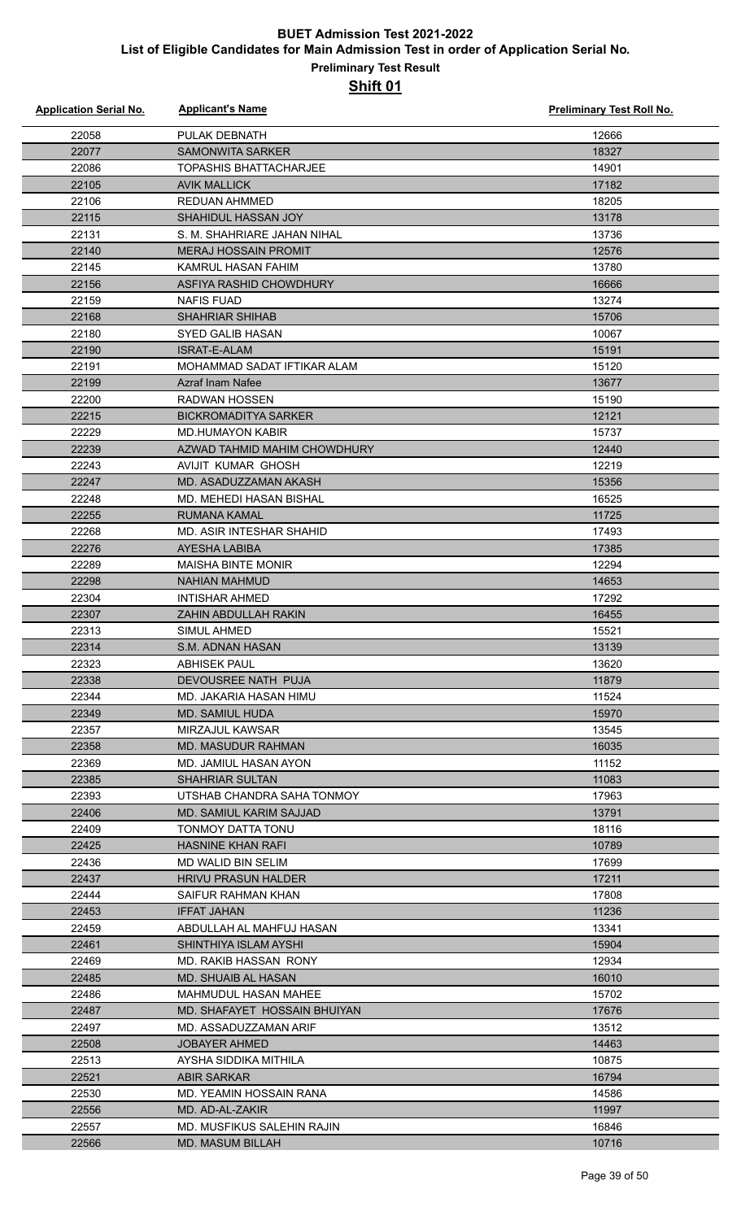# BUET Admission Test 2021-2022

## List of Eligible Candidates for Main Admission Test in order of Application Serial No.

### Preliminary Test Result

### Shift 01

| Application Serial No. | Applicant's Name | Preliminary Test Roll No. |
|---|---|---|
| 22058 | PULAK DEBNATH | 12666 |
| 22077 | SAMONWITA SARKER | 18327 |
| 22086 | TOPASHIS BHATTACHARJEE | 14901 |
| 22105 | AVIK MALLICK | 17182 |
| 22106 | REDUAN AHMMED | 18205 |
| 22115 | SHAHIDUL HASSAN JOY | 13178 |
| 22131 | S. M. SHAHRIARE JAHAN NIHAL | 13736 |
| 22140 | MERAJ HOSSAIN PROMIT | 12576 |
| 22145 | KAMRUL HASAN FAHIM | 13780 |
| 22156 | ASFIYA RASHID CHOWDHURY | 16666 |
| 22159 | NAFIS FUAD | 13274 |
| 22168 | SHAHRIAR SHIHAB | 15706 |
| 22180 | SYED GALIB HASAN | 10067 |
| 22190 | ISRAT-E-ALAM | 15191 |
| 22191 | MOHAMMAD SADAT IFTIKAR ALAM | 15120 |
| 22199 | Azraf Inam Nafee | 13677 |
| 22200 | RADWAN HOSSEN | 15190 |
| 22215 | BICKROMADITYA SARKER | 12121 |
| 22229 | MD.HUMAYON KABIR | 15737 |
| 22239 | AZWAD TAHMID MAHIM CHOWDHURY | 12440 |
| 22243 | AVIJIT KUMAR GHOSH | 12219 |
| 22247 | MD. ASADUZZAMAN AKASH | 15356 |
| 22248 | MD. MEHEDI HASAN BISHAL | 16525 |
| 22255 | RUMANA KAMAL | 11725 |
| 22268 | MD. ASIR INTESHAR SHAHID | 17493 |
| 22276 | AYESHA LABIBA | 17385 |
| 22289 | MAISHA BINTE MONIR | 12294 |
| 22298 | NAHIAN MAHMUD | 14653 |
| 22304 | INTISHAR AHMED | 17292 |
| 22307 | ZAHIN ABDULLAH RAKIN | 16455 |
| 22313 | SIMUL AHMED | 15521 |
| 22314 | S.M. ADNAN HASAN | 13139 |
| 22323 | ABHISEK PAUL | 13620 |
| 22338 | DEVOUSREE NATH PUJA | 11879 |
| 22344 | MD. JAKARIA HASAN HIMU | 11524 |
| 22349 | MD. SAMIUL HUDA | 15970 |
| 22357 | MIRZAJUL KAWSAR | 13545 |
| 22358 | MD. MASUDUR RAHMAN | 16035 |
| 22369 | MD. JAMIUL HASAN AYON | 11152 |
| 22385 | SHAHRIAR SULTAN | 11083 |
| 22393 | UTSHAB CHANDRA SAHA TONMOY | 17963 |
| 22406 | MD. SAMIUL KARIM SAJJAD | 13791 |
| 22409 | TONMOY DATTA TONU | 18116 |
| 22425 | HASNINE KHAN RAFI | 10789 |
| 22436 | MD WALID BIN SELIM | 17699 |
| 22437 | HRIVU PRASUN HALDER | 17211 |
| 22444 | SAIFUR RAHMAN KHAN | 17808 |
| 22453 | IFFAT JAHAN | 11236 |
| 22459 | ABDULLAH AL MAHFUJ HASAN | 13341 |
| 22461 | SHINTHIYA ISLAM AYSHI | 15904 |
| 22469 | MD. RAKIB HASSAN RONY | 12934 |
| 22485 | MD. SHUAIB AL HASAN | 16010 |
| 22486 | MAHMUDUL HASAN MAHEE | 15702 |
| 22487 | MD. SHAFAYET HOSSAIN BHUIYAN | 17676 |
| 22497 | MD. ASSADUZZAMAN ARIF | 13512 |
| 22508 | JOBAYER AHMED | 14463 |
| 22513 | AYSHA SIDDIKA MITHILA | 10875 |
| 22521 | ABIR SARKAR | 16794 |
| 22530 | MD. YEAMIN HOSSAIN RANA | 14586 |
| 22556 | MD. AD-AL-ZAKIR | 11997 |
| 22557 | MD. MUSFIKUS SALEHIN RAJIN | 16846 |
| 22566 | MD. MASUM BILLAH | 10716 |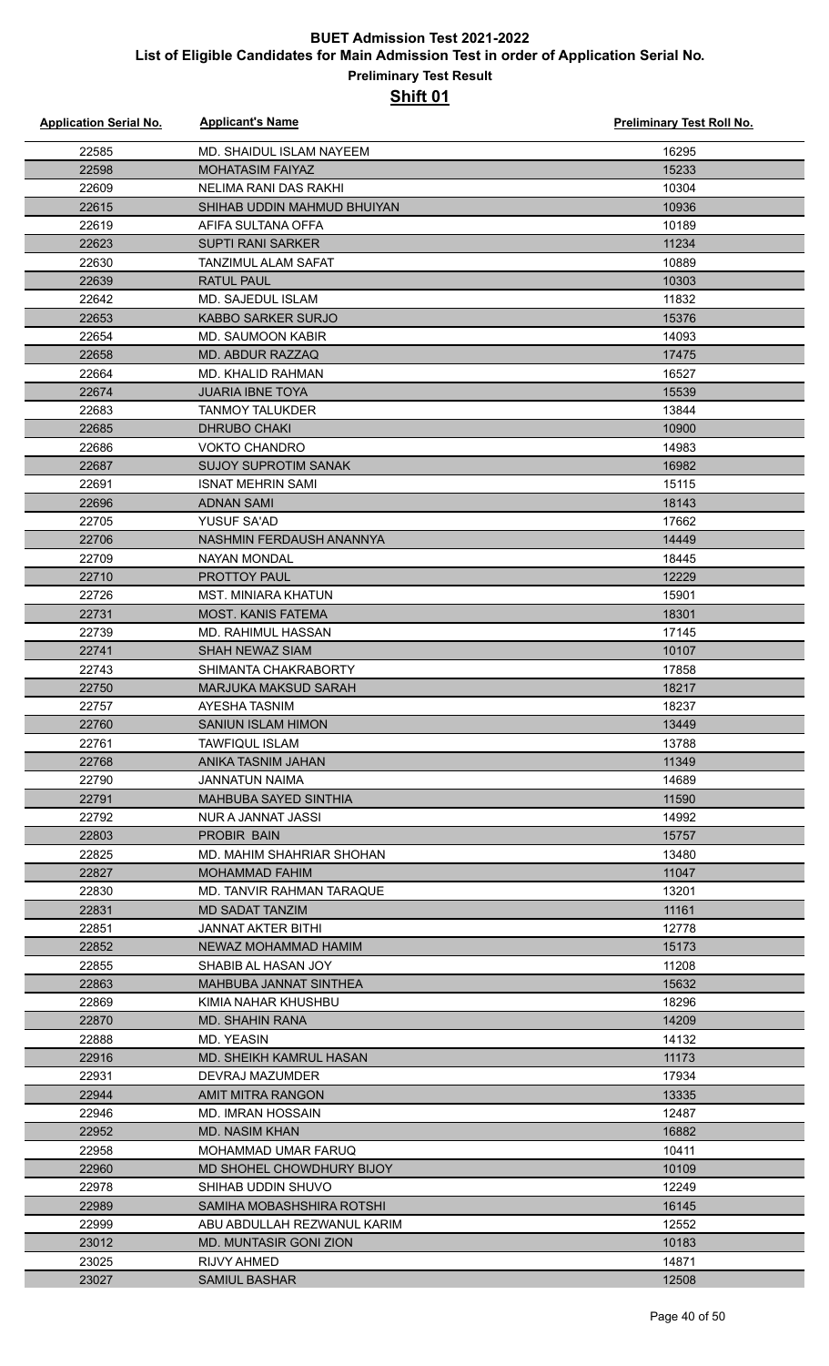# BUET Admission Test 2021-2022

## List of Eligible Candidates for Main Admission Test in order of Application Serial No.

### Preliminary Test Result

### Shift 01

| Application Serial No. | Applicant's Name | Preliminary Test Roll No. |
|---|---|---|
| 22585 | MD. SHAIDUL ISLAM NAYEEM | 16295 |
| 22598 | MOHATASIM FAIYAZ | 15233 |
| 22609 | NELIMA RANI DAS RAKHI | 10304 |
| 22615 | SHIHAB UDDIN MAHMUD BHUIYAN | 10936 |
| 22619 | AFIFA SULTANA OFFA | 10189 |
| 22623 | SUPTI RANI SARKER | 11234 |
| 22630 | TANZIMUL ALAM SAFAT | 10889 |
| 22639 | RATUL PAUL | 10303 |
| 22642 | MD. SAJEDUL ISLAM | 11832 |
| 22653 | KABBO SARKER SURJO | 15376 |
| 22654 | MD. SAUMOON KABIR | 14093 |
| 22658 | MD. ABDUR RAZZAQ | 17475 |
| 22664 | MD. KHALID RAHMAN | 16527 |
| 22674 | JUARIA IBNE TOYA | 15539 |
| 22683 | TANMOY TALUKDER | 13844 |
| 22685 | DHRUBO CHAKI | 10900 |
| 22686 | VOKTO CHANDRO | 14983 |
| 22687 | SUJOY SUPROTIM SANAK | 16982 |
| 22691 | ISNAT MEHRIN SAMI | 15115 |
| 22696 | ADNAN SAMI | 18143 |
| 22705 | YUSUF SA'AD | 17662 |
| 22706 | NASHMIN FERDAUSH ANANNYA | 14449 |
| 22709 | NAYAN MONDAL | 18445 |
| 22710 | PROTTOY PAUL | 12229 |
| 22726 | MST. MINIARA KHATUN | 15901 |
| 22731 | MOST. KANIS FATEMA | 18301 |
| 22739 | MD. RAHIMUL HASSAN | 17145 |
| 22741 | SHAH NEWAZ SIAM | 10107 |
| 22743 | SHIMANTA CHAKRABORTY | 17858 |
| 22750 | MARJUKA MAKSUD SARAH | 18217 |
| 22757 | AYESHA TASNIM | 18237 |
| 22760 | SANIUN ISLAM HIMON | 13449 |
| 22761 | TAWFIQUL ISLAM | 13788 |
| 22768 | ANIKA TASNIM JAHAN | 11349 |
| 22790 | JANNATUN NAIMA | 14689 |
| 22791 | MAHBUBA SAYED SINTHIA | 11590 |
| 22792 | NUR A JANNAT JASSI | 14992 |
| 22803 | PROBIR BAIN | 15757 |
| 22825 | MD. MAHIM SHAHRIAR SHOHAN | 13480 |
| 22827 | MOHAMMAD FAHIM | 11047 |
| 22830 | MD. TANVIR RAHMAN TARAQUE | 13201 |
| 22831 | MD SADAT TANZIM | 11161 |
| 22851 | JANNAT AKTER BITHI | 12778 |
| 22852 | NEWAZ MOHAMMAD HAMIM | 15173 |
| 22855 | SHABIB AL HASAN JOY | 11208 |
| 22863 | MAHBUBA JANNAT SINTHEA | 15632 |
| 22869 | KIMIA NAHAR KHUSHBU | 18296 |
| 22870 | MD. SHAHIN RANA | 14209 |
| 22888 | MD. YEASIN | 14132 |
| 22916 | MD. SHEIKH KAMRUL HASAN | 11173 |
| 22931 | DEVRAJ MAZUMDER | 17934 |
| 22944 | AMIT MITRA RANGON | 13335 |
| 22946 | MD. IMRAN HOSSAIN | 12487 |
| 22952 | MD. NASIM KHAN | 16882 |
| 22958 | MOHAMMAD UMAR FARUQ | 10411 |
| 22960 | MD SHOHEL CHOWDHURY BIJOY | 10109 |
| 22978 | SHIHAB UDDIN SHUVO | 12249 |
| 22989 | SAMIHA MOBASHSHIRA ROTSHI | 16145 |
| 22999 | ABU ABDULLAH REZWANUL KARIM | 12552 |
| 23012 | MD. MUNTASIR GONI ZION | 10183 |
| 23025 | RIJVY AHMED | 14871 |
| 23027 | SAMIUL BASHAR | 12508 |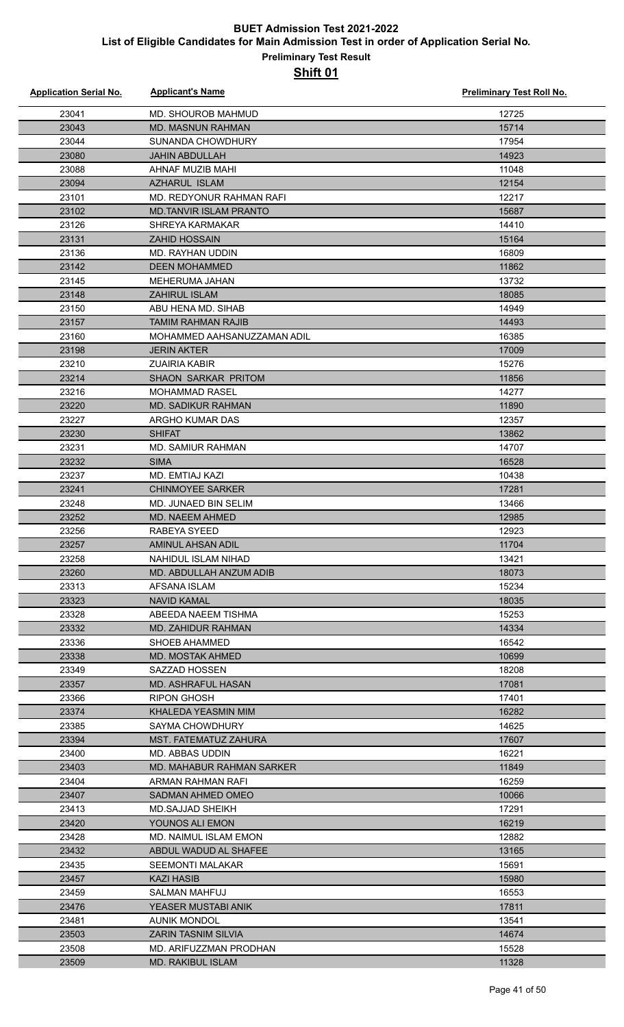# BUET Admission Test 2021-2022

## List of Eligible Candidates for Main Admission Test in order of Application Serial No.

### Preliminary Test Result

### Shift 01

| Application Serial No. | Applicant's Name | Preliminary Test Roll No. |
|---|---|---|
| 23041 | MD. SHOUROB MAHMUD | 12725 |
| 23043 | MD. MASNUN RAHMAN | 15714 |
| 23044 | SUNANDA CHOWDHURY | 17954 |
| 23080 | JAHIN ABDULLAH | 14923 |
| 23088 | AHNAF MUZIB MAHI | 11048 |
| 23094 | AZHARUL ISLAM | 12154 |
| 23101 | MD. REDYONUR RAHMAN RAFI | 12217 |
| 23102 | MD.TANVIR ISLAM PRANTO | 15687 |
| 23126 | SHREYA KARMAKAR | 14410 |
| 23131 | ZAHID HOSSAIN | 15164 |
| 23136 | MD. RAYHAN UDDIN | 16809 |
| 23142 | DEEN MOHAMMED | 11862 |
| 23145 | MEHERUMA JAHAN | 13732 |
| 23148 | ZAHIRUL ISLAM | 18085 |
| 23150 | ABU HENA MD. SIHAB | 14949 |
| 23157 | TAMIM RAHMAN RAJIB | 14493 |
| 23160 | MOHAMMED AAHSANUZZAMAN ADIL | 16385 |
| 23198 | JERIN AKTER | 17009 |
| 23210 | ZUAIRIA KABIR | 15276 |
| 23214 | SHAON SARKAR PRITOM | 11856 |
| 23216 | MOHAMMAD RASEL | 14277 |
| 23220 | MD. SADIKUR RAHMAN | 11890 |
| 23227 | ARGHO KUMAR DAS | 12357 |
| 23230 | SHIFAT | 13862 |
| 23231 | MD. SAMIUR RAHMAN | 14707 |
| 23232 | SIMA | 16528 |
| 23237 | MD. EMTIAJ KAZI | 10438 |
| 23241 | CHINMOYEE SARKER | 17281 |
| 23248 | MD. JUNAED BIN SELIM | 13466 |
| 23252 | MD. NAEEM AHMED | 12985 |
| 23256 | RABEYA SYEED | 12923 |
| 23257 | AMINUL AHSAN ADIL | 11704 |
| 23258 | NAHIDUL ISLAM NIHAD | 13421 |
| 23260 | MD. ABDULLAH ANZUM ADIB | 18073 |
| 23313 | AFSANA ISLAM | 15234 |
| 23323 | NAVID KAMAL | 18035 |
| 23328 | ABEEDA NAEEM TISHMA | 15253 |
| 23332 | MD. ZAHIDUR RAHMAN | 14334 |
| 23336 | SHOEB AHAMMED | 16542 |
| 23338 | MD. MOSTAK AHMED | 10699 |
| 23349 | SAZZAD HOSSEN | 18208 |
| 23357 | MD. ASHRAFUL HASAN | 17081 |
| 23366 | RIPON GHOSH | 17401 |
| 23374 | KHALEDA YEASMIN MIM | 16282 |
| 23385 | SAYMA CHOWDHURY | 14625 |
| 23394 | MST. FATEMATUZ ZAHURA | 17607 |
| 23400 | MD. ABBAS UDDIN | 16221 |
| 23403 | MD. MAHABUR RAHMAN SARKER | 11849 |
| 23404 | ARMAN RAHMAN RAFI | 16259 |
| 23407 | SADMAN AHMED OMEO | 10066 |
| 23413 | MD.SAJJAD SHEIKH | 17291 |
| 23420 | YOUNOS ALI EMON | 16219 |
| 23428 | MD. NAIMUL ISLAM EMON | 12882 |
| 23432 | ABDUL WADUD AL SHAFEE | 13165 |
| 23435 | SEEMONTI MALAKAR | 15691 |
| 23457 | KAZI HASIB | 15980 |
| 23459 | SALMAN MAHFUJ | 16553 |
| 23476 | YEASER MUSTABI ANIK | 17811 |
| 23481 | AUNIK MONDOL | 13541 |
| 23503 | ZARIN TASNIM SILVIA | 14674 |
| 23508 | MD. ARIFUZZMAN PRODHAN | 15528 |
| 23509 | MD. RAKIBUL ISLAM | 11328 |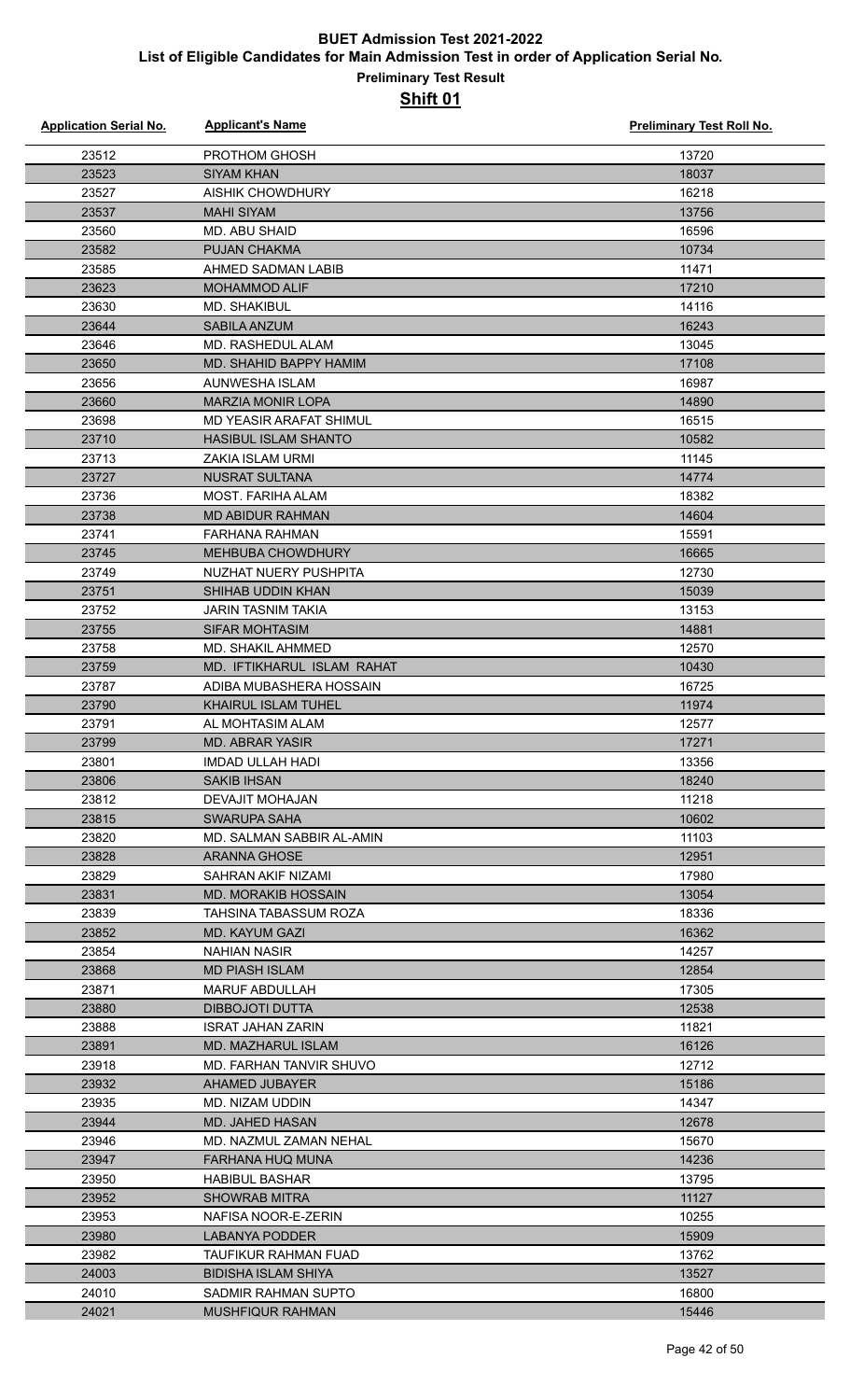# BUET Admission Test 2021-2022

## List of Eligible Candidates for Main Admission Test in order of Application Serial No.

### Preliminary Test Result

### Shift 01

| Application Serial No. | Applicant's Name | Preliminary Test Roll No. |
|---|---|---|
| 23512 | PROTHOM GHOSH | 13720 |
| 23523 | SIYAM KHAN | 18037 |
| 23527 | AISHIK CHOWDHURY | 16218 |
| 23537 | MAHI SIYAM | 13756 |
| 23560 | MD. ABU SHAID | 16596 |
| 23582 | PUJAN CHAKMA | 10734 |
| 23585 | AHMED SADMAN LABIB | 11471 |
| 23623 | MOHAMMOD ALIF | 17210 |
| 23630 | MD. SHAKIBUL | 14116 |
| 23644 | SABILA ANZUM | 16243 |
| 23646 | MD. RASHEDUL ALAM | 13045 |
| 23650 | MD. SHAHID BAPPY HAMIM | 17108 |
| 23656 | AUNWESHA ISLAM | 16987 |
| 23660 | MARZIA MONIR LOPA | 14890 |
| 23698 | MD YEASIR ARAFAT SHIMUL | 16515 |
| 23710 | HASIBUL ISLAM SHANTO | 10582 |
| 23713 | ZAKIA ISLAM URMI | 11145 |
| 23727 | NUSRAT SULTANA | 14774 |
| 23736 | MOST. FARIHA ALAM | 18382 |
| 23738 | MD ABIDUR RAHMAN | 14604 |
| 23741 | FARHANA RAHMAN | 15591 |
| 23745 | MEHBUBA CHOWDHURY | 16665 |
| 23749 | NUZHAT NUERY PUSHPITA | 12730 |
| 23751 | SHIHAB UDDIN KHAN | 15039 |
| 23752 | JARIN TASNIM TAKIA | 13153 |
| 23755 | SIFAR MOHTASIM | 14881 |
| 23758 | MD. SHAKIL AHMMED | 12570 |
| 23759 | MD. IFTIKHARUL ISLAM RAHAT | 10430 |
| 23787 | ADIBA MUBASHERA HOSSAIN | 16725 |
| 23790 | KHAIRUL ISLAM TUHEL | 11974 |
| 23791 | AL MOHTASIM ALAM | 12577 |
| 23799 | MD. ABRAR YASIR | 17271 |
| 23801 | IMDAD ULLAH HADI | 13356 |
| 23806 | SAKIB IHSAN | 18240 |
| 23812 | DEVAJIT MOHAJAN | 11218 |
| 23815 | SWARUPA SAHA | 10602 |
| 23820 | MD. SALMAN SABBIR AL-AMIN | 11103 |
| 23828 | ARANNA GHOSE | 12951 |
| 23829 | SAHRAN AKIF NIZAMI | 17980 |
| 23831 | MD. MORAKIB HOSSAIN | 13054 |
| 23839 | TAHSINA TABASSUM ROZA | 18336 |
| 23852 | MD. KAYUM GAZI | 16362 |
| 23854 | NAHIAN NASIR | 14257 |
| 23868 | MD PIASH ISLAM | 12854 |
| 23871 | MARUF ABDULLAH | 17305 |
| 23880 | DIBBOJOTI DUTTA | 12538 |
| 23888 | ISRAT JAHAN ZARIN | 11821 |
| 23891 | MD. MAZHARUL ISLAM | 16126 |
| 23918 | MD. FARHAN TANVIR SHUVO | 12712 |
| 23932 | AHAMED JUBAYER | 15186 |
| 23935 | MD. NIZAM UDDIN | 14347 |
| 23944 | MD. JAHED HASAN | 12678 |
| 23946 | MD. NAZMUL ZAMAN NEHAL | 15670 |
| 23947 | FARHANA HUQ MUNA | 14236 |
| 23950 | HABIBUL BASHAR | 13795 |
| 23952 | SHOWRAB MITRA | 11127 |
| 23953 | NAFISA NOOR-E-ZERIN | 10255 |
| 23980 | LABANYA PODDER | 15909 |
| 23982 | TAUFIKUR RAHMAN FUAD | 13762 |
| 24003 | BIDISHA ISLAM SHIYA | 13527 |
| 24010 | SADMIR RAHMAN SUPTO | 16800 |
| 24021 | MUSHFIQUR RAHMAN | 15446 |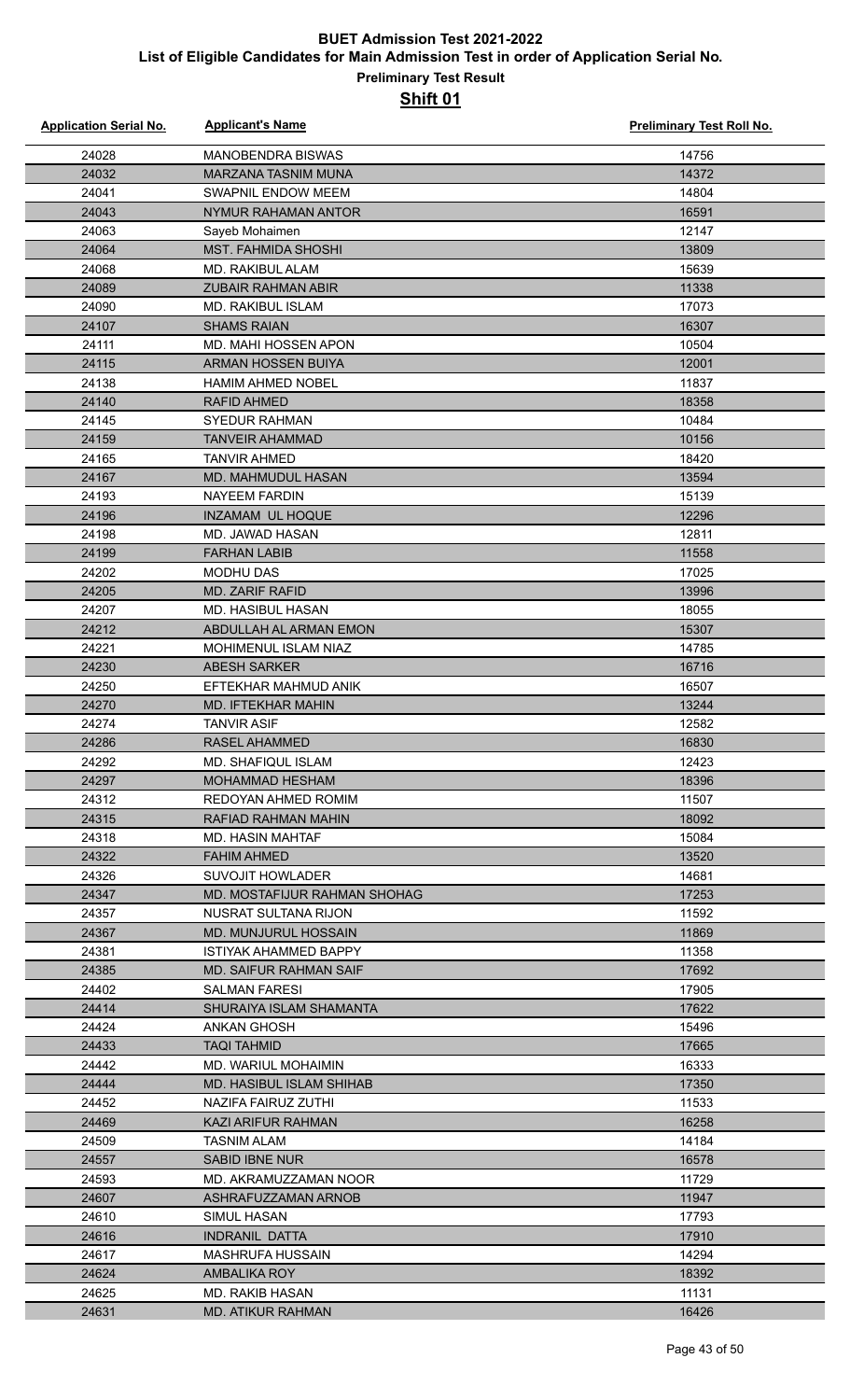# BUET Admission Test 2021-2022

## List of Eligible Candidates for Main Admission Test in order of Application Serial No.

### Preliminary Test Result

### Shift 01

| Application Serial No. | Applicant's Name | Preliminary Test Roll No. |
|---|---|---|
| 24028 | MANOBENDRA BISWAS | 14756 |
| 24032 | MARZANA TASNIM MUNA | 14372 |
| 24041 | SWAPNIL ENDOW MEEM | 14804 |
| 24043 | NYMUR RAHAMAN ANTOR | 16591 |
| 24063 | Sayeb Mohaimen | 12147 |
| 24064 | MST. FAHMIDA SHOSHI | 13809 |
| 24068 | MD. RAKIBUL ALAM | 15639 |
| 24089 | ZUBAIR RAHMAN ABIR | 11338 |
| 24090 | MD. RAKIBUL ISLAM | 17073 |
| 24107 | SHAMS RAIAN | 16307 |
| 24111 | MD. MAHI HOSSEN APON | 10504 |
| 24115 | ARMAN HOSSEN BUIYA | 12001 |
| 24138 | HAMIM AHMED NOBEL | 11837 |
| 24140 | RAFID AHMED | 18358 |
| 24145 | SYEDUR RAHMAN | 10484 |
| 24159 | TANVEIR AHAMMAD | 10156 |
| 24165 | TANVIR AHMED | 18420 |
| 24167 | MD. MAHMUDUL HASAN | 13594 |
| 24193 | NAYEEM FARDIN | 15139 |
| 24196 | INZAMAM UL HOQUE | 12296 |
| 24198 | MD. JAWAD HASAN | 12811 |
| 24199 | FARHAN LABIB | 11558 |
| 24202 | MODHU DAS | 17025 |
| 24205 | MD. ZARIF RAFID | 13996 |
| 24207 | MD. HASIBUL HASAN | 18055 |
| 24212 | ABDULLAH AL ARMAN EMON | 15307 |
| 24221 | MOHIMENUL ISLAM NIAZ | 14785 |
| 24230 | ABESH SARKER | 16716 |
| 24250 | EFTEKHAR MAHMUD ANIK | 16507 |
| 24270 | MD. IFTEKHAR MAHIN | 13244 |
| 24274 | TANVIR ASIF | 12582 |
| 24286 | RASEL AHAMMED | 16830 |
| 24292 | MD. SHAFIQUL ISLAM | 12423 |
| 24297 | MOHAMMAD HESHAM | 18396 |
| 24312 | REDOYAN AHMED ROMIM | 11507 |
| 24315 | RAFIAD RAHMAN MAHIN | 18092 |
| 24318 | MD. HASIN MAHTAF | 15084 |
| 24322 | FAHIM AHMED | 13520 |
| 24326 | SUVOJIT HOWLADER | 14681 |
| 24347 | MD. MOSTAFIJUR RAHMAN SHOHAG | 17253 |
| 24357 | NUSRAT SULTANA RIJON | 11592 |
| 24367 | MD. MUNJURUL HOSSAIN | 11869 |
| 24381 | ISTIYAK AHAMMED BAPPY | 11358 |
| 24385 | MD. SAIFUR RAHMAN SAIF | 17692 |
| 24402 | SALMAN FARESI | 17905 |
| 24414 | SHURAIYA ISLAM SHAMANTA | 17622 |
| 24424 | ANKAN GHOSH | 15496 |
| 24433 | TAQI TAHMID | 17665 |
| 24442 | MD. WARIUL MOHAIMIN | 16333 |
| 24444 | MD. HASIBUL ISLAM SHIHAB | 17350 |
| 24452 | NAZIFA FAIRUZ ZUTHI | 11533 |
| 24469 | KAZI ARIFUR RAHMAN | 16258 |
| 24509 | TASNIM ALAM | 14184 |
| 24557 | SABID IBNE NUR | 16578 |
| 24593 | MD. AKRAMUZZAMAN NOOR | 11729 |
| 24607 | ASHRAFUZZAMAN ARNOB | 11947 |
| 24610 | SIMUL HASAN | 17793 |
| 24616 | INDRANIL DATTA | 17910 |
| 24617 | MASHRUFA HUSSAIN | 14294 |
| 24624 | AMBALIKA ROY | 18392 |
| 24625 | MD. RAKIB HASAN | 11131 |
| 24631 | MD. ATIKUR RAHMAN | 16426 |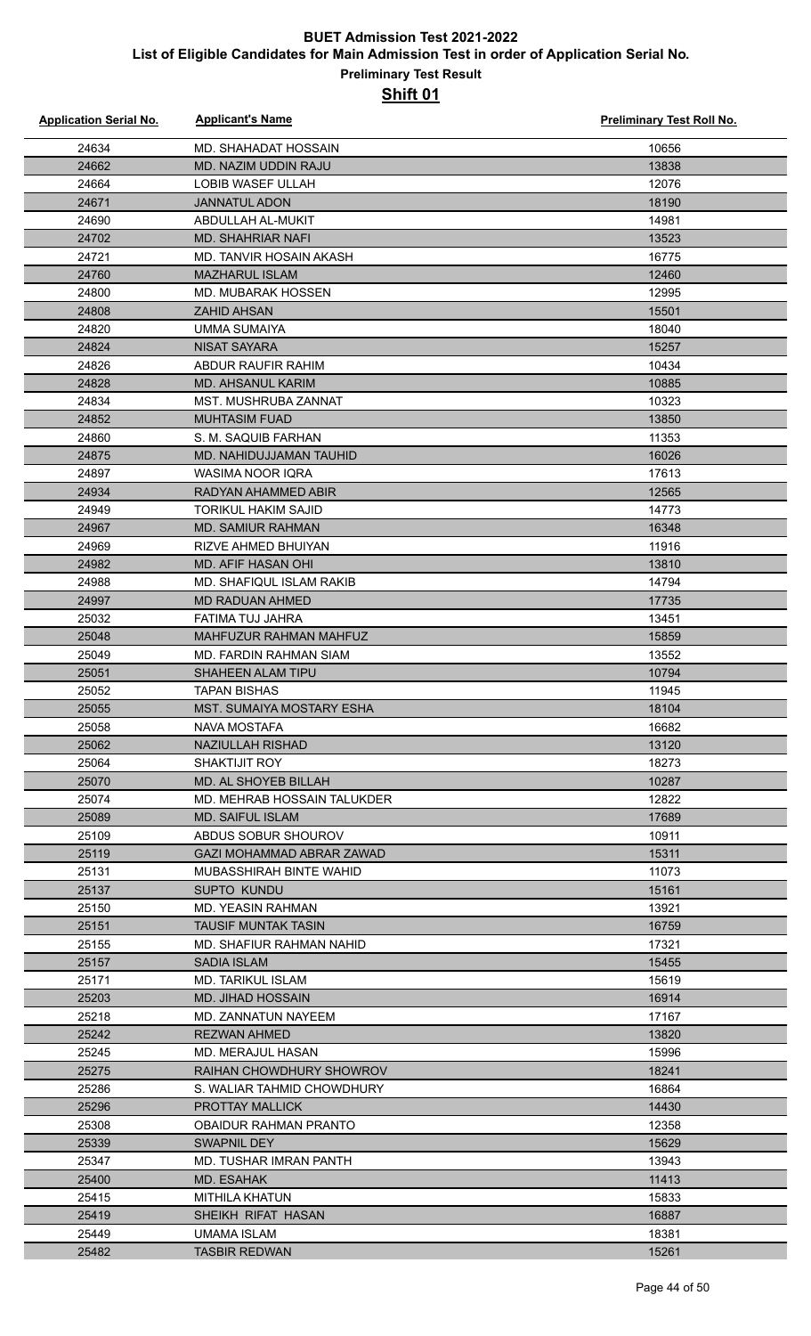# BUET Admission Test 2021-2022

## List of Eligible Candidates for Main Admission Test in order of Application Serial No.

### Preliminary Test Result

### Shift 01

| Application Serial No. | Applicant's Name | Preliminary Test Roll No. |
|---|---|---|
| 24634 | MD. SHAHADAT HOSSAIN | 10656 |
| 24662 | MD. NAZIM UDDIN RAJU | 13838 |
| 24664 | LOBIB WASEF ULLAH | 12076 |
| 24671 | JANNATUL ADON | 18190 |
| 24690 | ABDULLAH AL-MUKIT | 14981 |
| 24702 | MD. SHAHRIAR NAFI | 13523 |
| 24721 | MD. TANVIR HOSAIN AKASH | 16775 |
| 24760 | MAZHARUL ISLAM | 12460 |
| 24800 | MD. MUBARAK HOSSEN | 12995 |
| 24808 | ZAHID AHSAN | 15501 |
| 24820 | UMMA SUMAIYA | 18040 |
| 24824 | NISAT SAYARA | 15257 |
| 24826 | ABDUR RAUFIR RAHIM | 10434 |
| 24828 | MD. AHSANUL KARIM | 10885 |
| 24834 | MST. MUSHRUBA ZANNAT | 10323 |
| 24852 | MUHTASIM FUAD | 13850 |
| 24860 | S. M. SAQUIB FARHAN | 11353 |
| 24875 | MD. NAHIDUJJAMAN TAUHID | 16026 |
| 24897 | WASIMA NOOR IQRA | 17613 |
| 24934 | RADYAN AHAMMED ABIR | 12565 |
| 24949 | TORIKUL HAKIM SAJID | 14773 |
| 24967 | MD. SAMIUR RAHMAN | 16348 |
| 24969 | RIZVE AHMED BHUIYAN | 11916 |
| 24982 | MD. AFIF HASAN OHI | 13810 |
| 24988 | MD. SHAFIQUL ISLAM RAKIB | 14794 |
| 24997 | MD RADUAN AHMED | 17735 |
| 25032 | FATIMA TUJ JAHRA | 13451 |
| 25048 | MAHFUZUR RAHMAN MAHFUZ | 15859 |
| 25049 | MD. FARDIN RAHMAN SIAM | 13552 |
| 25051 | SHAHEEN ALAM TIPU | 10794 |
| 25052 | TAPAN BISHAS | 11945 |
| 25055 | MST. SUMAIYA MOSTARY ESHA | 18104 |
| 25058 | NAVA MOSTAFA | 16682 |
| 25062 | NAZIULLAH RISHAD | 13120 |
| 25064 | SHAKTIJIT ROY | 18273 |
| 25070 | MD. AL SHOYEB BILLAH | 10287 |
| 25074 | MD. MEHRAB HOSSAIN TALUKDER | 12822 |
| 25089 | MD. SAIFUL ISLAM | 17689 |
| 25109 | ABDUS SOBUR SHOUROV | 10911 |
| 25119 | GAZI MOHAMMAD ABRAR ZAWAD | 15311 |
| 25131 | MUBASSHIRAH BINTE WAHID | 11073 |
| 25137 | SUPTO KUNDU | 15161 |
| 25150 | MD. YEASIN RAHMAN | 13921 |
| 25151 | TAUSIF MUNTAK TASIN | 16759 |
| 25155 | MD. SHAFIUR RAHMAN NAHID | 17321 |
| 25157 | SADIA ISLAM | 15455 |
| 25171 | MD. TARIKUL ISLAM | 15619 |
| 25203 | MD. JIHAD HOSSAIN | 16914 |
| 25218 | MD. ZANNATUN NAYEEM | 17167 |
| 25242 | REZWAN AHMED | 13820 |
| 25245 | MD. MERAJUL HASAN | 15996 |
| 25275 | RAIHAN CHOWDHURY SHOWROV | 18241 |
| 25286 | S. WALIAR TAHMID CHOWDHURY | 16864 |
| 25296 | PROTTAY MALLICK | 14430 |
| 25308 | OBAIDUR RAHMAN PRANTO | 12358 |
| 25339 | SWAPNIL DEY | 15629 |
| 25347 | MD. TUSHAR IMRAN PANTH | 13943 |
| 25400 | MD. ESAHAK | 11413 |
| 25415 | MITHILA KHATUN | 15833 |
| 25419 | SHEIKH RIFAT HASAN | 16887 |
| 25449 | UMAMA ISLAM | 18381 |
| 25482 | TASBIR REDWAN | 15261 |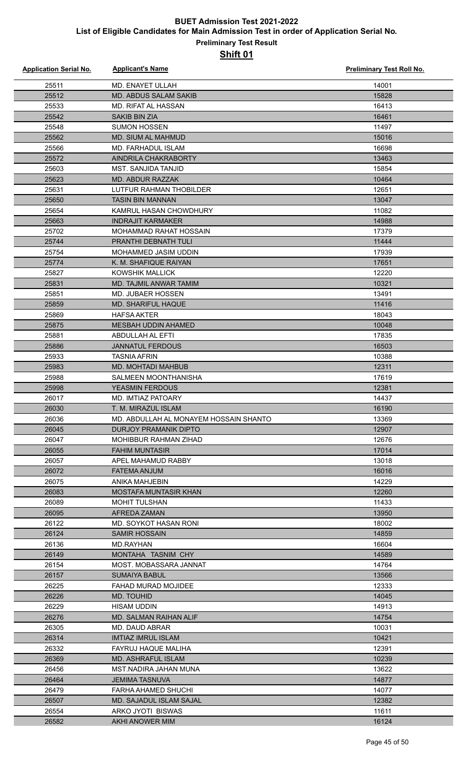# BUET Admission Test 2021-2022

## List of Eligible Candidates for Main Admission Test in order of Application Serial No.

### Preliminary Test Result

### Shift 01

| Application Serial No. | Applicant's Name | Preliminary Test Roll No. |
|---|---|---|
| 25511 | MD. ENAYET ULLAH | 14001 |
| 25512 | MD. ABDUS SALAM SAKIB | 15828 |
| 25533 | MD. RIFAT AL HASSAN | 16413 |
| 25542 | SAKIB BIN ZIA | 16461 |
| 25548 | SUMON HOSSEN | 11497 |
| 25562 | MD. SIUM AL MAHMUD | 15016 |
| 25566 | MD. FARHADUL ISLAM | 16698 |
| 25572 | AINDRILA CHAKRABORTY | 13463 |
| 25603 | MST. SANJIDA TANJID | 15854 |
| 25623 | MD. ABDUR RAZZAK | 10464 |
| 25631 | LUTFUR RAHMAN THOBILDER | 12651 |
| 25650 | TASIN BIN MANNAN | 13047 |
| 25654 | KAMRUL HASAN CHOWDHURY | 11082 |
| 25663 | INDRAJIT KARMAKER | 14988 |
| 25702 | MOHAMMAD RAHAT HOSSAIN | 17379 |
| 25744 | PRANTHI DEBNATH TULI | 11444 |
| 25754 | MOHAMMED JASIM UDDIN | 17939 |
| 25774 | K. M. SHAFIQUE RAIYAN | 17651 |
| 25827 | KOWSHIK MALLICK | 12220 |
| 25831 | MD. TAJMIL ANWAR TAMIM | 10321 |
| 25851 | MD. JUBAER HOSSEN | 13491 |
| 25859 | MD. SHARIFUL HAQUE | 11416 |
| 25869 | HAFSA AKTER | 18043 |
| 25875 | MESBAH UDDIN AHAMED | 10048 |
| 25881 | ABDULLAH AL EFTI | 17835 |
| 25886 | JANNATUL FERDOUS | 16503 |
| 25933 | TASNIA AFRIN | 10388 |
| 25983 | MD. MOHTADI MAHBUB | 12311 |
| 25988 | SALMEEN MOONTHANISHA | 17619 |
| 25998 | YEASMIN FERDOUS | 12381 |
| 26017 | MD. IMTIAZ PATOARY | 14437 |
| 26030 | T. M. MIRAZUL ISLAM | 16190 |
| 26036 | MD. ABDULLAH AL MONAYEM HOSSAIN SHANTO | 13369 |
| 26045 | DURJOY PRAMANIK DIPTO | 12907 |
| 26047 | MOHIBBUR RAHMAN ZIHAD | 12676 |
| 26055 | FAHIM MUNTASIR | 17014 |
| 26057 | APEL MAHAMUD RABBY | 13018 |
| 26072 | FATEMA ANJUM | 16016 |
| 26075 | ANIKA MAHJEBIN | 14229 |
| 26083 | MOSTAFA MUNTASIR KHAN | 12260 |
| 26089 | MOHIT TULSHAN | 11433 |
| 26095 | AFREDA ZAMAN | 13950 |
| 26122 | MD. SOYKOT HASAN RONI | 18002 |
| 26124 | SAMIR HOSSAIN | 14859 |
| 26136 | MD.RAYHAN | 16604 |
| 26149 | MONTAHA TASNIM CHY | 14589 |
| 26154 | MOST. MOBASSARA JANNAT | 14764 |
| 26157 | SUMAIYA BABUL | 13566 |
| 26225 | FAHAD MURAD MOJIDEE | 12333 |
| 26226 | MD. TOUHID | 14045 |
| 26229 | HISAM UDDIN | 14913 |
| 26276 | MD. SALMAN RAIHAN ALIF | 14754 |
| 26305 | MD. DAUD ABRAR | 10031 |
| 26314 | IMTIAZ IMRUL ISLAM | 10421 |
| 26332 | FAYRUJ HAQUE MALIHA | 12391 |
| 26369 | MD. ASHRAFUL ISLAM | 10239 |
| 26456 | MST.NADIRA JAHAN MUNA | 13622 |
| 26464 | JEMIMA TASNUVA | 14877 |
| 26479 | FARHA AHAMED SHUCHI | 14077 |
| 26507 | MD. SAJADUL ISLAM SAJAL | 12382 |
| 26554 | ARKO JYOTI BISWAS | 11611 |
| 26582 | AKHI ANOWER MIM | 16124 |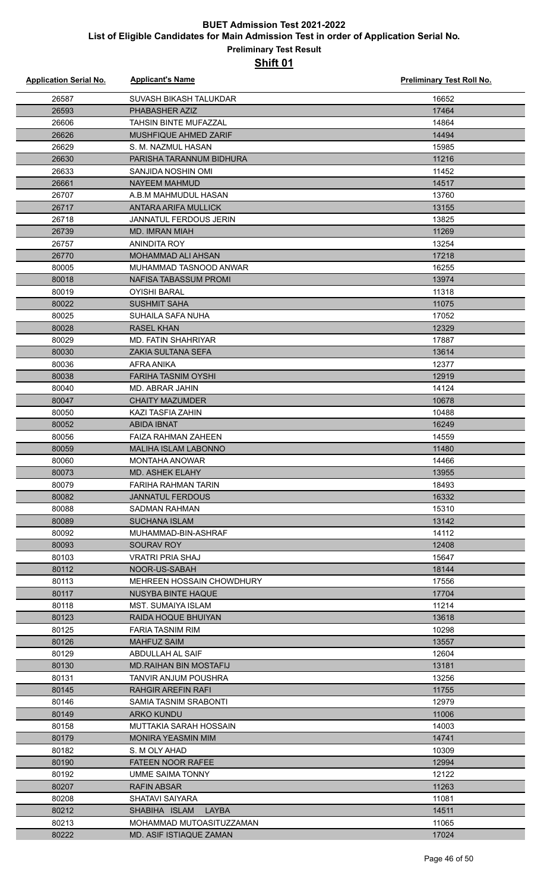# BUET Admission Test 2021-2022

## List of Eligible Candidates for Main Admission Test in order of Application Serial No.

### Preliminary Test Result

### Shift 01

| Application Serial No. | Applicant's Name | Preliminary Test Roll No. |
|---|---|---|
| 26587 | SUVASH BIKASH TALUKDAR | 16652 |
| 26593 | PHABASHER AZIZ | 17464 |
| 26606 | TAHSIN BINTE MUFAZZAL | 14864 |
| 26626 | MUSHFIQUE AHMED ZARIF | 14494 |
| 26629 | S. M. NAZMUL HASAN | 15985 |
| 26630 | PARISHA TARANNUM BIDHURA | 11216 |
| 26633 | SANJIDA NOSHIN OMI | 11452 |
| 26661 | NAYEEM MAHMUD | 14517 |
| 26707 | A.B.M MAHMUDUL HASAN | 13760 |
| 26717 | ANTARA ARIFA MULLICK | 13155 |
| 26718 | JANNATUL FERDOUS JERIN | 13825 |
| 26739 | MD. IMRAN MIAH | 11269 |
| 26757 | ANINDITA ROY | 13254 |
| 26770 | MOHAMMAD ALI AHSAN | 17218 |
| 80005 | MUHAMMAD TASNOOD ANWAR | 16255 |
| 80018 | NAFISA TABASSUM PROMI | 13974 |
| 80019 | OYISHI BARAL | 11318 |
| 80022 | SUSHMIT SAHA | 11075 |
| 80025 | SUHAILA SAFA NUHA | 17052 |
| 80028 | RASEL KHAN | 12329 |
| 80029 | MD. FATIN SHAHRIYAR | 17887 |
| 80030 | ZAKIA SULTANA SEFA | 13614 |
| 80036 | AFRA ANIKA | 12377 |
| 80038 | FARIHA TASNIM OYSHI | 12919 |
| 80040 | MD. ABRAR JAHIN | 14124 |
| 80047 | CHAITY MAZUMDER | 10678 |
| 80050 | KAZI TASFIA ZAHIN | 10488 |
| 80052 | ABIDA IBNAT | 16249 |
| 80056 | FAIZA RAHMAN ZAHEEN | 14559 |
| 80059 | MALIHA ISLAM LABONNO | 11480 |
| 80060 | MONTAHA ANOWAR | 14466 |
| 80073 | MD. ASHEK ELAHY | 13955 |
| 80079 | FARIHA RAHMAN TARIN | 18493 |
| 80082 | JANNATUL FERDOUS | 16332 |
| 80088 | SADMAN RAHMAN | 15310 |
| 80089 | SUCHANA ISLAM | 13142 |
| 80092 | MUHAMMAD-BIN-ASHRAF | 14112 |
| 80093 | SOURAV ROY | 12408 |
| 80103 | VRATRI PRIA SHAJ | 15647 |
| 80112 | NOOR-US-SABAH | 18144 |
| 80113 | MEHREEN HOSSAIN CHOWDHURY | 17556 |
| 80117 | NUSYBA BINTE HAQUE | 17704 |
| 80118 | MST. SUMAIYA ISLAM | 11214 |
| 80123 | RAIDA HOQUE BHUIYAN | 13618 |
| 80125 | FARIA TASNIM RIM | 10298 |
| 80126 | MAHFUZ SAIM | 13557 |
| 80129 | ABDULLAH AL SAIF | 12604 |
| 80130 | MD.RAIHAN BIN MOSTAFIJ | 13181 |
| 80131 | TANVIR ANJUM POUSHRA | 13256 |
| 80145 | RAHGIR AREFIN RAFI | 11755 |
| 80146 | SAMIA TASNIM SRABONTI | 12979 |
| 80149 | ARKO KUNDU | 11006 |
| 80158 | MUTTAKIA SARAH HOSSAIN | 14003 |
| 80179 | MONIRA YEASMIN MIM | 14741 |
| 80182 | S. M OLY AHAD | 10309 |
| 80190 | FATEEN NOOR RAFEE | 12994 |
| 80192 | UMME SAIMA TONNY | 12122 |
| 80207 | RAFIN ABSAR | 11263 |
| 80208 | SHATAVI SAIYARA | 11081 |
| 80212 | SHABIHA ISLAM LAYBA | 14511 |
| 80213 | MOHAMMAD MUTOASITUZZAMAN | 11065 |
| 80222 | MD. ASIF ISTIAQUE ZAMAN | 17024 |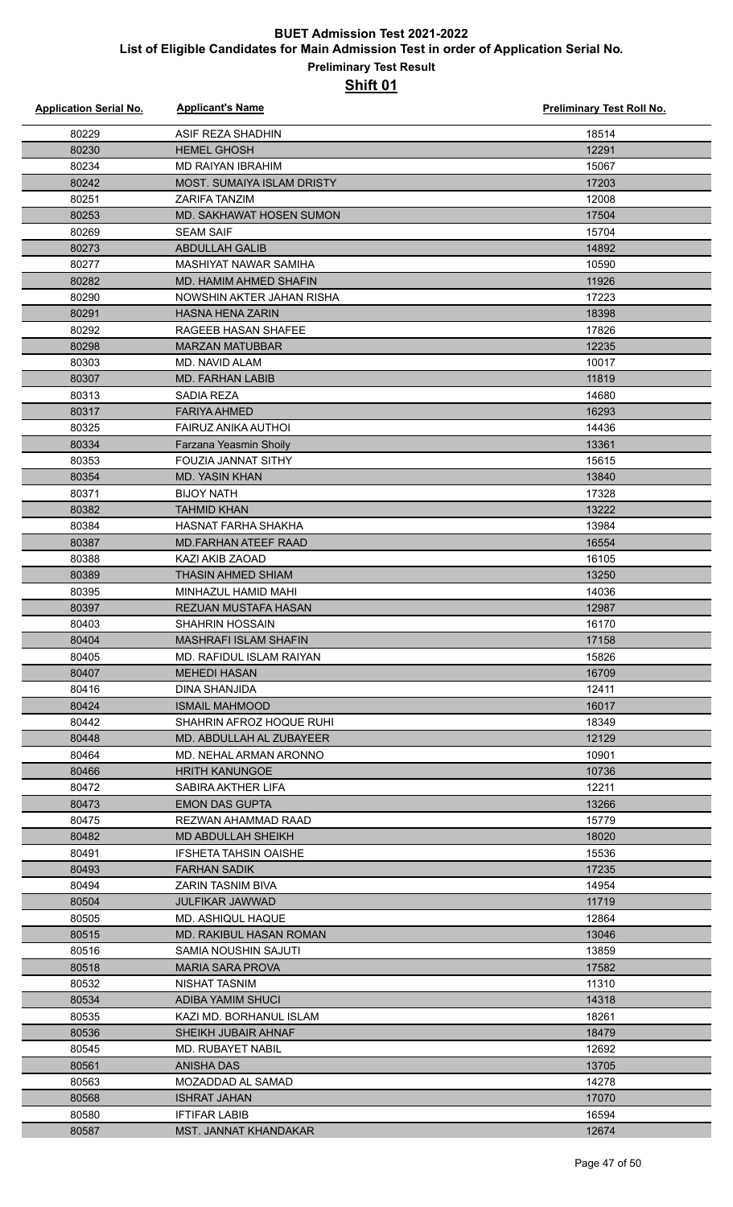# BUET Admission Test 2021-2022

## List of Eligible Candidates for Main Admission Test in order of Application Serial No.

### Preliminary Test Result

### Shift 01

| Application Serial No. | Applicant's Name | Preliminary Test Roll No. |
|---|---|---|
| 80229 | ASIF REZA SHADHIN | 18514 |
| 80230 | HEMEL GHOSH | 12291 |
| 80234 | MD RAIYAN IBRAHIM | 15067 |
| 80242 | MOST. SUMAIYA ISLAM DRISTY | 17203 |
| 80251 | ZARIFA TANZIM | 12008 |
| 80253 | MD. SAKHAWAT HOSEN SUMON | 17504 |
| 80269 | SEAM SAIF | 15704 |
| 80273 | ABDULLAH GALIB | 14892 |
| 80277 | MASHIYAT NAWAR SAMIHA | 10590 |
| 80282 | MD. HAMIM AHMED SHAFIN | 11926 |
| 80290 | NOWSHIN AKTER JAHAN RISHA | 17223 |
| 80291 | HASNA HENA ZARIN | 18398 |
| 80292 | RAGEEB HASAN SHAFEE | 17826 |
| 80298 | MARZAN MATUBBAR | 12235 |
| 80303 | MD. NAVID ALAM | 10017 |
| 80307 | MD. FARHAN LABIB | 11819 |
| 80313 | SADIA REZA | 14680 |
| 80317 | FARIYA AHMED | 16293 |
| 80325 | FAIRUZ ANIKA AUTHOI | 14436 |
| 80334 | Farzana Yeasmin Shoily | 13361 |
| 80353 | FOUZIA JANNAT SITHY | 15615 |
| 80354 | MD. YASIN KHAN | 13840 |
| 80371 | BIJOY NATH | 17328 |
| 80382 | TAHMID KHAN | 13222 |
| 80384 | HASNAT FARHA SHAKHA | 13984 |
| 80387 | MD.FARHAN ATEEF RAAD | 16554 |
| 80388 | KAZI AKIB ZAOAD | 16105 |
| 80389 | THASIN AHMED SHIAM | 13250 |
| 80395 | MINHAZUL HAMID MAHI | 14036 |
| 80397 | REZUAN MUSTAFA HASAN | 12987 |
| 80403 | SHAHRIN HOSSAIN | 16170 |
| 80404 | MASHRAFI ISLAM SHAFIN | 17158 |
| 80405 | MD. RAFIDUL ISLAM RAIYAN | 15826 |
| 80407 | MEHEDI HASAN | 16709 |
| 80416 | DINA SHANJIDA | 12411 |
| 80424 | ISMAIL MAHMOOD | 16017 |
| 80442 | SHAHRIN AFROZ HOQUE RUHI | 18349 |
| 80448 | MD. ABDULLAH AL ZUBAYEER | 12129 |
| 80464 | MD. NEHAL ARMAN ARONNO | 10901 |
| 80466 | HRITH KANUNGOE | 10736 |
| 80472 | SABIRA AKTHER LIFA | 12211 |
| 80473 | EMON DAS GUPTA | 13266 |
| 80475 | REZWAN AHAMMAD RAAD | 15779 |
| 80482 | MD ABDULLAH SHEIKH | 18020 |
| 80491 | IFSHETA TAHSIN OAISHE | 15536 |
| 80493 | FARHAN SADIK | 17235 |
| 80494 | ZARIN TASNIM BIVA | 14954 |
| 80504 | JULFIKAR JAWWAD | 11719 |
| 80505 | MD. ASHIQUL HAQUE | 12864 |
| 80515 | MD. RAKIBUL HASAN ROMAN | 13046 |
| 80516 | SAMIA NOUSHIN SAJUTI | 13859 |
| 80518 | MARIA SARA PROVA | 17582 |
| 80532 | NISHAT TASNIM | 11310 |
| 80534 | ADIBA YAMIM SHUCI | 14318 |
| 80535 | KAZI MD. BORHANUL ISLAM | 18261 |
| 80536 | SHEIKH JUBAIR AHNAF | 18479 |
| 80545 | MD. RUBAYET NABIL | 12692 |
| 80561 | ANISHA DAS | 13705 |
| 80563 | MOZADDAD AL SAMAD | 14278 |
| 80568 | ISHRAT JAHAN | 17070 |
| 80580 | IFTIFAR LABIB | 16594 |
| 80587 | MST. JANNAT KHANDAKAR | 12674 |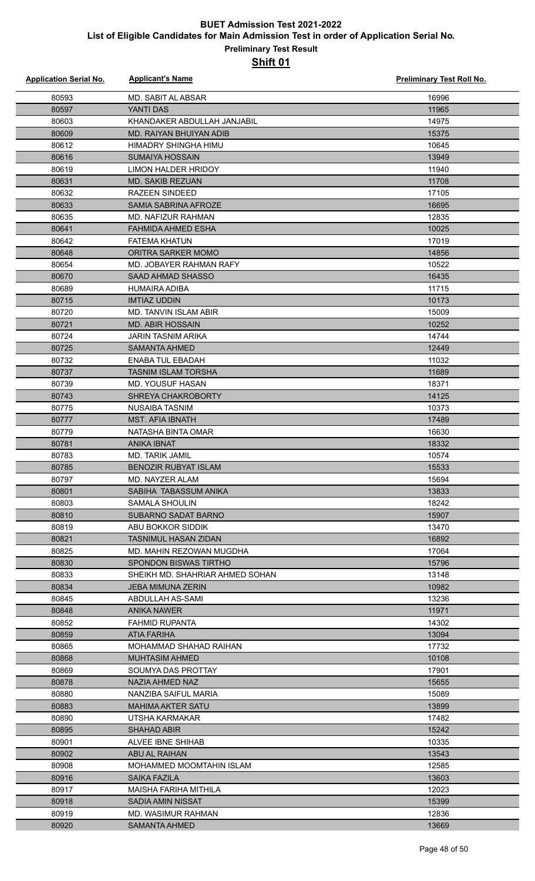# BUET Admission Test 2021-2022

## List of Eligible Candidates for Main Admission Test in order of Application Serial No.

### Preliminary Test Result

### Shift 01

| Application Serial No. | Applicant's Name | Preliminary Test Roll No. |
|---|---|---|
| 80593 | MD. SABIT AL ABSAR | 16996 |
| 80597 | YANTI DAS | 11965 |
| 80603 | KHANDAKER ABDULLAH JANJABIL | 14975 |
| 80609 | MD. RAIYAN BHUIYAN ADIB | 15375 |
| 80612 | HIMADRY SHINGHA HIMU | 10645 |
| 80616 | SUMAIYA HOSSAIN | 13949 |
| 80619 | LIMON HALDER HRIDOY | 11940 |
| 80631 | MD. SAKIB REZUAN | 11708 |
| 80632 | RAZEEN SINDEED | 17105 |
| 80633 | SAMIA SABRINA AFROZE | 16695 |
| 80635 | MD. NAFIZUR RAHMAN | 12835 |
| 80641 | FAHMIDA AHMED ESHA | 10025 |
| 80642 | FATEMA KHATUN | 17019 |
| 80648 | ORITRA SARKER MOMO | 14856 |
| 80654 | MD. JOBAYER RAHMAN RAFY | 10522 |
| 80670 | SAAD AHMAD SHASSO | 16435 |
| 80689 | HUMAIRA ADIBA | 11715 |
| 80715 | IMTIAZ UDDIN | 10173 |
| 80720 | MD. TANVIN ISLAM ABIR | 15009 |
| 80721 | MD. ABIR HOSSAIN | 10252 |
| 80724 | JARIN TASNIM ARIKA | 14744 |
| 80725 | SAMANTA AHMED | 12449 |
| 80732 | ENABA TUL EBADAH | 11032 |
| 80737 | TASNIM ISLAM TORSHA | 11689 |
| 80739 | MD. YOUSUF HASAN | 18371 |
| 80743 | SHREYA CHAKROBORTY | 14125 |
| 80775 | NUSAIBA TASNIM | 10373 |
| 80777 | MST. AFIA IBNATH | 17489 |
| 80779 | NATASHA BINTA OMAR | 16630 |
| 80781 | ANIKA IBNAT | 18332 |
| 80783 | MD. TARIK JAMIL | 10574 |
| 80785 | BENOZIR RUBYAT ISLAM | 15533 |
| 80797 | MD. NAYZER ALAM | 15694 |
| 80801 | SABIHA TABASSUM ANIKA | 13833 |
| 80803 | SAMALA SHOULIN | 18242 |
| 80810 | SUBARNO SADAT BARNO | 15907 |
| 80819 | ABU BOKKOR SIDDIK | 13470 |
| 80821 | TASNIMUL HASAN ZIDAN | 16892 |
| 80825 | MD. MAHIN REZOWAN MUGDHA | 17064 |
| 80830 | SPONDON BISWAS TIRTHO | 15796 |
| 80833 | SHEIKH MD. SHAHRIAR AHMED SOHAN | 13148 |
| 80834 | JEBA MIMUNA ZERIN | 10982 |
| 80845 | ABDULLAH AS-SAMI | 13236 |
| 80848 | ANIKA NAWER | 11971 |
| 80852 | FAHMID RUPANTA | 14302 |
| 80859 | ATIA FARIHA | 13094 |
| 80865 | MOHAMMAD SHAHAD RAIHAN | 17732 |
| 80868 | MUHTASIM AHMED | 10108 |
| 80869 | SOUMYA DAS PROTTAY | 17901 |
| 80878 | NAZIA AHMED NAZ | 15655 |
| 80880 | NANZIBA SAIFUL MARIA | 15089 |
| 80883 | MAHIMA AKTER SATU | 13899 |
| 80890 | UTSHA KARMAKAR | 17482 |
| 80895 | SHAHAD ABIR | 15242 |
| 80901 | ALVEE IBNE SHIHAB | 10335 |
| 80902 | ABU AL RAIHAN | 13543 |
| 80908 | MOHAMMED MOOMTAHIN ISLAM | 12585 |
| 80916 | SAIKA FAZILA | 13603 |
| 80917 | MAISHA FARIHA MITHILA | 12023 |
| 80918 | SADIA AMIN NISSAT | 15399 |
| 80919 | MD. WASIMUR RAHMAN | 12836 |
| 80920 | SAMANTA AHMED | 13669 |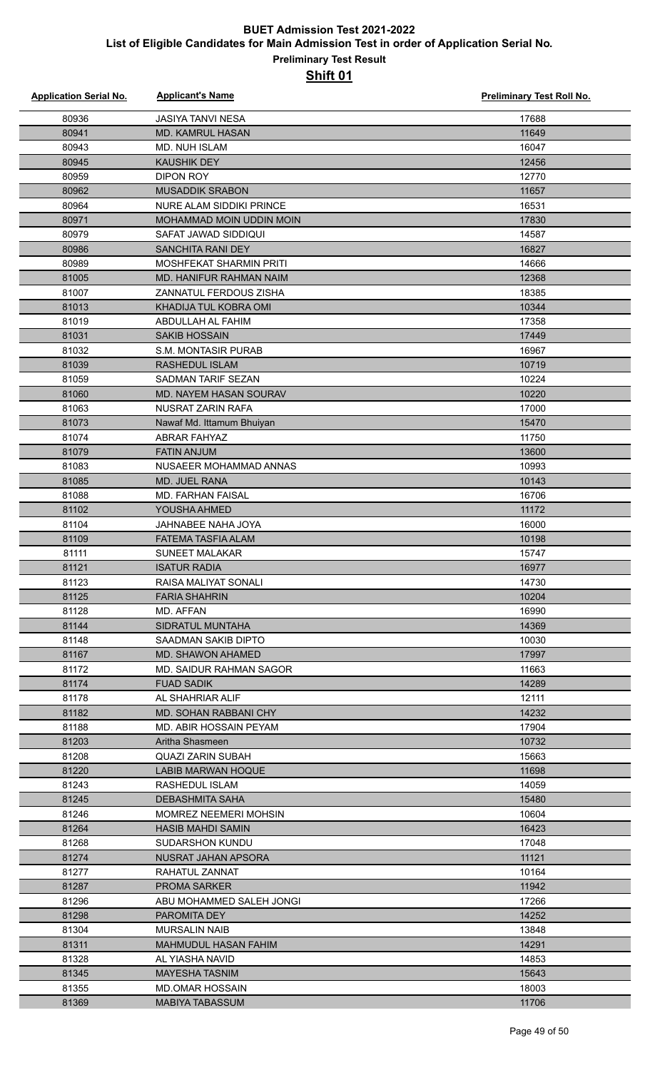# BUET Admission Test 2021-2022

## List of Eligible Candidates for Main Admission Test in order of Application Serial No.

### Preliminary Test Result

### Shift 01

| Application Serial No. | Applicant's Name | Preliminary Test Roll No. |
|---|---|---|
| 80936 | JASIYA TANVI NESA | 17688 |
| 80941 | MD. KAMRUL HASAN | 11649 |
| 80943 | MD. NUH ISLAM | 16047 |
| 80945 | KAUSHIK DEY | 12456 |
| 80959 | DIPON ROY | 12770 |
| 80962 | MUSADDIK SRABON | 11657 |
| 80964 | NURE ALAM SIDDIKI PRINCE | 16531 |
| 80971 | MOHAMMAD MOIN UDDIN MOIN | 17830 |
| 80979 | SAFAT JAWAD SIDDIQUI | 14587 |
| 80986 | SANCHITA RANI DEY | 16827 |
| 80989 | MOSHFEKAT SHARMIN PRITI | 14666 |
| 81005 | MD. HANIFUR RAHMAN NAIM | 12368 |
| 81007 | ZANNATUL FERDOUS ZISHA | 18385 |
| 81013 | KHADIJA TUL KOBRA OMI | 10344 |
| 81019 | ABDULLAH AL FAHIM | 17358 |
| 81031 | SAKIB HOSSAIN | 17449 |
| 81032 | S.M. MONTASIR PURAB | 16967 |
| 81039 | RASHEDUL ISLAM | 10719 |
| 81059 | SADMAN TARIF SEZAN | 10224 |
| 81060 | MD. NAYEM HASAN SOURAV | 10220 |
| 81063 | NUSRAT ZARIN RAFA | 17000 |
| 81073 | Nawaf Md. Ittamum Bhuiyan | 15470 |
| 81074 | ABRAR FAHYAZ | 11750 |
| 81079 | FATIN ANJUM | 13600 |
| 81083 | NUSAEER MOHAMMAD ANNAS | 10993 |
| 81085 | MD. JUEL RANA | 10143 |
| 81088 | MD. FARHAN FAISAL | 16706 |
| 81102 | YOUSHA AHMED | 11172 |
| 81104 | JAHNABEE NAHA JOYA | 16000 |
| 81109 | FATEMA TASFIA ALAM | 10198 |
| 81111 | SUNEET MALAKAR | 15747 |
| 81121 | ISATUR RADIA | 16977 |
| 81123 | RAISA MALIYAT SONALI | 14730 |
| 81125 | FARIA SHAHRIN | 10204 |
| 81128 | MD. AFFAN | 16990 |
| 81144 | SIDRATUL MUNTAHA | 14369 |
| 81148 | SAADMAN SAKIB DIPTO | 10030 |
| 81167 | MD. SHAWON AHAMED | 17997 |
| 81172 | MD. SAIDUR RAHMAN SAGOR | 11663 |
| 81174 | FUAD SADIK | 14289 |
| 81178 | AL SHAHRIAR ALIF | 12111 |
| 81182 | MD. SOHAN RABBANI CHY | 14232 |
| 81188 | MD. ABIR HOSSAIN PEYAM | 17904 |
| 81203 | Aritha Shasmeen | 10732 |
| 81208 | QUAZI ZARIN SUBAH | 15663 |
| 81220 | LABIB MARWAN HOQUE | 11698 |
| 81243 | RASHEDUL ISLAM | 14059 |
| 81245 | DEBASHMITA SAHA | 15480 |
| 81246 | MOMREZ NEEMERI MOHSIN | 10604 |
| 81264 | HASIB MAHDI SAMIN | 16423 |
| 81268 | SUDARSHON KUNDU | 17048 |
| 81274 | NUSRAT JAHAN APSORA | 11121 |
| 81277 | RAHATUL ZANNAT | 10164 |
| 81287 | PROMA SARKER | 11942 |
| 81296 | ABU MOHAMMED SALEH JONGI | 17266 |
| 81298 | PAROMITA DEY | 14252 |
| 81304 | MURSALIN NAIB | 13848 |
| 81311 | MAHMUDUL HASAN FAHIM | 14291 |
| 81328 | AL YIASHA NAVID | 14853 |
| 81345 | MAYESHA TASNIM | 15643 |
| 81355 | MD.OMAR HOSSAIN | 18003 |
| 81369 | MABIYA TABASSUM | 11706 |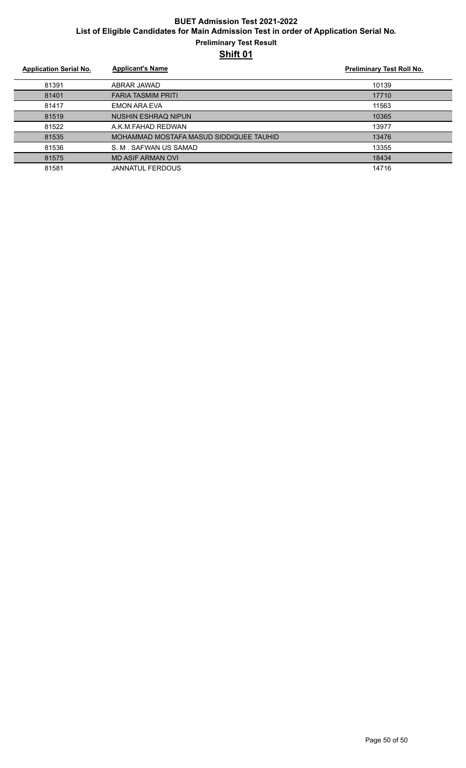# BUET Admission Test 2021-2022

## List of Eligible Candidates for Main Admission Test in order of Application Serial No.

### Preliminary Test Result

### Shift 01

| Application Serial No. | Applicant's Name | Preliminary Test Roll No. |
|---|---|---|
| 81391 | ABRAR JAWAD | 10139 |
| 81401 | FARIA TASMIM PRITI | 17710 |
| 81417 | EMON ARA EVA | 11563 |
| 81519 | NUSHIN ESHRAQ NIPUN | 10365 |
| 81522 | A.K.M.FAHAD REDWAN | 13977 |
| 81535 | MOHAMMAD MOSTAFA MASUD SIDDIQUEE TAUHID | 13476 |
| 81536 | S. M . SAFWAN US SAMAD | 13355 |
| 81575 | MD ASIF ARMAN OVI | 18434 |
| 81581 | JANNATUL FERDOUS | 14716 |